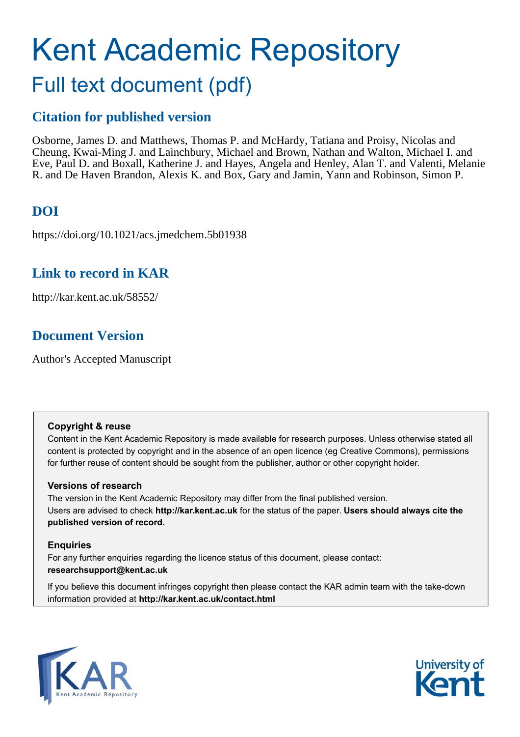# Kent Academic Repository

## Full text document (pdf)

## Citation for published version

Osborne, James D. and Matthews, Thomas P. and McHardy, Tatiana and Proisy, Nicolas and Cheung, Kwai-Ming J. and Lainchbury, Michael and Brown, Nathan and Walton, Michael I. and Eve, Paul D. and Boxall, Katherine J. and Hayes, Angela and Henley, Alan T. and Valenti, Melanie R. and De Haven Brandon, Alexis K. and Box, Gary and Jamin, Yann and Robinson, Simon P.

## DOI

https://doi.org/10.1021/acs.jmedchem.5b01938

## Link to record in KAR

http://kar.kent.ac.uk/58552/

## Document Version

Author's Accepted Manuscript

**Copyright & reuse**

Content in the Kent Academic Repository is made available for research purposes. Unless otherwise stated all content is protected by copyright and in the absence of an open licence (eg Creative Commons), permissions for further reuse of content should be sought from the publisher, author or other copyright holder.

**Versions of research**

The version in the Kent Academic Repository may differ from the final published version. Users are advised to check **http://kar.kent.ac.uk** for the status of the paper. **Users should always cite the published version of record.**

**Enquiries**

For any further enquiries regarding the licence status of this document, please contact: **researchsupport@kent.ac.uk**

If you believe this document infringes copyright then please contact the KAR admin team with the take-down information provided at **http://kar.kent.ac.uk/contact.html**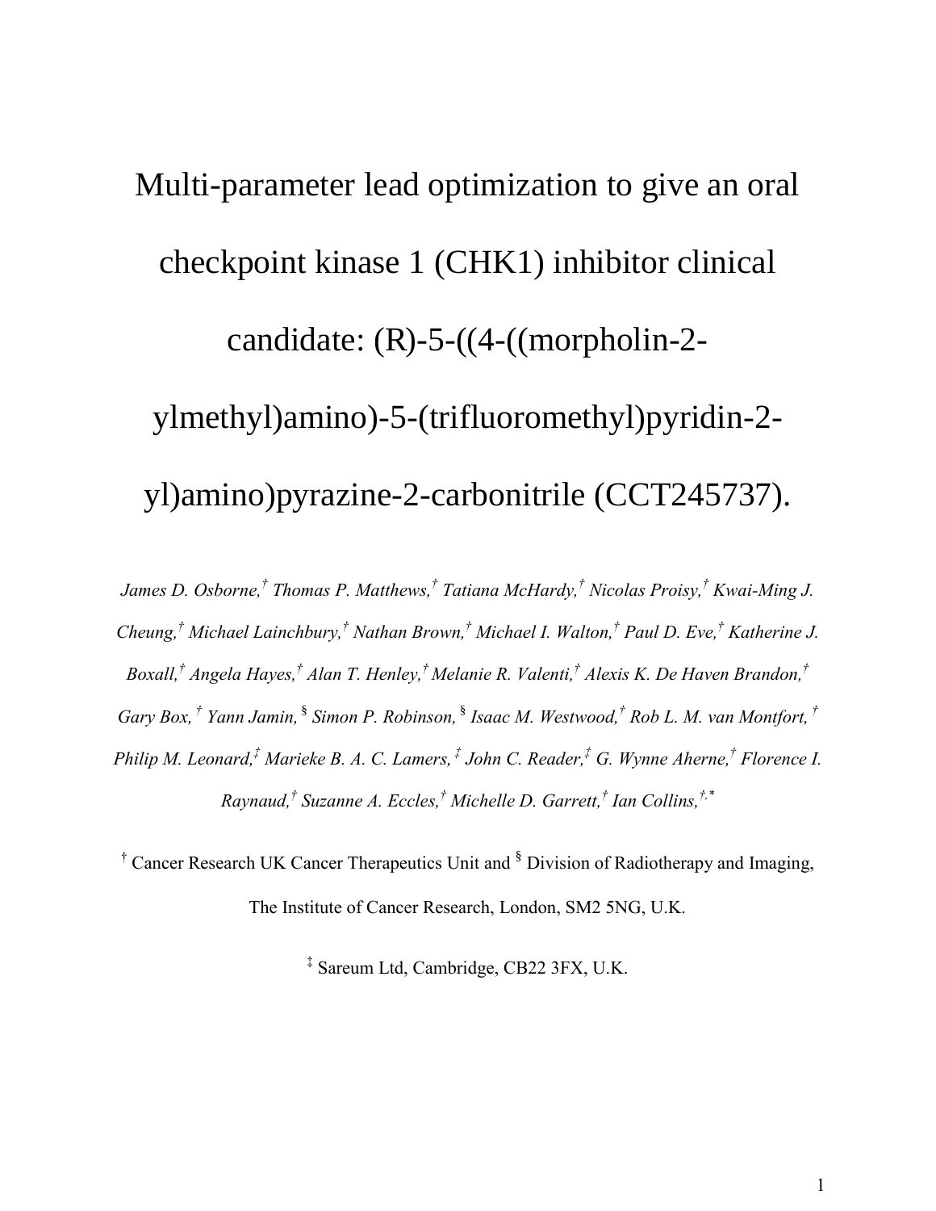# Multi-parameter lead optimization to give an oral checkpoint kinase 1 (CHK1) inhibitor clinical candidate: (R)-5-((4-((morpholin-2-ylmethyl)amino)-5-(trifluoromethyl)pyridin-2-yl)amino)pyrazine-2-carbonitrile (CCT245737).

*James D. Osborne,[†] Thomas P. Matthews,[†] Tatiana McHardy,[†] Nicolas Proisy,[†] Kwai-Ming J. Cheung,[†] Michael Lainchbury,[†] Nathan Brown,[†] Michael I. Walton,[†] Paul D. Eve,[†] Katherine J. Boxall,[†] Angela Hayes,[†] Alan T. Henley,[†] Melanie R. Valenti,[†] Alexis K. De Haven Brandon,[†] Gary Box,[†] Yann Jamin,[§] Simon P. Robinson,[§] Isaac M. Westwood,[†] Rob L. M. van Montfort,[†] Philip M. Leonard,[‡] Marieke B. A. C. Lamers,[‡] John C. Reader,[‡] G. Wynne Aherne,[†] Florence I. Raynaud,[†] Suzanne A. Eccles,[†] Michelle D. Garrett,[†] Ian Collins,[†,*]*

[†] Cancer Research UK Cancer Therapeutics Unit and [§] Division of Radiotherapy and Imaging, The Institute of Cancer Research, London, SM2 5NG, U.K.

[‡] Sareum Ltd, Cambridge, CB22 3FX, U.K.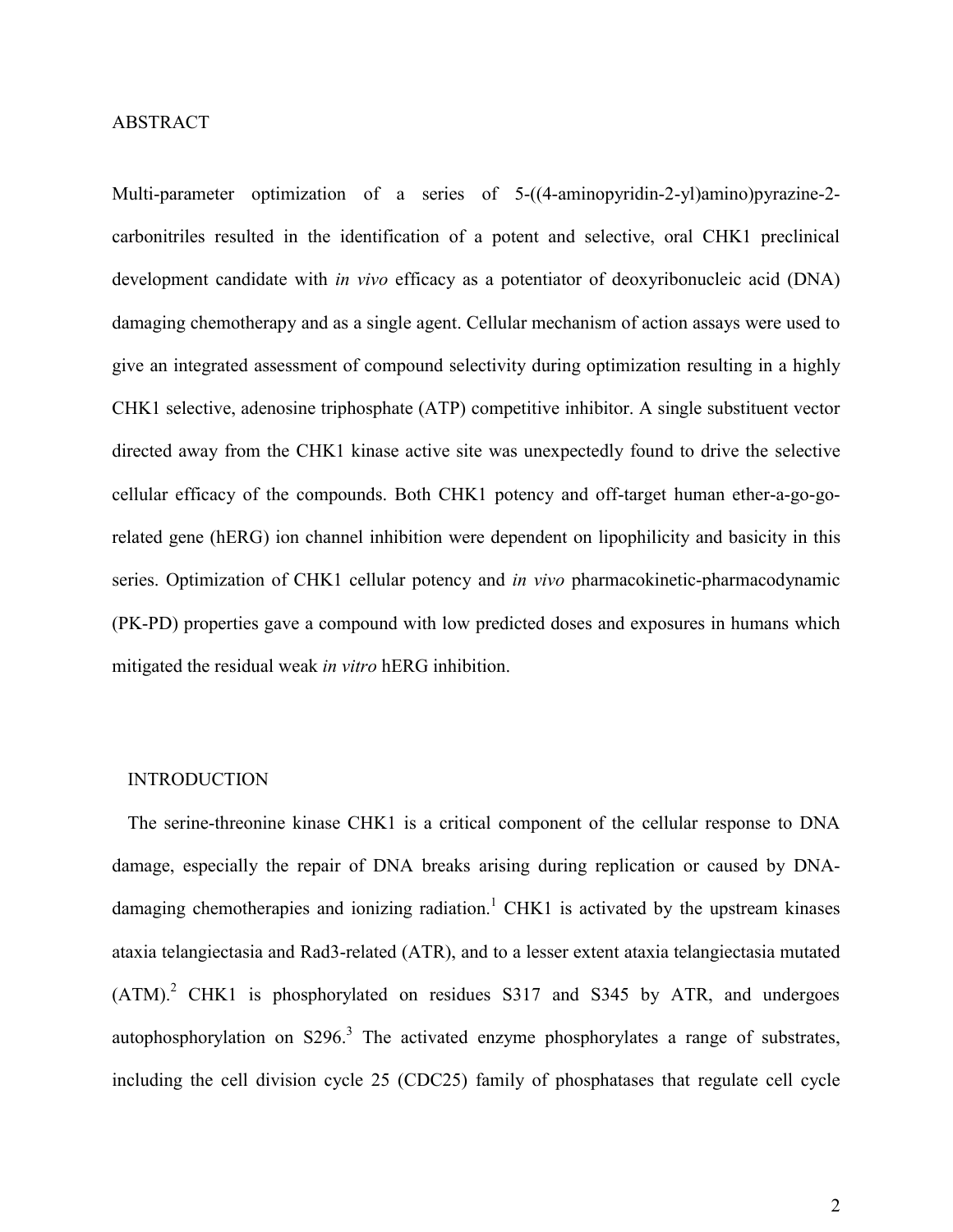## ABSTRACT

Multi-parameter optimization of a series of 5-((4-aminopyridin-2-yl)amino)pyrazine-2-carbonitriles resulted in the identification of a potent and selective, oral CHK1 preclinical development candidate with *in vivo* efficacy as a potentiator of deoxyribonucleic acid (DNA) damaging chemotherapy and as a single agent. Cellular mechanism of action assays were used to give an integrated assessment of compound selectivity during optimization resulting in a highly CHK1 selective, adenosine triphosphate (ATP) competitive inhibitor. A single substituent vector directed away from the CHK1 kinase active site was unexpectedly found to drive the selective cellular efficacy of the compounds. Both CHK1 potency and off-target human ether-a-go-go-related gene (hERG) ion channel inhibition were dependent on lipophilicity and basicity in this series. Optimization of CHK1 cellular potency and *in vivo* pharmacokinetic-pharmacodynamic (PK-PD) properties gave a compound with low predicted doses and exposures in humans which mitigated the residual weak *in vitro* hERG inhibition.

## INTRODUCTION

The serine-threonine kinase CHK1 is a critical component of the cellular response to DNA damage, especially the repair of DNA breaks arising during replication or caused by DNA-damaging chemotherapies and ionizing radiation.[1] CHK1 is activated by the upstream kinases ataxia telangiectasia and Rad3-related (ATR), and to a lesser extent ataxia telangiectasia mutated (ATM).[2] CHK1 is phosphorylated on residues S317 and S345 by ATR, and undergoes autophosphorylation on S296.[3] The activated enzyme phosphorylates a range of substrates, including the cell division cycle 25 (CDC25) family of phosphatases that regulate cell cycle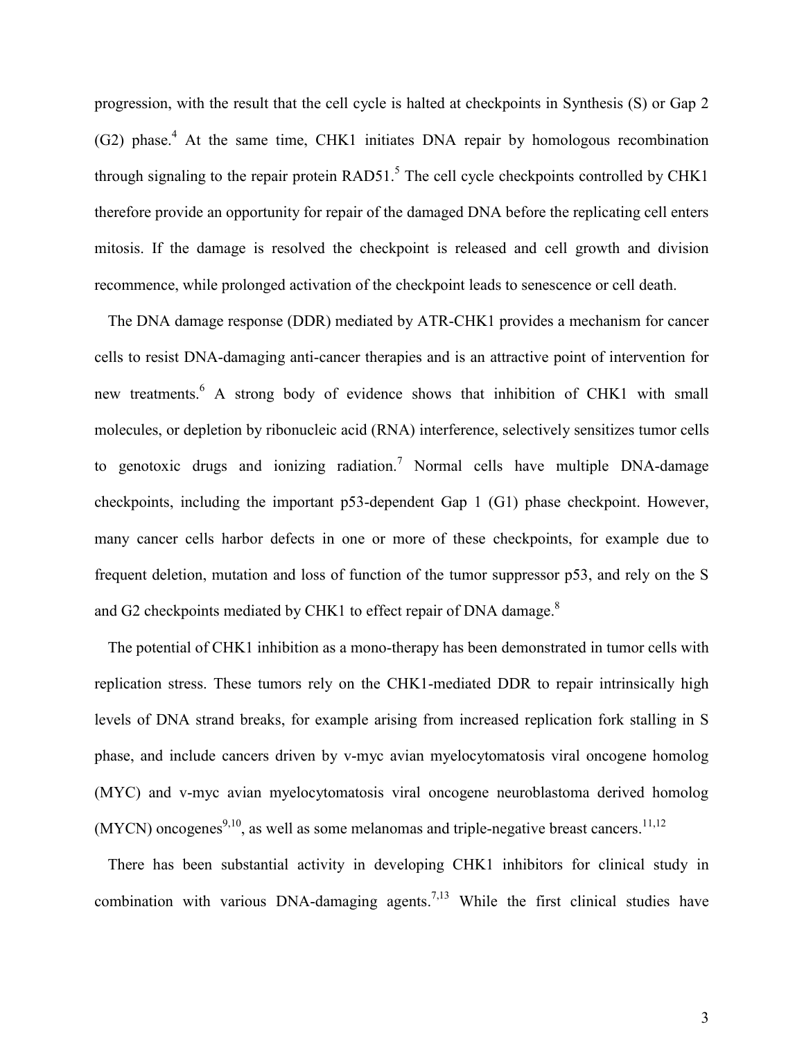progression, with the result that the cell cycle is halted at checkpoints in Synthesis (S) or Gap 2 (G2) phase.[4] At the same time, CHK1 initiates DNA repair by homologous recombination through signaling to the repair protein RAD51.[5] The cell cycle checkpoints controlled by CHK1 therefore provide an opportunity for repair of the damaged DNA before the replicating cell enters mitosis. If the damage is resolved the checkpoint is released and cell growth and division recommence, while prolonged activation of the checkpoint leads to senescence or cell death.

The DNA damage response (DDR) mediated by ATR-CHK1 provides a mechanism for cancer cells to resist DNA-damaging anti-cancer therapies and is an attractive point of intervention for new treatments.[6] A strong body of evidence shows that inhibition of CHK1 with small molecules, or depletion by ribonucleic acid (RNA) interference, selectively sensitizes tumor cells to genotoxic drugs and ionizing radiation.[7] Normal cells have multiple DNA-damage checkpoints, including the important p53-dependent Gap 1 (G1) phase checkpoint. However, many cancer cells harbor defects in one or more of these checkpoints, for example due to frequent deletion, mutation and loss of function of the tumor suppressor p53, and rely on the S and G2 checkpoints mediated by CHK1 to effect repair of DNA damage.[8]

The potential of CHK1 inhibition as a mono-therapy has been demonstrated in tumor cells with replication stress. These tumors rely on the CHK1-mediated DDR to repair intrinsically high levels of DNA strand breaks, for example arising from increased replication fork stalling in S phase, and include cancers driven by v-myc avian myelocytomatosis viral oncogene homolog (MYC) and v-myc avian myelocytomatosis viral oncogene neuroblastoma derived homolog (MYCN) oncogenes[9,10], as well as some melanomas and triple-negative breast cancers.[11,12]

There has been substantial activity in developing CHK1 inhibitors for clinical study in combination with various DNA-damaging agents.[7,13] While the first clinical studies have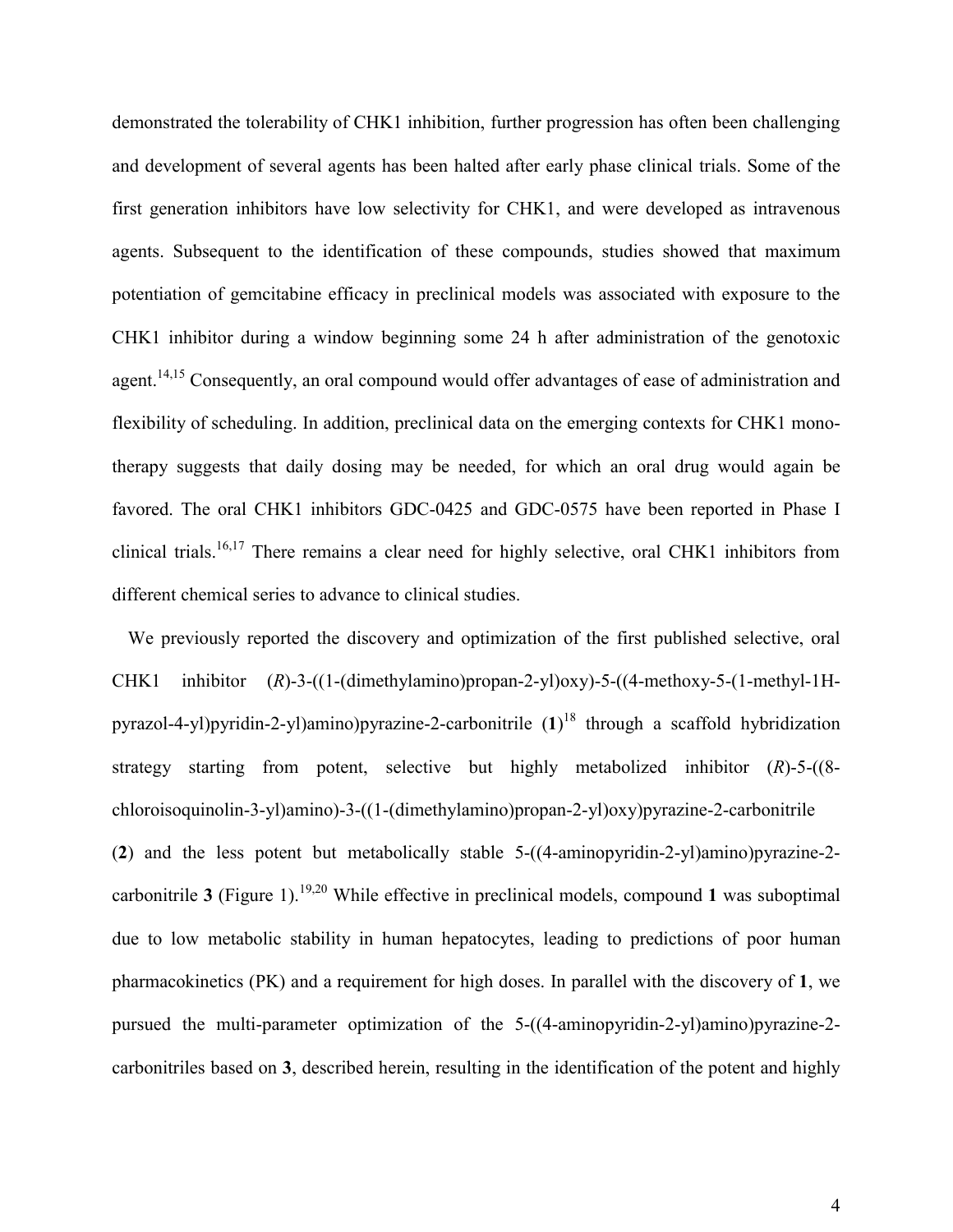demonstrated the tolerability of CHK1 inhibition, further progression has often been challenging and development of several agents has been halted after early phase clinical trials. Some of the first generation inhibitors have low selectivity for CHK1, and were developed as intravenous agents. Subsequent to the identification of these compounds, studies showed that maximum potentiation of gemcitabine efficacy in preclinical models was associated with exposure to the CHK1 inhibitor during a window beginning some 24 h after administration of the genotoxic agent.[14,15] Consequently, an oral compound would offer advantages of ease of administration and flexibility of scheduling. In addition, preclinical data on the emerging contexts for CHK1 mono-therapy suggests that daily dosing may be needed, for which an oral drug would again be favored. The oral CHK1 inhibitors GDC-0425 and GDC-0575 have been reported in Phase I clinical trials.[16,17] There remains a clear need for highly selective, oral CHK1 inhibitors from different chemical series to advance to clinical studies.

We previously reported the discovery and optimization of the first published selective, oral CHK1 inhibitor (*R*)-3-((1-(dimethylamino)propan-2-yl)oxy)-5-((4-methoxy-5-(1-methyl-1H-pyrazol-4-yl)pyridin-2-yl)amino)pyrazine-2-carbonitrile (**1**)[18] through a scaffold hybridization strategy starting from potent, selective but highly metabolized inhibitor (*R*)-5-((8-chloroisoquinolin-3-yl)amino)-3-((1-(dimethylamino)propan-2-yl)oxy)pyrazine-2-carbonitrile (**2**) and the less potent but metabolically stable 5-((4-aminopyridin-2-yl)amino)pyrazine-2-carbonitrile **3** (Figure 1).[19,20] While effective in preclinical models, compound **1** was suboptimal due to low metabolic stability in human hepatocytes, leading to predictions of poor human pharmacokinetics (PK) and a requirement for high doses. In parallel with the discovery of **1**, we pursued the multi-parameter optimization of the 5-((4-aminopyridin-2-yl)amino)pyrazine-2-carbonitriles based on **3**, described herein, resulting in the identification of the potent and highly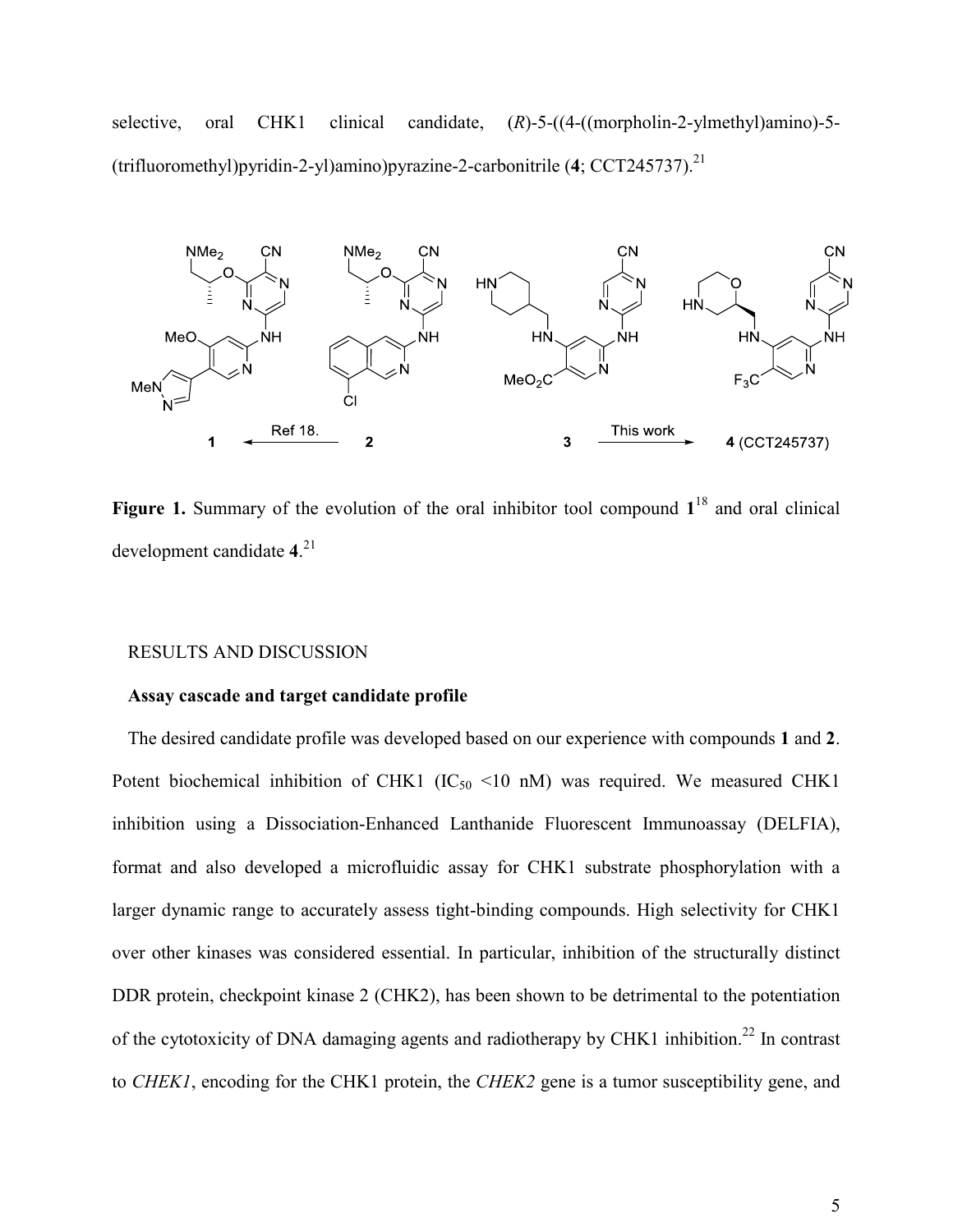selective, oral CHK1 clinical candidate, (*R*)-5-((4-((morpholin-2-ylmethyl)amino)-5-(trifluoromethyl)pyridin-2-yl)amino)pyrazine-2-carbonitrile (**4**; CCT245737).[21]

**Figure 1.** Summary of the evolution of the oral inhibitor tool compound **1**[18] and oral clinical development candidate **4**.[21]

## RESULTS AND DISCUSSION

### Assay cascade and target candidate profile

The desired candidate profile was developed based on our experience with compounds **1** and **2**. Potent biochemical inhibition of CHK1 ($IC_{50}$ <10 nM) was required. We measured CHK1 inhibition using a Dissociation-Enhanced Lanthanide Fluorescent Immunoassay (DELFIA), format and also developed a microfluidic assay for CHK1 substrate phosphorylation with a larger dynamic range to accurately assess tight-binding compounds. High selectivity for CHK1 over other kinases was considered essential. In particular, inhibition of the structurally distinct DDR protein, checkpoint kinase 2 (CHK2), has been shown to be detrimental to the potentiation of the cytotoxicity of DNA damaging agents and radiotherapy by CHK1 inhibition.[22] In contrast to *CHEK1*, encoding for the CHK1 protein, the *CHEK2* gene is a tumor susceptibility gene, and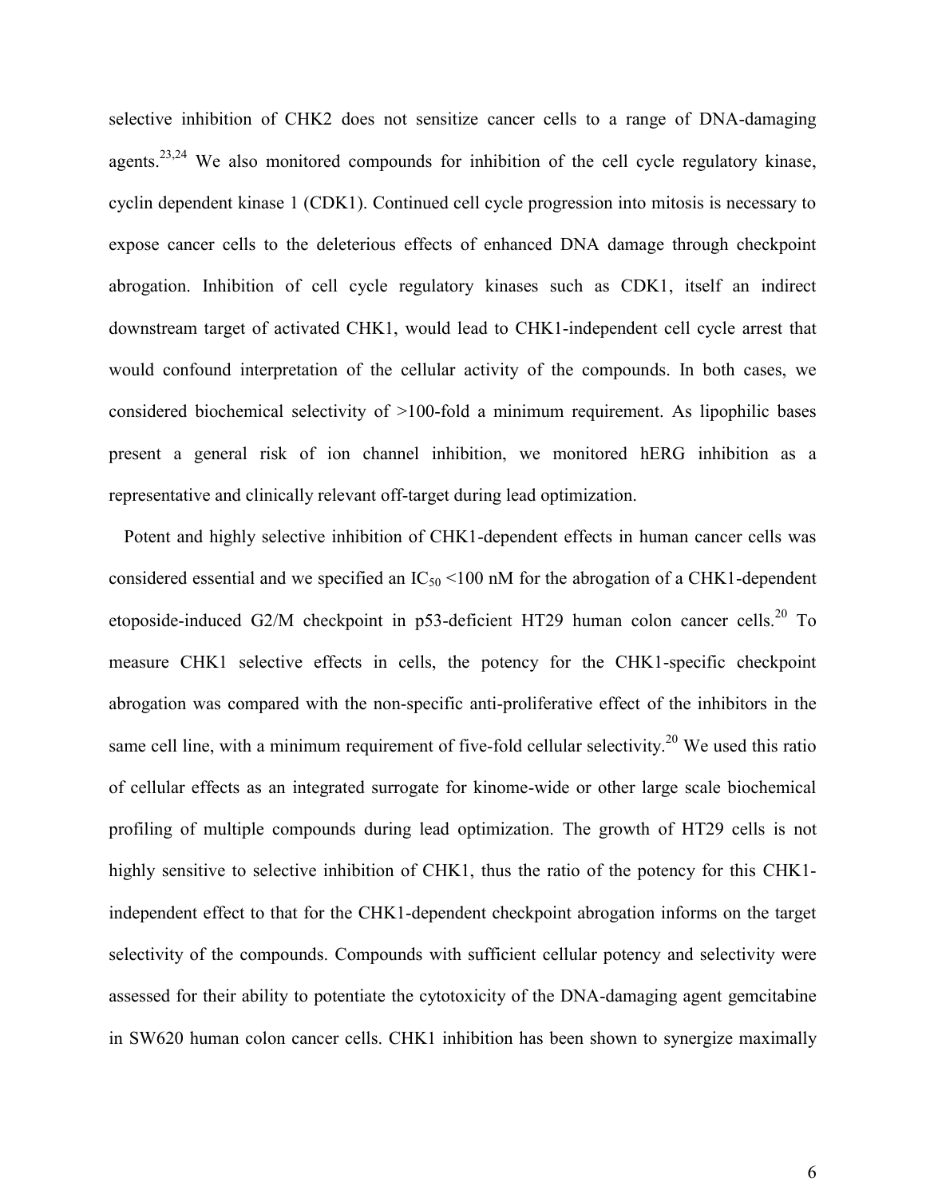selective inhibition of CHK2 does not sensitize cancer cells to a range of DNA-damaging agents.[23,24] We also monitored compounds for inhibition of the cell cycle regulatory kinase, cyclin dependent kinase 1 (CDK1). Continued cell cycle progression into mitosis is necessary to expose cancer cells to the deleterious effects of enhanced DNA damage through checkpoint abrogation. Inhibition of cell cycle regulatory kinases such as CDK1, itself an indirect downstream target of activated CHK1, would lead to CHK1-independent cell cycle arrest that would confound interpretation of the cellular activity of the compounds. In both cases, we considered biochemical selectivity of >100-fold a minimum requirement. As lipophilic bases present a general risk of ion channel inhibition, we monitored hERG inhibition as a representative and clinically relevant off-target during lead optimization.

Potent and highly selective inhibition of CHK1-dependent effects in human cancer cells was considered essential and we specified an $IC_{50}$ <100 nM for the abrogation of a CHK1-dependent etoposide-induced G2/M checkpoint in p53-deficient HT29 human colon cancer cells.[20] To measure CHK1 selective effects in cells, the potency for the CHK1-specific checkpoint abrogation was compared with the non-specific anti-proliferative effect of the inhibitors in the same cell line, with a minimum requirement of five-fold cellular selectivity.[20] We used this ratio of cellular effects as an integrated surrogate for kinome-wide or other large scale biochemical profiling of multiple compounds during lead optimization. The growth of HT29 cells is not highly sensitive to selective inhibition of CHK1, thus the ratio of the potency for this CHK1-independent effect to that for the CHK1-dependent checkpoint abrogation informs on the target selectivity of the compounds. Compounds with sufficient cellular potency and selectivity were assessed for their ability to potentiate the cytotoxicity of the DNA-damaging agent gemcitabine in SW620 human colon cancer cells. CHK1 inhibition has been shown to synergize maximally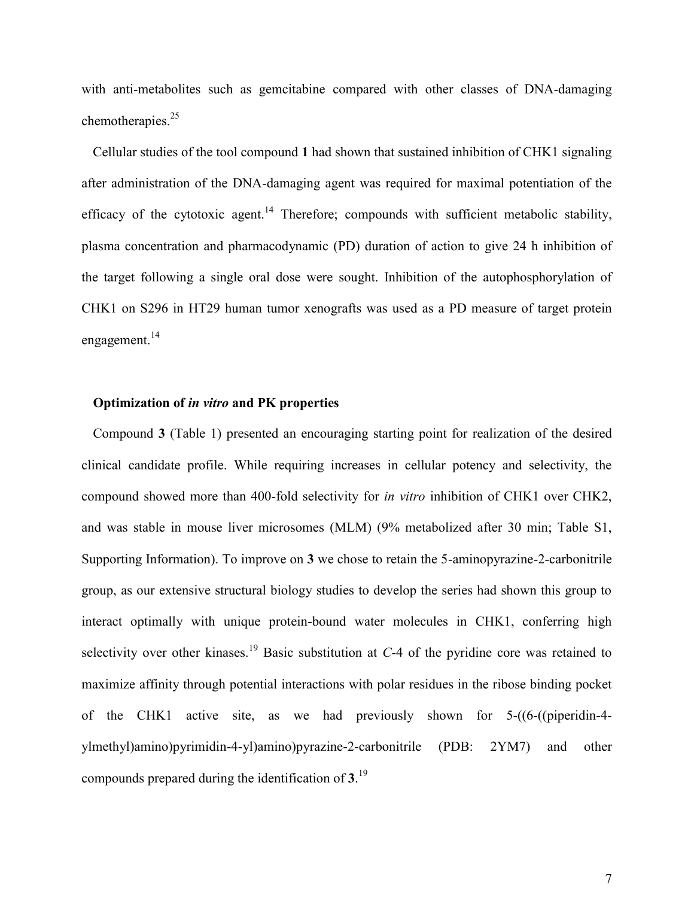with anti-metabolites such as gemcitabine compared with other classes of DNA-damaging chemotherapies.[25]

Cellular studies of the tool compound **1** had shown that sustained inhibition of CHK1 signaling after administration of the DNA-damaging agent was required for maximal potentiation of the efficacy of the cytotoxic agent.[14] Therefore; compounds with sufficient metabolic stability, plasma concentration and pharmacodynamic (PD) duration of action to give 24 h inhibition of the target following a single oral dose were sought. Inhibition of the autophosphorylation of CHK1 on S296 in HT29 human tumor xenografts was used as a PD measure of target protein engagement.[14]

## Optimization of *in vitro* and PK properties

Compound **3** (Table 1) presented an encouraging starting point for realization of the desired clinical candidate profile. While requiring increases in cellular potency and selectivity, the compound showed more than 400-fold selectivity for *in vitro* inhibition of CHK1 over CHK2, and was stable in mouse liver microsomes (MLM) (9% metabolized after 30 min; Table S1, Supporting Information). To improve on **3** we chose to retain the 5-aminopyrazine-2-carbonitrile group, as our extensive structural biology studies to develop the series had shown this group to interact optimally with unique protein-bound water molecules in CHK1, conferring high selectivity over other kinases.[19] Basic substitution at *C*-4 of the pyridine core was retained to maximize affinity through potential interactions with polar residues in the ribose binding pocket of the CHK1 active site, as we had previously shown for 5-((6-((piperidin-4-ylmethyl)amino)pyrimidin-4-yl)amino)pyrazine-2-carbonitrile (PDB: 2YM7) and other compounds prepared during the identification of **3**.[19]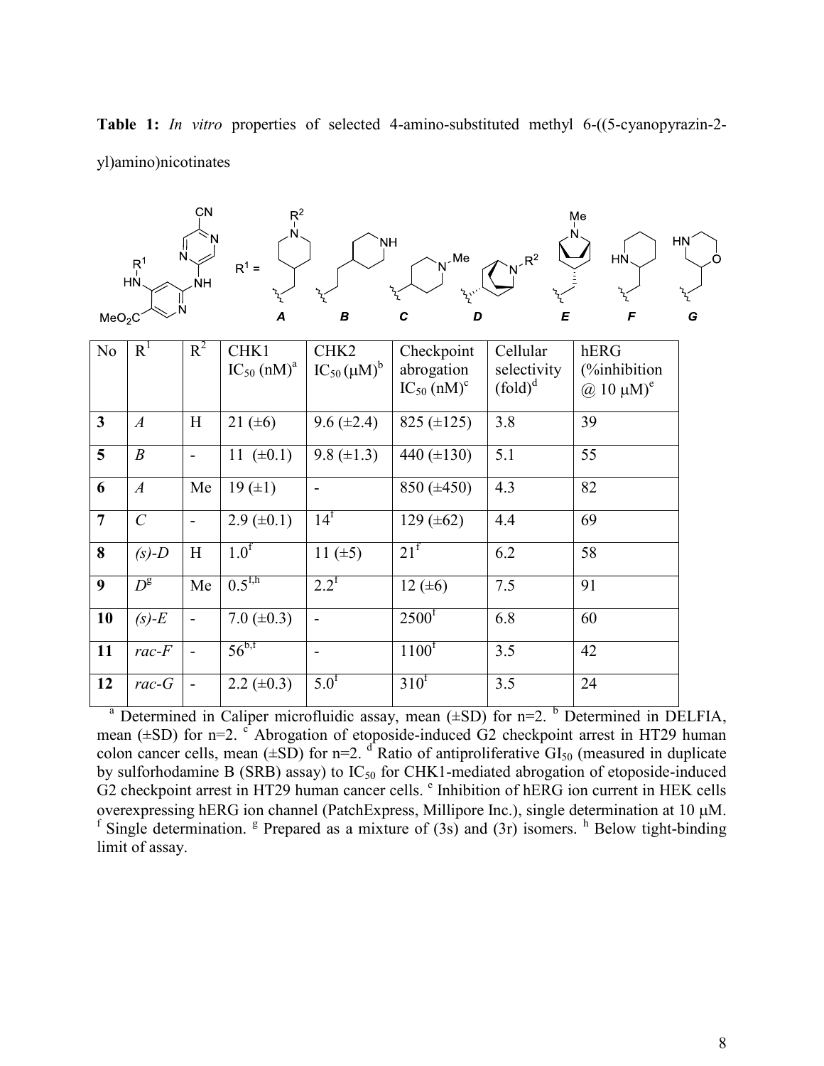**Table 1:** *In vitro* properties of selected 4-amino-substituted methyl 6-((5-cyanopyrazin-2-yl)amino)nicotinates

| No | $R^1$ | $R^2$ | CHK1 $IC_{50}$ (nM)[a] | CHK2 $IC_{50}$ (μM)[b] | Checkpoint abrogation $IC_{50}$ (nM)[c] | Cellular selectivity (fold)[d] | hERG (%inhibition @ 10 μM)[e] |
|---|---|---|---|---|---|---|---|
| **3** | *A* | H | 21 (±6) | 9.6 (±2.4) | 825 (±125) | 3.8 | 39 |
| **5** | *B* | - | 11 (±0.1) | 9.8 (±1.3) | 440 (±130) | 5.1 | 55 |
| **6** | *A* | Me | 19 (±1) | - | 850 (±450) | 4.3 | 82 |
| **7** | *C* | - | 2.9 (±0.1) | 14[f] | 129 (±62) | 4.4 | 69 |
| **8** | *(s)-D* | H | 1.0[f] | 11 (±5) | 21[f] | 6.2 | 58 |
| **9** | *D*[g] | Me | 0.5[f,h] | 2.2[f] | 12 (±6) | 7.5 | 91 |
| **10** | *(s)-E* | - | 7.0 (±0.3) | - | 2500[f] | 6.8 | 60 |
| **11** | *rac-F* | - | 56[b,f] | - | 1100[f] | 3.5 | 42 |
| **12** | *rac-G* | - | 2.2 (±0.3) | 5.0[f] | 310[f] | 3.5 | 24 |

[a] Determined in Caliper microfluidic assay, mean (±SD) for n=2. [b] Determined in DELFIA, mean (±SD) for n=2. [c] Abrogation of etoposide-induced G2 checkpoint arrest in HT29 human colon cancer cells, mean (±SD) for n=2. [d] Ratio of antiproliferative $GI_{50}$ (measured in duplicate by sulforhodamine B (SRB) assay) to $IC_{50}$ for CHK1-mediated abrogation of etoposide-induced G2 checkpoint arrest in HT29 human cancer cells. [e] Inhibition of hERG ion current in HEK cells overexpressing hERG ion channel (PatchExpress, Millipore Inc.), single determination at 10 μM. [f] Single determination. [g] Prepared as a mixture of (3s) and (3r) isomers. [h] Below tight-binding limit of assay.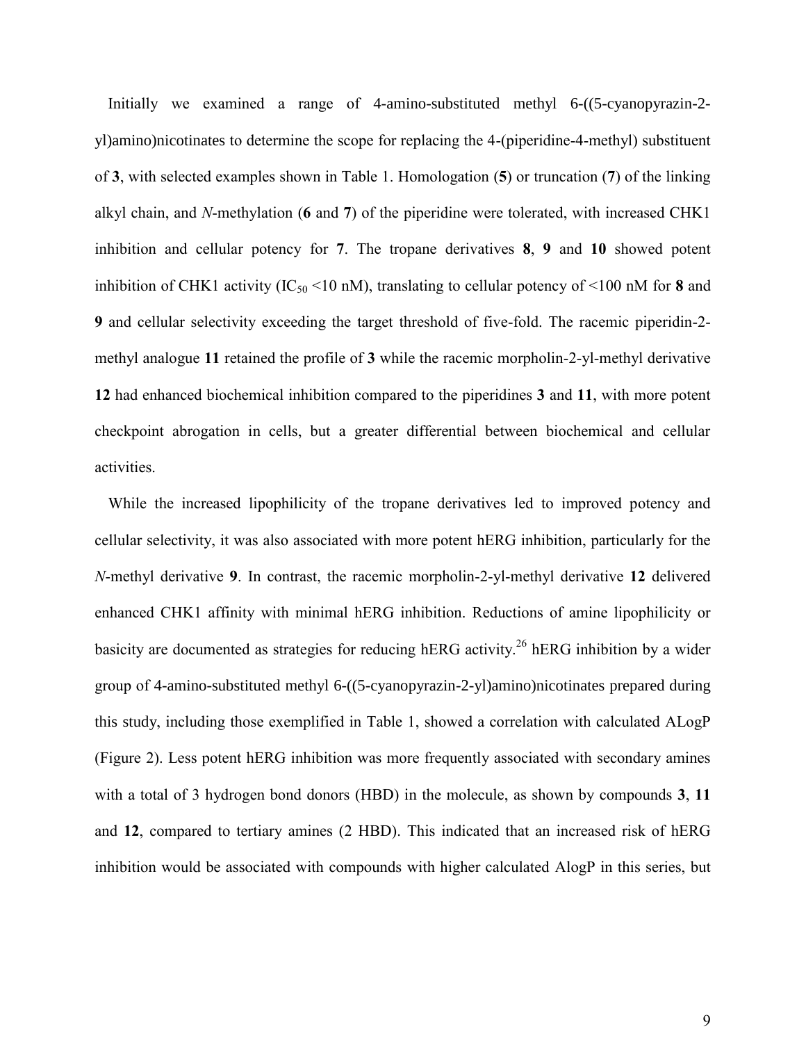Initially we examined a range of 4-amino-substituted methyl 6-((5-cyanopyrazin-2-yl)amino)nicotinates to determine the scope for replacing the 4-(piperidine-4-methyl) substituent of **3**, with selected examples shown in Table 1. Homologation (**5**) or truncation (**7**) of the linking alkyl chain, and *N*-methylation (**6** and **7**) of the piperidine were tolerated, with increased CHK1 inhibition and cellular potency for **7**. The tropane derivatives **8**, **9** and **10** showed potent inhibition of CHK1 activity ($IC_{50}$ <10 nM), translating to cellular potency of <100 nM for **8** and **9** and cellular selectivity exceeding the target threshold of five-fold. The racemic piperidin-2-methyl analogue **11** retained the profile of **3** while the racemic morpholin-2-yl-methyl derivative **12** had enhanced biochemical inhibition compared to the piperidines **3** and **11**, with more potent checkpoint abrogation in cells, but a greater differential between biochemical and cellular activities.

While the increased lipophilicity of the tropane derivatives led to improved potency and cellular selectivity, it was also associated with more potent hERG inhibition, particularly for the *N*-methyl derivative **9**. In contrast, the racemic morpholin-2-yl-methyl derivative **12** delivered enhanced CHK1 affinity with minimal hERG inhibition. Reductions of amine lipophilicity or basicity are documented as strategies for reducing hERG activity.[26] hERG inhibition by a wider group of 4-amino-substituted methyl 6-((5-cyanopyrazin-2-yl)amino)nicotinates prepared during this study, including those exemplified in Table 1, showed a correlation with calculated ALogP (Figure 2). Less potent hERG inhibition was more frequently associated with secondary amines with a total of 3 hydrogen bond donors (HBD) in the molecule, as shown by compounds **3**, **11** and **12**, compared to tertiary amines (2 HBD). This indicated that an increased risk of hERG inhibition would be associated with compounds with higher calculated AlogP in this series, but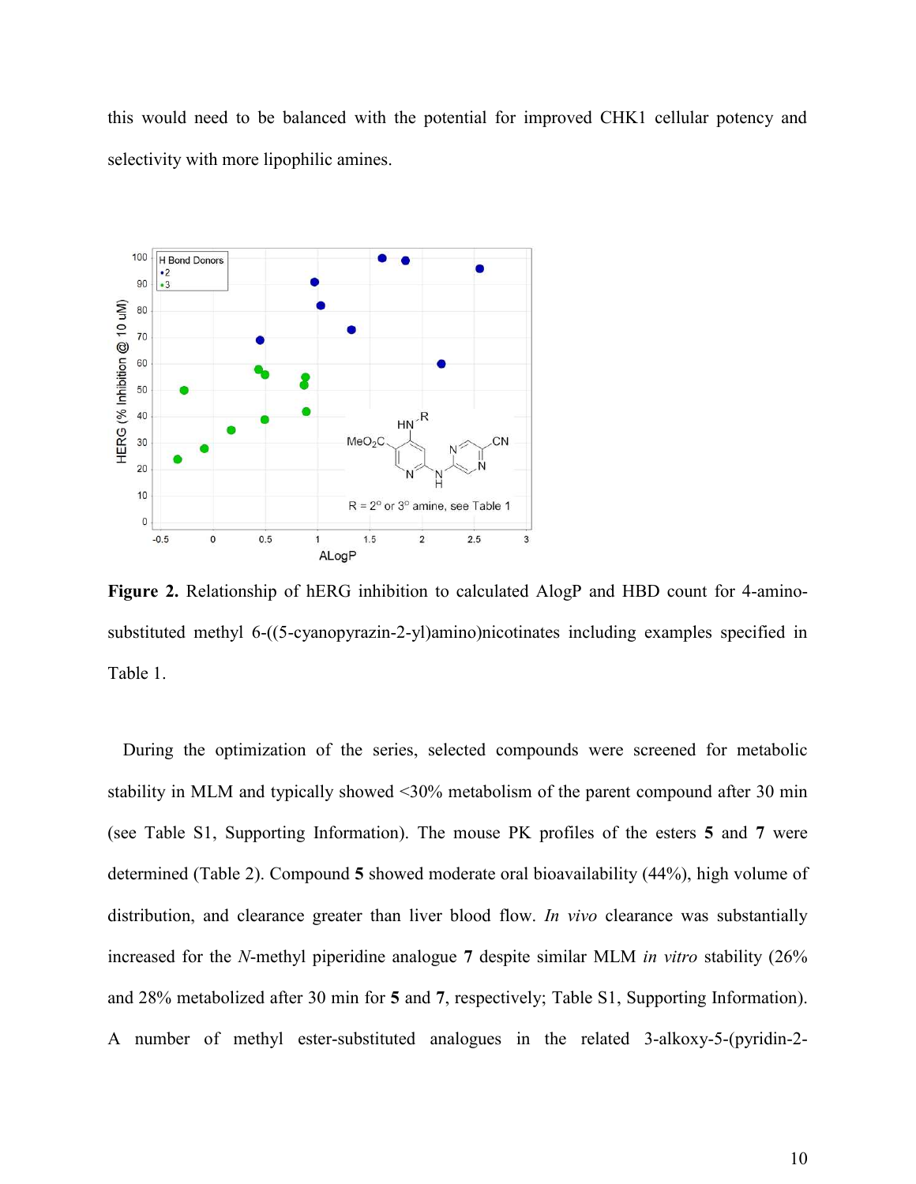this would need to be balanced with the potential for improved CHK1 cellular potency and selectivity with more lipophilic amines.

**Figure 2.** Relationship of hERG inhibition to calculated AlogP and HBD count for 4-amino-substituted methyl 6-((5-cyanopyrazin-2-yl)amino)nicotinates including examples specified in Table 1.

During the optimization of the series, selected compounds were screened for metabolic stability in MLM and typically showed <30% metabolism of the parent compound after 30 min (see Table S1, Supporting Information). The mouse PK profiles of the esters **5** and **7** were determined (Table 2). Compound **5** showed moderate oral bioavailability (44%), high volume of distribution, and clearance greater than liver blood flow. *In vivo* clearance was substantially increased for the *N*-methyl piperidine analogue **7** despite similar MLM *in vitro* stability (26% and 28% metabolized after 30 min for **5** and **7**, respectively; Table S1, Supporting Information). A number of methyl ester-substituted analogues in the related 3-alkoxy-5-(pyridin-2-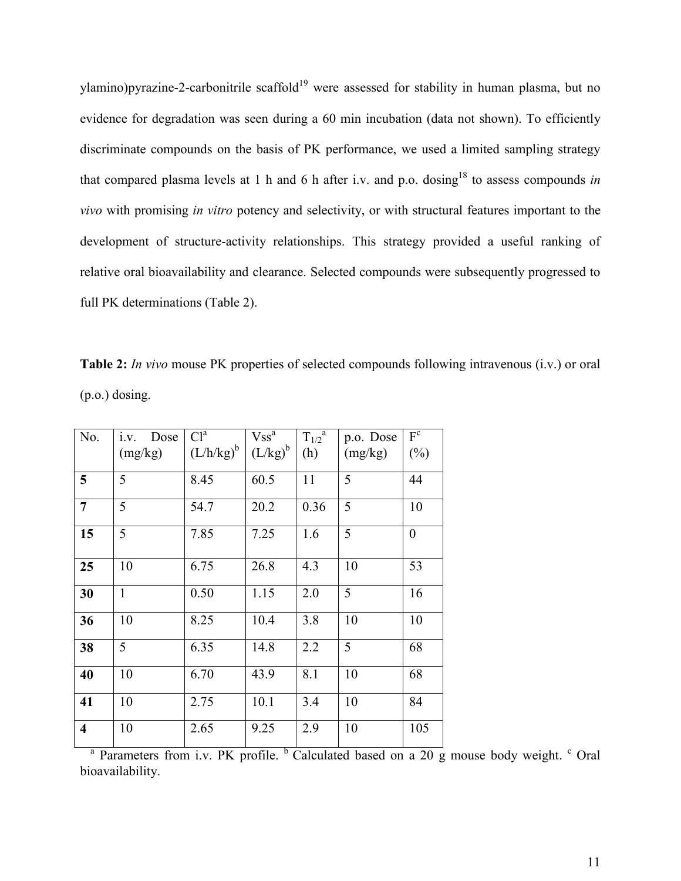ylamino)pyrazine-2-carbonitrile scaffold[19] were assessed for stability in human plasma, but no evidence for degradation was seen during a 60 min incubation (data not shown). To efficiently discriminate compounds on the basis of PK performance, we used a limited sampling strategy that compared plasma levels at 1 h and 6 h after i.v. and p.o. dosing[18] to assess compounds *in vivo* with promising *in vitro* potency and selectivity, or with structural features important to the development of structure-activity relationships. This strategy provided a useful ranking of relative oral bioavailability and clearance. Selected compounds were subsequently progressed to full PK determinations (Table 2).

**Table 2:** *In vivo* mouse PK properties of selected compounds following intravenous (i.v.) or oral (p.o.) dosing.

| No. | i.v. Dose (mg/kg) | Cl[a] (L/h/kg)[b] | Vss[a] (L/kg)[b] | $T_{1/2}$[a] (h) | p.o. Dose (mg/kg) | F[c] (%) |
|---|---|---|---|---|---|---|
| **5** | 5 | 8.45 | 60.5 | 11 | 5 | 44 |
| **7** | 5 | 54.7 | 20.2 | 0.36 | 5 | 10 |
| **15** | 5 | 7.85 | 7.25 | 1.6 | 5 | 0 |
| **25** | 10 | 6.75 | 26.8 | 4.3 | 10 | 53 |
| **30** | 1 | 0.50 | 1.15 | 2.0 | 5 | 16 |
| **36** | 10 | 8.25 | 10.4 | 3.8 | 10 | 10 |
| **38** | 5 | 6.35 | 14.8 | 2.2 | 5 | 68 |
| **40** | 10 | 6.70 | 43.9 | 8.1 | 10 | 68 |
| **41** | 10 | 2.75 | 10.1 | 3.4 | 10 | 84 |
| **4** | 10 | 2.65 | 9.25 | 2.9 | 10 | 105 |

[a] Parameters from i.v. PK profile. [b] Calculated based on a 20 g mouse body weight. [c] Oral bioavailability.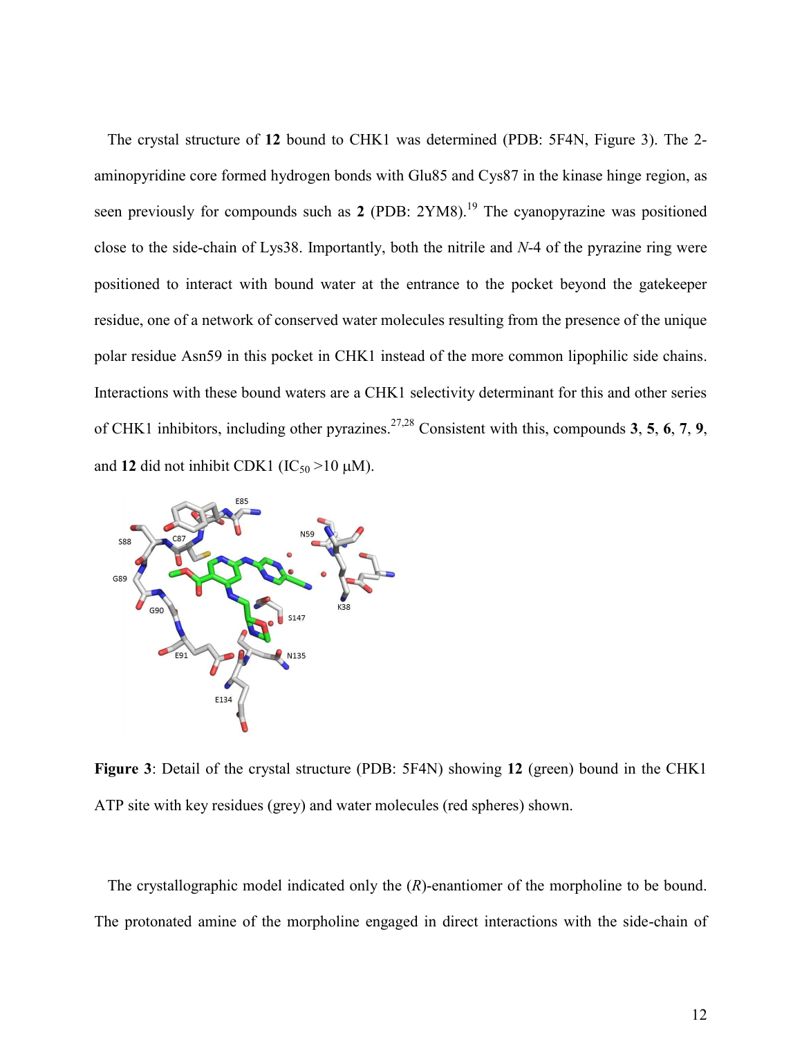The crystal structure of **12** bound to CHK1 was determined (PDB: 5F4N, Figure 3). The 2-aminopyridine core formed hydrogen bonds with Glu85 and Cys87 in the kinase hinge region, as seen previously for compounds such as **2** (PDB: 2YM8).[19] The cyanopyrazine was positioned close to the side-chain of Lys38. Importantly, both the nitrile and *N*-4 of the pyrazine ring were positioned to interact with bound water at the entrance to the pocket beyond the gatekeeper residue, one of a network of conserved water molecules resulting from the presence of the unique polar residue Asn59 in this pocket in CHK1 instead of the more common lipophilic side chains. Interactions with these bound waters are a CHK1 selectivity determinant for this and other series of CHK1 inhibitors, including other pyrazines.[27,28] Consistent with this, compounds **3**, **5**, **6**, **7**, **9**, and **12** did not inhibit CDK1 ($IC_{50}$ >10 μM).

**Figure 3**: Detail of the crystal structure (PDB: 5F4N) showing **12** (green) bound in the CHK1 ATP site with key residues (grey) and water molecules (red spheres) shown.

The crystallographic model indicated only the (*R*)-enantiomer of the morpholine to be bound. The protonated amine of the morpholine engaged in direct interactions with the side-chain of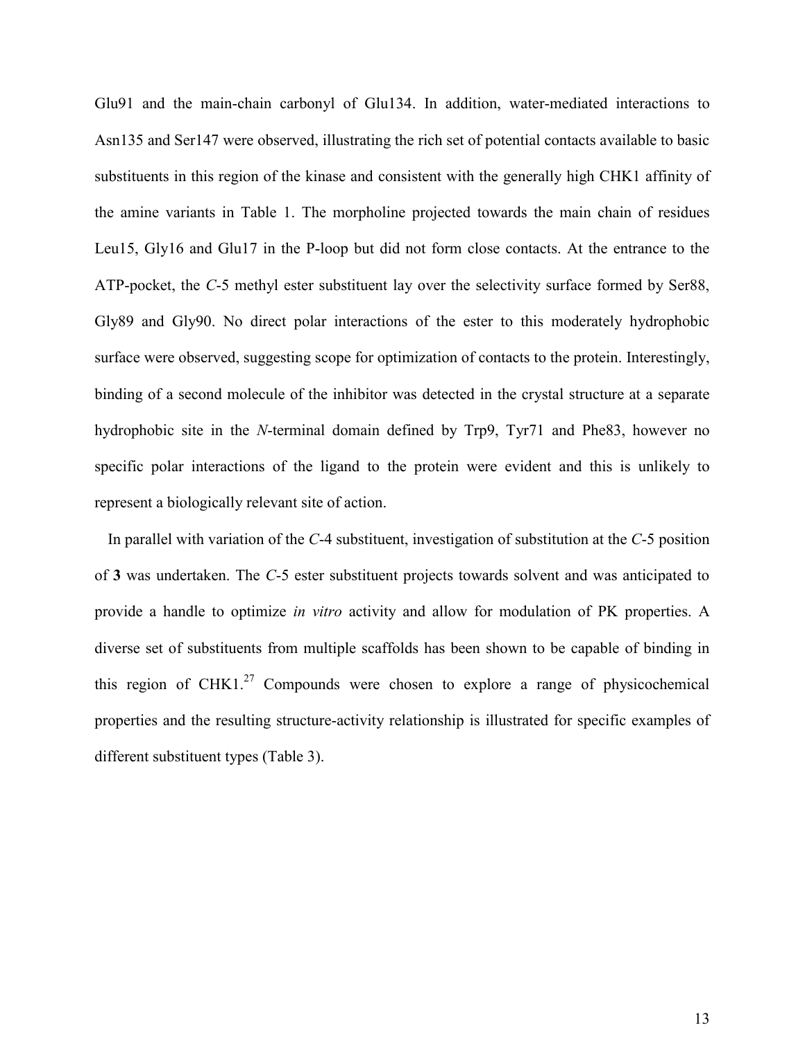Glu91 and the main-chain carbonyl of Glu134. In addition, water-mediated interactions to Asn135 and Ser147 were observed, illustrating the rich set of potential contacts available to basic substituents in this region of the kinase and consistent with the generally high CHK1 affinity of the amine variants in Table 1. The morpholine projected towards the main chain of residues Leu15, Gly16 and Glu17 in the P-loop but did not form close contacts. At the entrance to the ATP-pocket, the *C*-5 methyl ester substituent lay over the selectivity surface formed by Ser88, Gly89 and Gly90. No direct polar interactions of the ester to this moderately hydrophobic surface were observed, suggesting scope for optimization of contacts to the protein. Interestingly, binding of a second molecule of the inhibitor was detected in the crystal structure at a separate hydrophobic site in the *N*-terminal domain defined by Trp9, Tyr71 and Phe83, however no specific polar interactions of the ligand to the protein were evident and this is unlikely to represent a biologically relevant site of action.

In parallel with variation of the *C*-4 substituent, investigation of substitution at the *C*-5 position of **3** was undertaken. The *C*-5 ester substituent projects towards solvent and was anticipated to provide a handle to optimize *in vitro* activity and allow for modulation of PK properties. A diverse set of substituents from multiple scaffolds has been shown to be capable of binding in this region of CHK1.[27] Compounds were chosen to explore a range of physicochemical properties and the resulting structure-activity relationship is illustrated for specific examples of different substituent types (Table 3).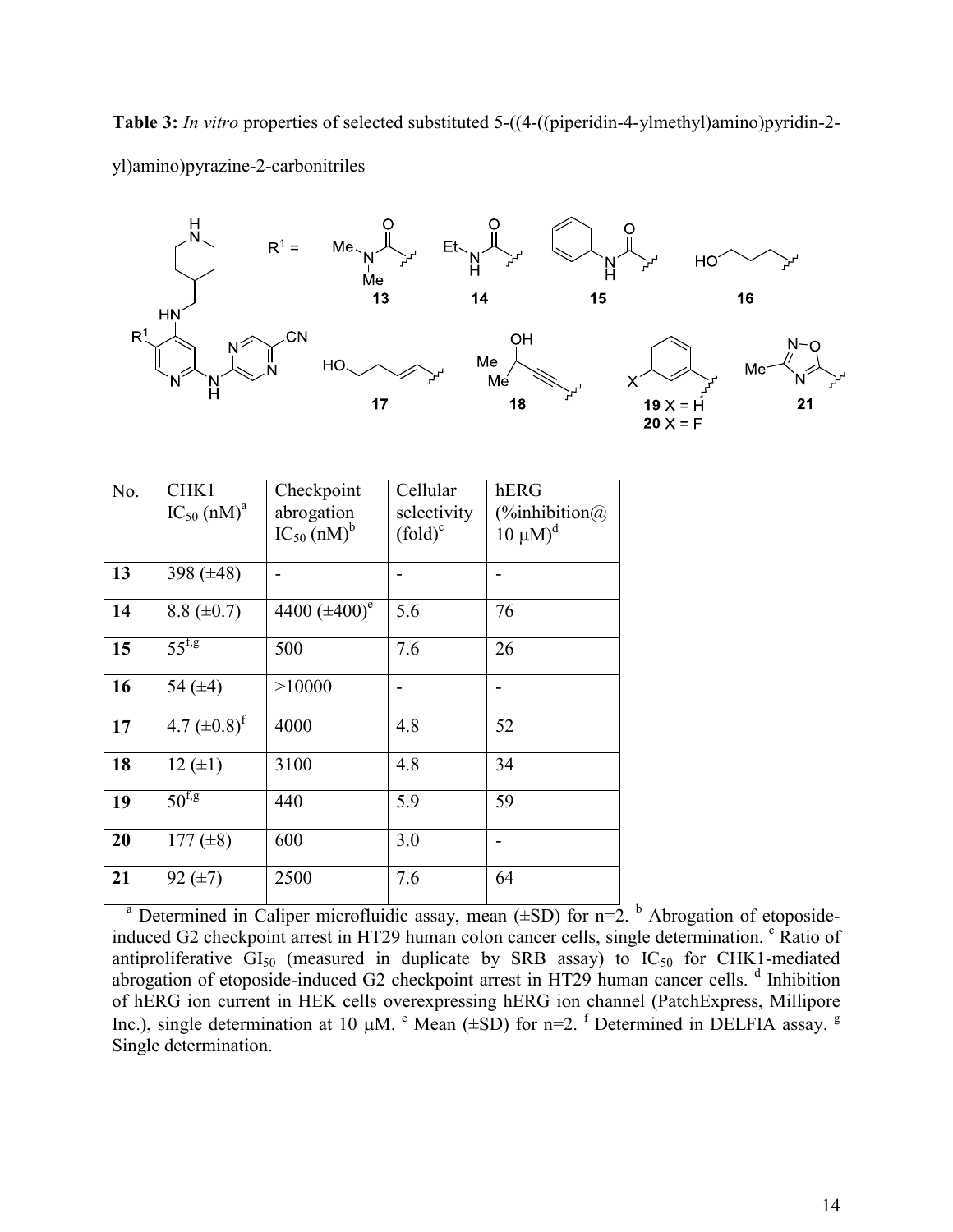**Table 3:** *In vitro* properties of selected substituted 5-((4-((piperidin-4-ylmethyl)amino)pyridin-2-yl)amino)pyrazine-2-carbonitriles

| No. | CHK1 $IC_{50}$ (nM)[a] | Checkpoint abrogation $IC_{50}$ (nM)[b] | Cellular selectivity (fold)[c] | hERG (%inhibition@ 10 μM)[d] |
|---|---|---|---|---|
| **13** | 398 (±48) | - | - | - |
| **14** | 8.8 (±0.7) | 4400 (±400)[e] | 5.6 | 76 |
| **15** | 55[f,g] | 500 | 7.6 | 26 |
| **16** | 54 (±4) | >10000 | - | - |
| **17** | 4.7 (±0.8)[f] | 4000 | 4.8 | 52 |
| **18** | 12 (±1) | 3100 | 4.8 | 34 |
| **19** | 50[f,g] | 440 | 5.9 | 59 |
| **20** | 177 (±8) | 600 | 3.0 | - |
| **21** | 92 (±7) | 2500 | 7.6 | 64 |

[a] Determined in Caliper microfluidic assay, mean (±SD) for n=2. [b] Abrogation of etoposide-induced G2 checkpoint arrest in HT29 human colon cancer cells, single determination. [c] Ratio of antiproliferative $GI_{50}$ (measured in duplicate by SRB assay) to $IC_{50}$ for CHK1-mediated abrogation of etoposide-induced G2 checkpoint arrest in HT29 human cancer cells. [d] Inhibition of hERG ion current in HEK cells overexpressing hERG ion channel (PatchExpress, Millipore Inc.), single determination at 10 μM. [e] Mean (±SD) for n=2. [f] Determined in DELFIA assay. [g] Single determination.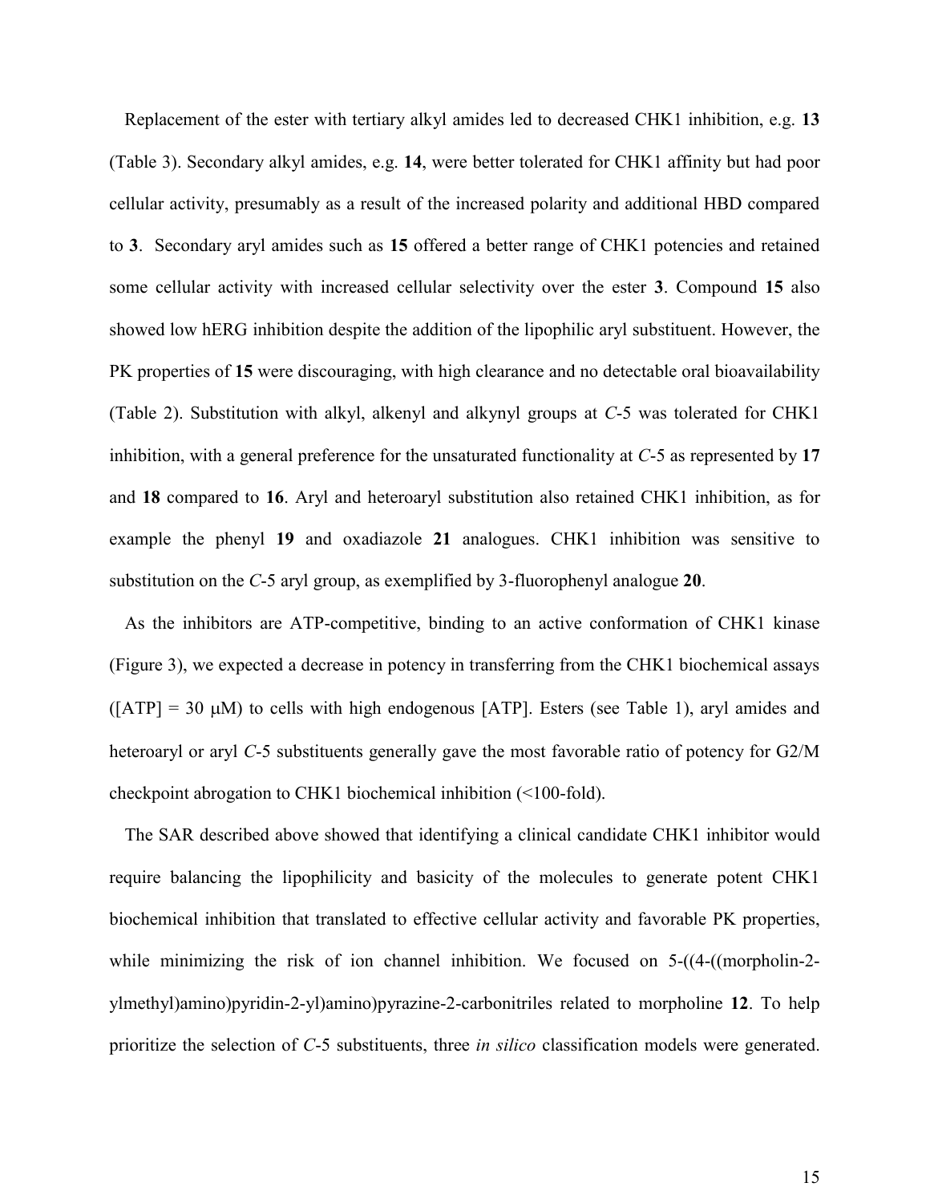Replacement of the ester with tertiary alkyl amides led to decreased CHK1 inhibition, e.g. **13** (Table 3). Secondary alkyl amides, e.g. **14**, were better tolerated for CHK1 affinity but had poor cellular activity, presumably as a result of the increased polarity and additional HBD compared to **3**. Secondary aryl amides such as **15** offered a better range of CHK1 potencies and retained some cellular activity with increased cellular selectivity over the ester **3**. Compound **15** also showed low hERG inhibition despite the addition of the lipophilic aryl substituent. However, the PK properties of **15** were discouraging, with high clearance and no detectable oral bioavailability (Table 2). Substitution with alkyl, alkenyl and alkynyl groups at *C*-5 was tolerated for CHK1 inhibition, with a general preference for the unsaturated functionality at *C*-5 as represented by **17** and **18** compared to **16**. Aryl and heteroaryl substitution also retained CHK1 inhibition, as for example the phenyl **19** and oxadiazole **21** analogues. CHK1 inhibition was sensitive to substitution on the *C*-5 aryl group, as exemplified by 3-fluorophenyl analogue **20**.

As the inhibitors are ATP-competitive, binding to an active conformation of CHK1 kinase (Figure 3), we expected a decrease in potency in transferring from the CHK1 biochemical assays ([ATP] = 30 μM) to cells with high endogenous [ATP]. Esters (see Table 1), aryl amides and heteroaryl or aryl *C*-5 substituents generally gave the most favorable ratio of potency for G2/M checkpoint abrogation to CHK1 biochemical inhibition (<100-fold).

The SAR described above showed that identifying a clinical candidate CHK1 inhibitor would require balancing the lipophilicity and basicity of the molecules to generate potent CHK1 biochemical inhibition that translated to effective cellular activity and favorable PK properties, while minimizing the risk of ion channel inhibition. We focused on 5-((4-((morpholin-2-ylmethyl)amino)pyridin-2-yl)amino)pyrazine-2-carbonitriles related to morpholine **12**. To help prioritize the selection of *C*-5 substituents, three *in silico* classification models were generated.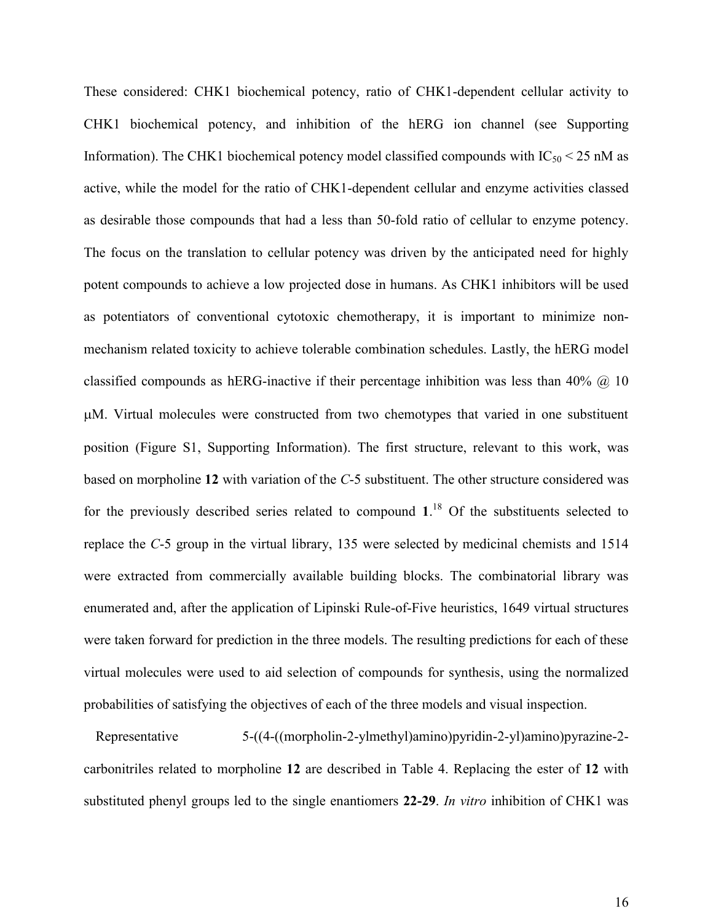These considered: CHK1 biochemical potency, ratio of CHK1-dependent cellular activity to CHK1 biochemical potency, and inhibition of the hERG ion channel (see Supporting Information). The CHK1 biochemical potency model classified compounds with $IC_{50}$ < 25 nM as active, while the model for the ratio of CHK1-dependent cellular and enzyme activities classed as desirable those compounds that had a less than 50-fold ratio of cellular to enzyme potency. The focus on the translation to cellular potency was driven by the anticipated need for highly potent compounds to achieve a low projected dose in humans. As CHK1 inhibitors will be used as potentiators of conventional cytotoxic chemotherapy, it is important to minimize non-mechanism related toxicity to achieve tolerable combination schedules. Lastly, the hERG model classified compounds as hERG-inactive if their percentage inhibition was less than 40% @ 10 μM. Virtual molecules were constructed from two chemotypes that varied in one substituent position (Figure S1, Supporting Information). The first structure, relevant to this work, was based on morpholine **12** with variation of the *C*-5 substituent. The other structure considered was for the previously described series related to compound **1**.[18] Of the substituents selected to replace the *C*-5 group in the virtual library, 135 were selected by medicinal chemists and 1514 were extracted from commercially available building blocks. The combinatorial library was enumerated and, after the application of Lipinski Rule-of-Five heuristics, 1649 virtual structures were taken forward for prediction in the three models. The resulting predictions for each of these virtual molecules were used to aid selection of compounds for synthesis, using the normalized probabilities of satisfying the objectives of each of the three models and visual inspection.

Representative 5-((4-((morpholin-2-ylmethyl)amino)pyridin-2-yl)amino)pyrazine-2-carbonitriles related to morpholine **12** are described in Table 4. Replacing the ester of **12** with substituted phenyl groups led to the single enantiomers **22-29**. *In vitro* inhibition of CHK1 was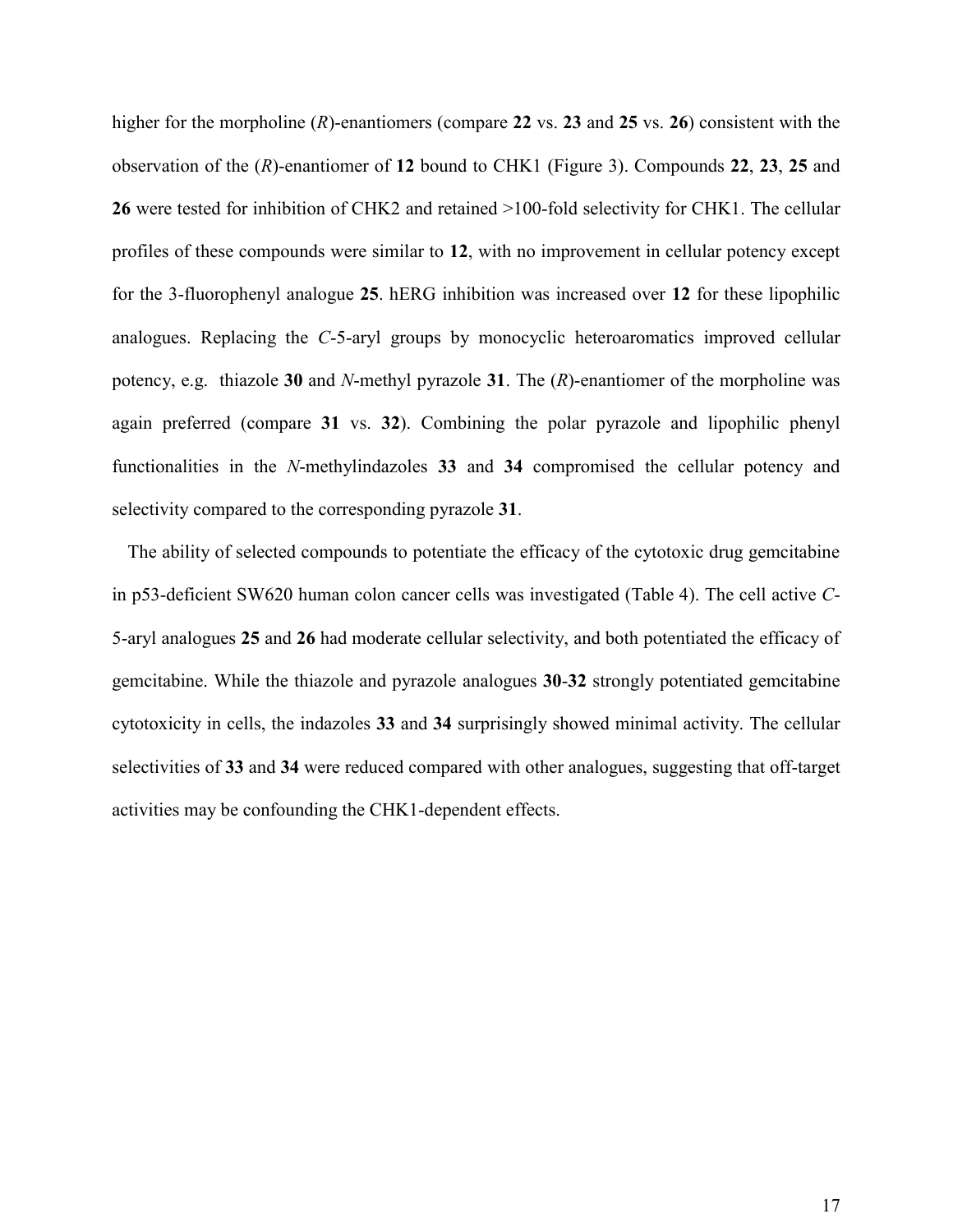higher for the morpholine (*R*)-enantiomers (compare **22** vs. **23** and **25** vs. **26**) consistent with the observation of the (*R*)-enantiomer of **12** bound to CHK1 (Figure 3). Compounds **22**, **23**, **25** and **26** were tested for inhibition of CHK2 and retained >100-fold selectivity for CHK1. The cellular profiles of these compounds were similar to **12**, with no improvement in cellular potency except for the 3-fluorophenyl analogue **25**. hERG inhibition was increased over **12** for these lipophilic analogues. Replacing the *C*-5-aryl groups by monocyclic heteroaromatics improved cellular potency, e.g. thiazole **30** and *N*-methyl pyrazole **31**. The (*R*)-enantiomer of the morpholine was again preferred (compare **31** vs. **32**). Combining the polar pyrazole and lipophilic phenyl functionalities in the *N*-methylindazoles **33** and **34** compromised the cellular potency and selectivity compared to the corresponding pyrazole **31**.

The ability of selected compounds to potentiate the efficacy of the cytotoxic drug gemcitabine in p53-deficient SW620 human colon cancer cells was investigated (Table 4). The cell active *C*-5-aryl analogues **25** and **26** had moderate cellular selectivity, and both potentiated the efficacy of gemcitabine. While the thiazole and pyrazole analogues **30**-**32** strongly potentiated gemcitabine cytotoxicity in cells, the indazoles **33** and **34** surprisingly showed minimal activity. The cellular selectivities of **33** and **34** were reduced compared with other analogues, suggesting that off-target activities may be confounding the CHK1-dependent effects.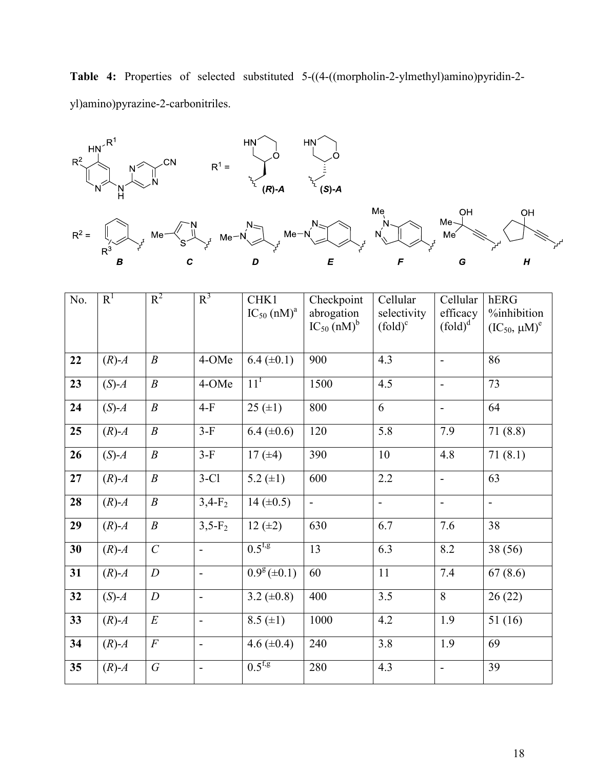**Table 4:** Properties of selected substituted 5-((4-((morpholin-2-ylmethyl)amino)pyridin-2-yl)amino)pyrazine-2-carbonitriles.

| No. | $R^1$ | $R^2$ | $R^3$ | CHK1 $IC_{50}$ (nM)[a] | Checkpoint abrogation $IC_{50}$ (nM)[b] | Cellular selectivity (fold)[c] | Cellular efficacy (fold)[d] | hERG %inhibition ($IC_{50}$, μM)[e] |
|---|---|---|---|---|---|---|---|---|
| **22** | (*R*)-*A* | *B* | 4-OMe | 6.4 (±0.1) | 900 | 4.3 | - | 86 |
| **23** | (*S*)-*A* | *B* | 4-OMe | 11[f] | 1500 | 4.5 | - | 73 |
| **24** | (*S*)-*A* | *B* | 4-F | 25 (±1) | 800 | 6 | - | 64 |
| **25** | (*R*)-*A* | *B* | 3-F | 6.4 (±0.6) | 120 | 5.8 | 7.9 | 71 (8.8) |
| **26** | (*S*)-*A* | *B* | 3-F | 17 (±4) | 390 | 10 | 4.8 | 71 (8.1) |
| **27** | (*R*)-*A* | *B* | 3-Cl | 5.2 (±1) | 600 | 2.2 | - | 63 |
| **28** | (*R*)-*A* | *B* | 3,4-$F_2$ | 14 (±0.5) | - | - | - | - |
| **29** | (*R*)-*A* | *B* | 3,5-$F_2$ | 12 (±2) | 630 | 6.7 | 7.6 | 38 |
| **30** | (*R*)-*A* | *C* | - | 0.5[f,g] | 13 | 6.3 | 8.2 | 38 (56) |
| **31** | (*R*)-*A* | *D* | - | 0.9[g] (±0.1) | 60 | 11 | 7.4 | 67 (8.6) |
| **32** | (*S*)-*A* | *D* | - | 3.2 (±0.8) | 400 | 3.5 | 8 | 26 (22) |
| **33** | (*R*)-*A* | *E* | - | 8.5 (±1) | 1000 | 4.2 | 1.9 | 51 (16) |
| **34** | (*R*)-*A* | *F* | - | 4.6 (±0.4) | 240 | 3.8 | 1.9 | 69 |
| **35** | (*R*)-*A* | *G* | - | 0.5[f,g] | 280 | 4.3 | - | 39 |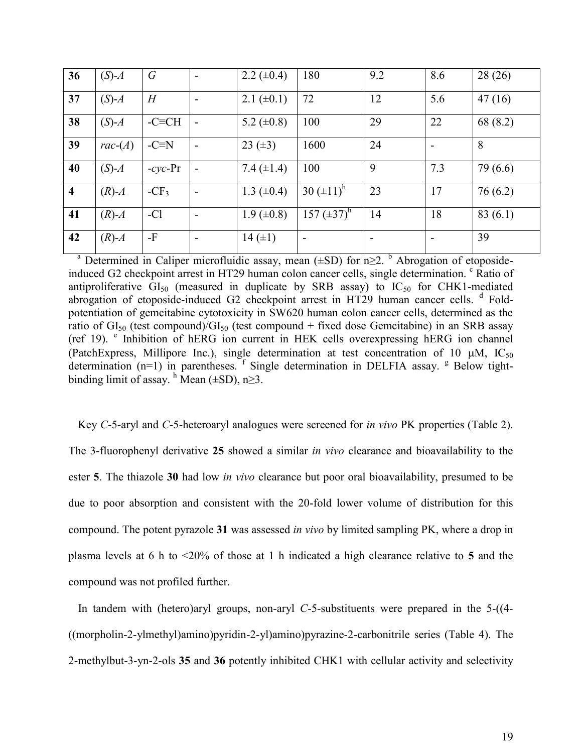| **36** | (*S*)-*A* | *G* | - | 2.2 (±0.4) | 180 | 9.2 | 8.6 | 28 (26) |
|---|---|---|---|---|---|---|---|---|
| **37** | (*S*)-*A* | *H* | - | 2.1 (±0.1) | 72 | 12 | 5.6 | 47 (16) |
| **38** | (*S*)-*A* | -C≡CH | - | 5.2 (±0.8) | 100 | 29 | 22 | 68 (8.2) |
| **39** | *rac*-(*A*) | -C≡N | - | 23 (±3) | 1600 | 24 | - | 8 |
| **40** | (*S*)-*A* | -*cyc*-Pr | - | 7.4 (±1.4) | 100 | 9 | 7.3 | 79 (6.6) |
| **4** | (*R*)-*A* | $-CF_3$ | - | 1.3 (±0.4) | 30 (±11)[h] | 23 | 17 | 76 (6.2) |
| **41** | (*R*)-*A* | -Cl | - | 1.9 (±0.8) | 157 (±37)[h] | 14 | 18 | 83 (6.1) |
| **42** | (*R*)-*A* | -F | - | 14 (±1) | - | - | - | 39 |

[a] Determined in Caliper microfluidic assay, mean (±SD) for n≥2. [b] Abrogation of etoposide-induced G2 checkpoint arrest in HT29 human colon cancer cells, single determination. [c] Ratio of antiproliferative $GI_{50}$ (measured in duplicate by SRB assay) to $IC_{50}$ for CHK1-mediated abrogation of etoposide-induced G2 checkpoint arrest in HT29 human cancer cells. [d] Fold-potentiation of gemcitabine cytotoxicity in SW620 human colon cancer cells, determined as the ratio of $GI_{50}$ (test compound)/$GI_{50}$ (test compound + fixed dose Gemcitabine) in an SRB assay (ref 19). [e] Inhibition of hERG ion current in HEK cells overexpressing hERG ion channel (PatchExpress, Millipore Inc.), single determination at test concentration of 10 μM, $IC_{50}$ determination (n=1) in parentheses. [f] Single determination in DELFIA assay. [g] Below tight-binding limit of assay. [h] Mean (±SD), n≥3.

Key *C*-5-aryl and *C*-5-heteroaryl analogues were screened for *in vivo* PK properties (Table 2). The 3-fluorophenyl derivative **25** showed a similar *in vivo* clearance and bioavailability to the ester **5**. The thiazole **30** had low *in vivo* clearance but poor oral bioavailability, presumed to be due to poor absorption and consistent with the 20-fold lower volume of distribution for this compound. The potent pyrazole **31** was assessed *in vivo* by limited sampling PK, where a drop in plasma levels at 6 h to <20% of those at 1 h indicated a high clearance relative to **5** and the compound was not profiled further.

In tandem with (hetero)aryl groups, non-aryl *C*-5-substituents were prepared in the 5-((4-((morpholin-2-ylmethyl)amino)pyridin-2-yl)amino)pyrazine-2-carbonitrile series (Table 4). The 2-methylbut-3-yn-2-ols **35** and **36** potently inhibited CHK1 with cellular activity and selectivity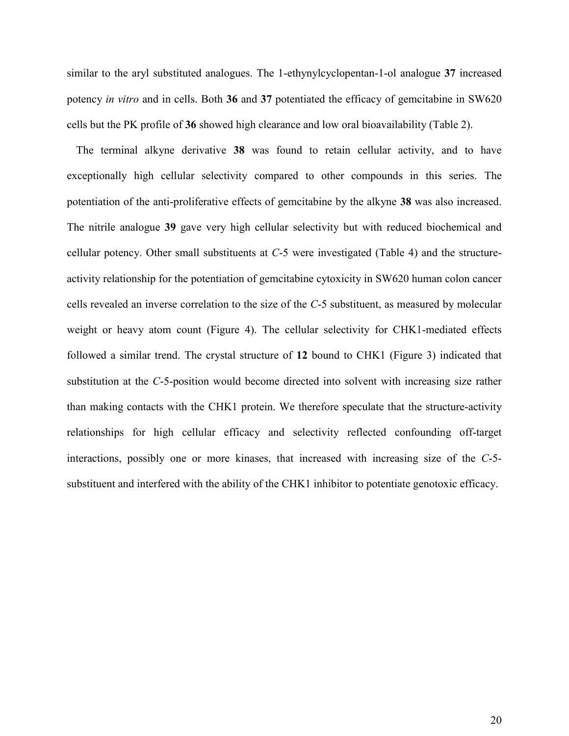similar to the aryl substituted analogues. The 1-ethynylcyclopentan-1-ol analogue **37** increased potency *in vitro* and in cells. Both **36** and **37** potentiated the efficacy of gemcitabine in SW620 cells but the PK profile of **36** showed high clearance and low oral bioavailability (Table 2).

The terminal alkyne derivative **38** was found to retain cellular activity, and to have exceptionally high cellular selectivity compared to other compounds in this series. The potentiation of the anti-proliferative effects of gemcitabine by the alkyne **38** was also increased. The nitrile analogue **39** gave very high cellular selectivity but with reduced biochemical and cellular potency. Other small substituents at *C*-5 were investigated (Table 4) and the structure-activity relationship for the potentiation of gemcitabine cytoxicity in SW620 human colon cancer cells revealed an inverse correlation to the size of the *C*-5 substituent, as measured by molecular weight or heavy atom count (Figure 4). The cellular selectivity for CHK1-mediated effects followed a similar trend. The crystal structure of **12** bound to CHK1 (Figure 3) indicated that substitution at the *C*-5-position would become directed into solvent with increasing size rather than making contacts with the CHK1 protein. We therefore speculate that the structure-activity relationships for high cellular efficacy and selectivity reflected confounding off-target interactions, possibly one or more kinases, that increased with increasing size of the *C*-5-substituent and interfered with the ability of the CHK1 inhibitor to potentiate genotoxic efficacy.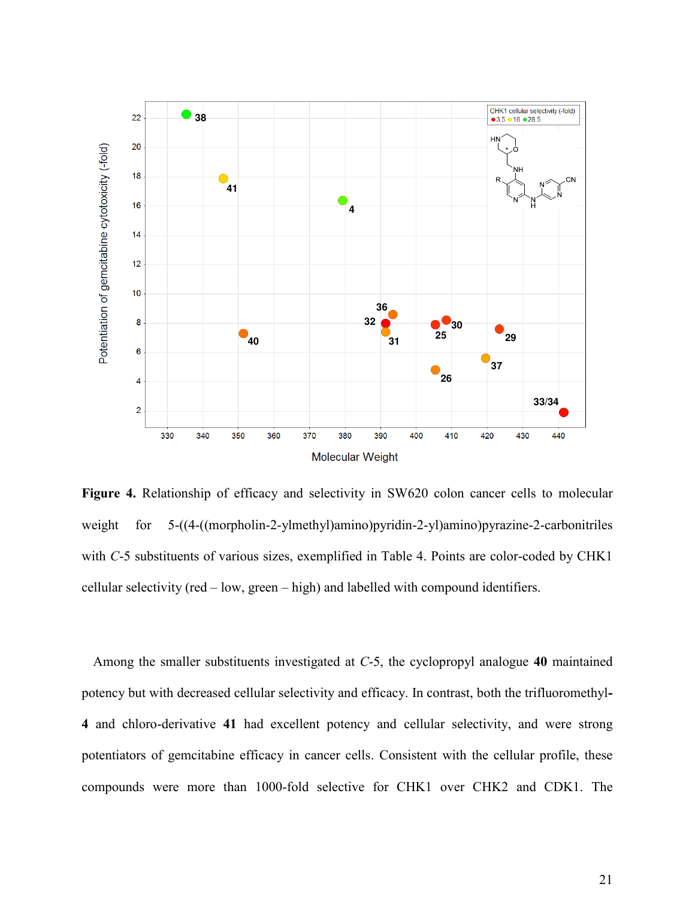**Figure 4.** Relationship of efficacy and selectivity in SW620 colon cancer cells to molecular weight for 5-((4-((morpholin-2-ylmethyl)amino)pyridin-2-yl)amino)pyrazine-2-carbonitriles with *C*-5 substituents of various sizes, exemplified in Table 4. Points are color-coded by CHK1 cellular selectivity (red – low, green – high) and labelled with compound identifiers.

Among the smaller substituents investigated at *C*-5, the cyclopropyl analogue **40** maintained potency but with decreased cellular selectivity and efficacy. In contrast, both the trifluoromethyl-**4** and chloro-derivative **41** had excellent potency and cellular selectivity, and were strong potentiators of gemcitabine efficacy in cancer cells. Consistent with the cellular profile, these compounds were more than 1000-fold selective for CHK1 over CHK2 and CDK1. The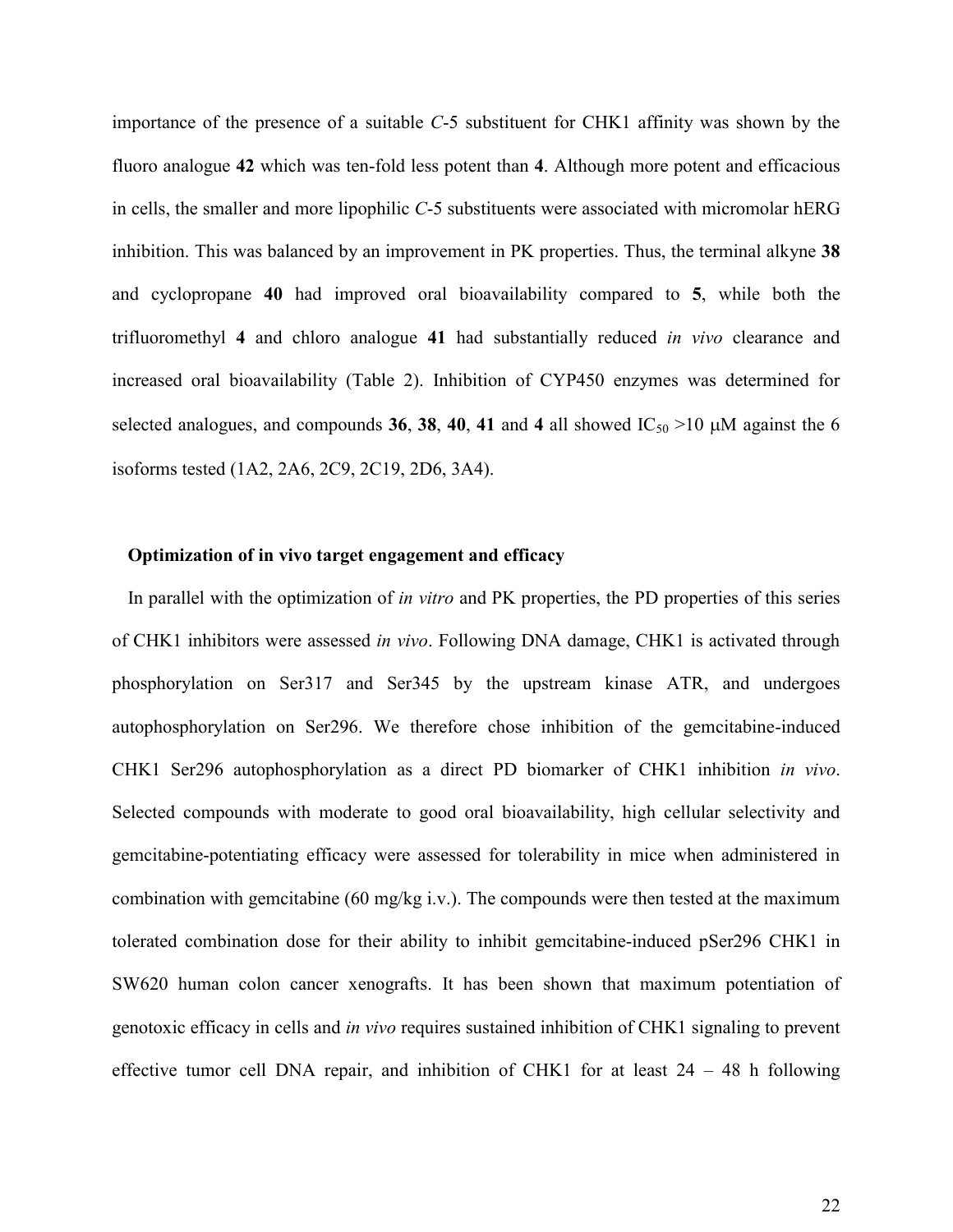importance of the presence of a suitable *C*-5 substituent for CHK1 affinity was shown by the fluoro analogue **42** which was ten-fold less potent than **4**. Although more potent and efficacious in cells, the smaller and more lipophilic *C*-5 substituents were associated with micromolar hERG inhibition. This was balanced by an improvement in PK properties. Thus, the terminal alkyne **38** and cyclopropane **40** had improved oral bioavailability compared to **5**, while both the trifluoromethyl **4** and chloro analogue **41** had substantially reduced *in vivo* clearance and increased oral bioavailability (Table 2). Inhibition of CYP450 enzymes was determined for selected analogues, and compounds **36**, **38**, **40**, **41** and **4** all showed $IC_{50}$ >10 μM against the 6 isoforms tested (1A2, 2A6, 2C9, 2C19, 2D6, 3A4).

## Optimization of in vivo target engagement and efficacy

In parallel with the optimization of *in vitro* and PK properties, the PD properties of this series of CHK1 inhibitors were assessed *in vivo*. Following DNA damage, CHK1 is activated through phosphorylation on Ser317 and Ser345 by the upstream kinase ATR, and undergoes autophosphorylation on Ser296. We therefore chose inhibition of the gemcitabine-induced CHK1 Ser296 autophosphorylation as a direct PD biomarker of CHK1 inhibition *in vivo*. Selected compounds with moderate to good oral bioavailability, high cellular selectivity and gemcitabine-potentiating efficacy were assessed for tolerability in mice when administered in combination with gemcitabine (60 mg/kg i.v.). The compounds were then tested at the maximum tolerated combination dose for their ability to inhibit gemcitabine-induced pSer296 CHK1 in SW620 human colon cancer xenografts. It has been shown that maximum potentiation of genotoxic efficacy in cells and *in vivo* requires sustained inhibition of CHK1 signaling to prevent effective tumor cell DNA repair, and inhibition of CHK1 for at least 24 – 48 h following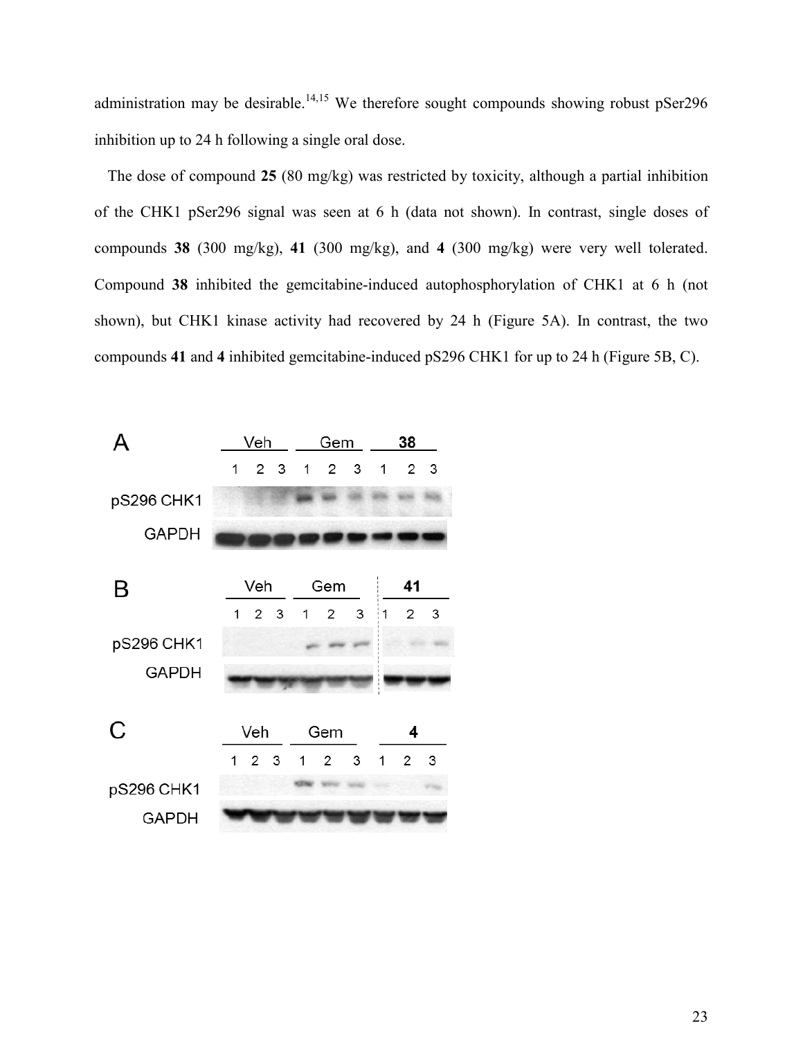administration may be desirable.[14,15] We therefore sought compounds showing robust pSer296 inhibition up to 24 h following a single oral dose.

The dose of compound **25** (80 mg/kg) was restricted by toxicity, although a partial inhibition of the CHK1 pSer296 signal was seen at 6 h (data not shown). In contrast, single doses of compounds **38** (300 mg/kg), **41** (300 mg/kg), and **4** (300 mg/kg) were very well tolerated. Compound **38** inhibited the gemcitabine-induced autophosphorylation of CHK1 at 6 h (not shown), but CHK1 kinase activity had recovered by 24 h (Figure 5A). In contrast, the two compounds **41** and **4** inhibited gemcitabine-induced pS296 CHK1 for up to 24 h (Figure 5B, C).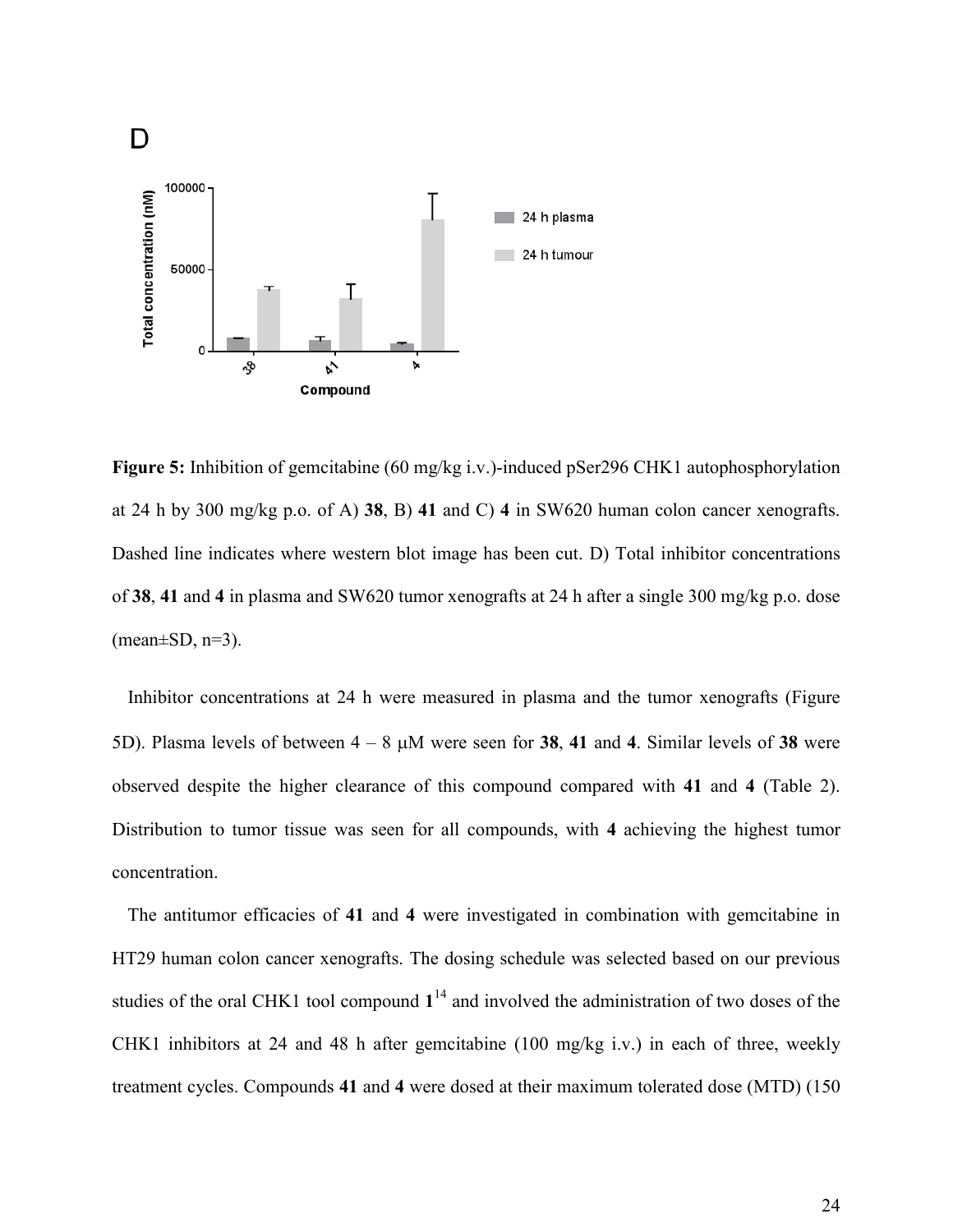D

**Figure 5:** Inhibition of gemcitabine (60 mg/kg i.v.)-induced pSer296 CHK1 autophosphorylation at 24 h by 300 mg/kg p.o. of A) **38**, B) **41** and C) **4** in SW620 human colon cancer xenografts. Dashed line indicates where western blot image has been cut. D) Total inhibitor concentrations of **38**, **41** and **4** in plasma and SW620 tumor xenografts at 24 h after a single 300 mg/kg p.o. dose (mean±SD, n=3).

Inhibitor concentrations at 24 h were measured in plasma and the tumor xenografts (Figure 5D). Plasma levels of between 4 – 8 μM were seen for **38**, **41** and **4**. Similar levels of **38** were observed despite the higher clearance of this compound compared with **41** and **4** (Table 2). Distribution to tumor tissue was seen for all compounds, with **4** achieving the highest tumor concentration.

The antitumor efficacies of **41** and **4** were investigated in combination with gemcitabine in HT29 human colon cancer xenografts. The dosing schedule was selected based on our previous studies of the oral CHK1 tool compound **1**[14] and involved the administration of two doses of the CHK1 inhibitors at 24 and 48 h after gemcitabine (100 mg/kg i.v.) in each of three, weekly treatment cycles. Compounds **41** and **4** were dosed at their maximum tolerated dose (MTD) (150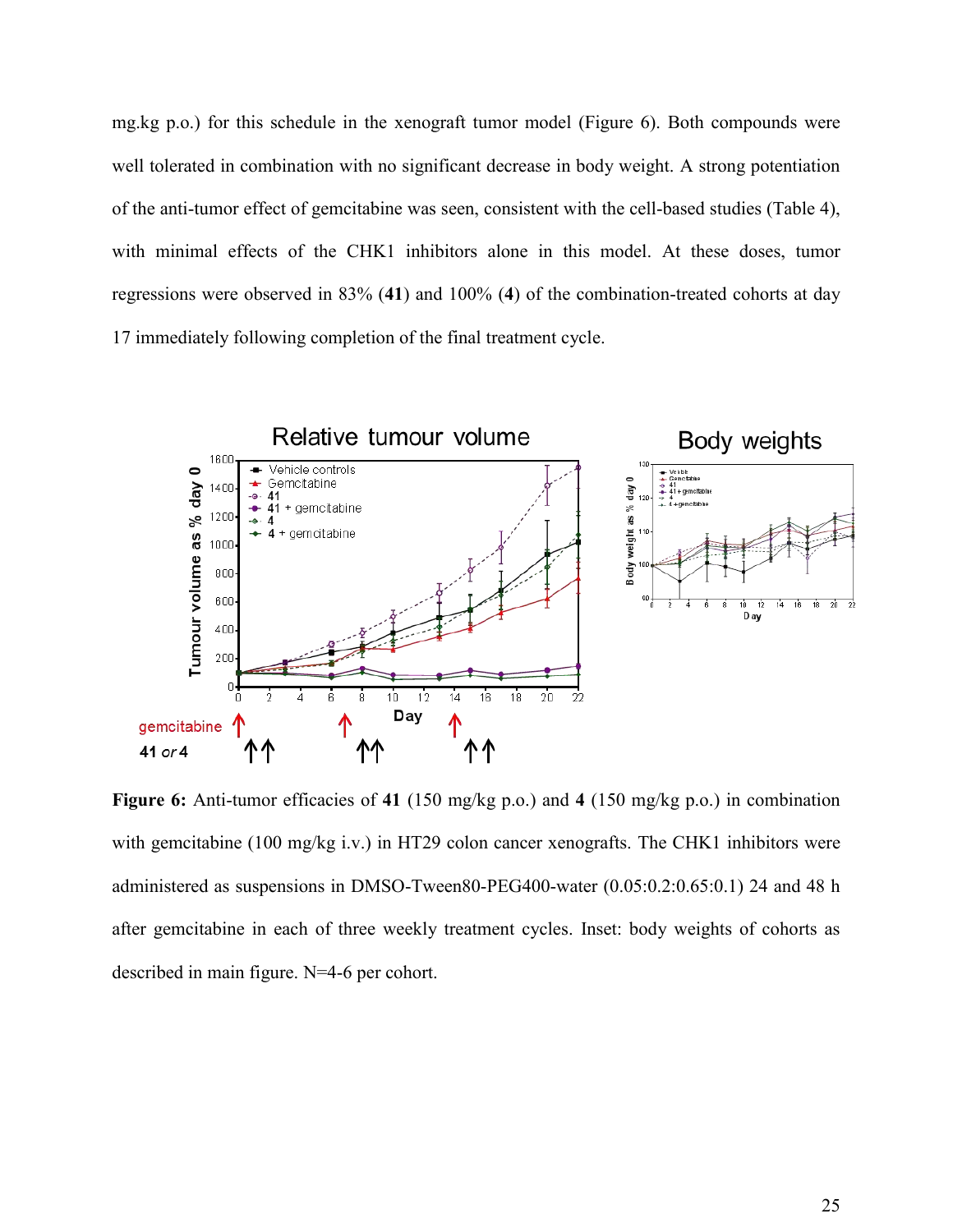mg.kg p.o.) for this schedule in the xenograft tumor model (Figure 6). Both compounds were well tolerated in combination with no significant decrease in body weight. A strong potentiation of the anti-tumor effect of gemcitabine was seen, consistent with the cell-based studies (Table 4), with minimal effects of the CHK1 inhibitors alone in this model. At these doses, tumor regressions were observed in 83% (**41**) and 100% (**4**) of the combination-treated cohorts at day 17 immediately following completion of the final treatment cycle.

**Figure 6:** Anti-tumor efficacies of **41** (150 mg/kg p.o.) and **4** (150 mg/kg p.o.) in combination with gemcitabine (100 mg/kg i.v.) in HT29 colon cancer xenografts. The CHK1 inhibitors were administered as suspensions in DMSO-Tween80-PEG400-water (0.05:0.2:0.65:0.1) 24 and 48 h after gemcitabine in each of three weekly treatment cycles. Inset: body weights of cohorts as described in main figure. N=4-6 per cohort.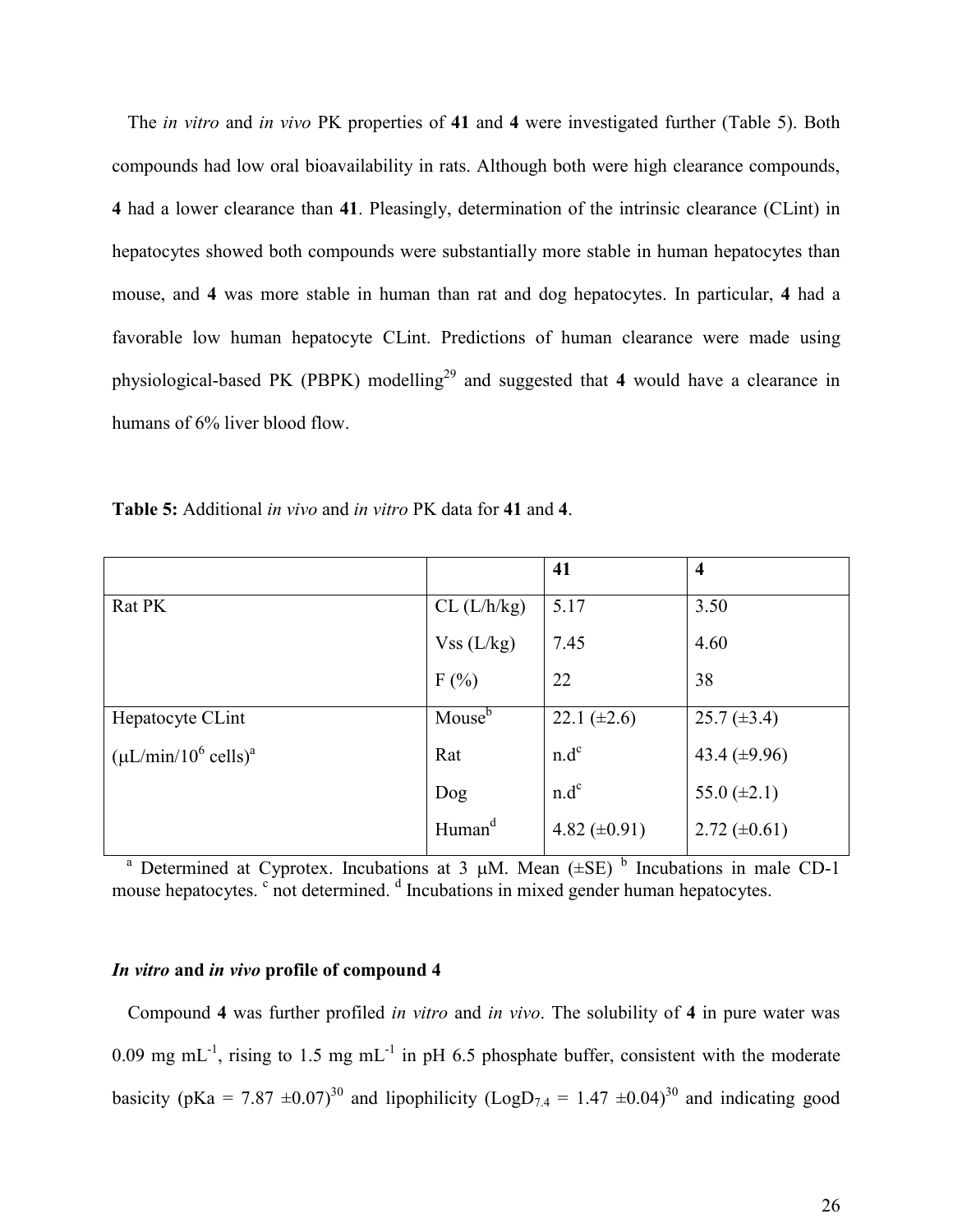The *in vitro* and *in vivo* PK properties of **41** and **4** were investigated further (Table 5). Both compounds had low oral bioavailability in rats. Although both were high clearance compounds, **4** had a lower clearance than **41**. Pleasingly, determination of the intrinsic clearance (CLint) in hepatocytes showed both compounds were substantially more stable in human hepatocytes than mouse, and **4** was more stable in human than rat and dog hepatocytes. In particular, **4** had a favorable low human hepatocyte CLint. Predictions of human clearance were made using physiological-based PK (PBPK) modelling[29] and suggested that **4** would have a clearance in humans of 6% liver blood flow.

**Table 5:** Additional *in vivo* and *in vitro* PK data for **41** and **4**.

| | | **41** | **4** |
|---|---|---|---|
| Rat PK | CL (L/h/kg) | 5.17 | 3.50 |
| | Vss (L/kg) | 7.45 | 4.60 |
| | F (%) | 22 | 38 |
| Hepatocyte CLint ($\mu$L/min/$10^6$ cells)[a] | Mouse[b] | 22.1 (±2.6) | 25.7 (±3.4) |
| | Rat | n.d[c] | 43.4 (±9.96) |
| | Dog | n.d[c] | 55.0 (±2.1) |
| | Human[d] | 4.82 (±0.91) | 2.72 (±0.61) |

[a] Determined at Cyprotex. Incubations at 3 $\mu$M. Mean (±SE) [b] Incubations in male CD-1 mouse hepatocytes. [c] not determined. [d] Incubations in mixed gender human hepatocytes.

### *In vitro* and *in vivo* profile of compound 4

Compound **4** was further profiled *in vitro* and *in vivo*. The solubility of **4** in pure water was 0.09 mg mL$^{-1}$, rising to 1.5 mg mL$^{-1}$ in pH 6.5 phosphate buffer, consistent with the moderate basicity (pKa = 7.87 ±0.07)[30] and lipophilicity ($\text{LogD}_{7.4}$ = 1.47 ±0.04)[30] and indicating good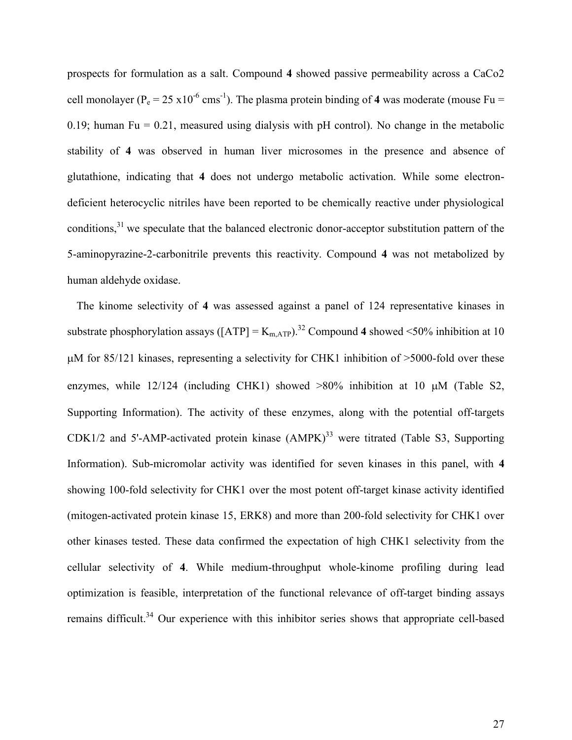prospects for formulation as a salt. Compound **4** showed passive permeability across a CaCo2 cell monolayer ($P_e = 25 \times 10^{-6}$ $cms^{-1}$). The plasma protein binding of **4** was moderate (mouse Fu = 0.19; human Fu = 0.21, measured using dialysis with pH control). No change in the metabolic stability of **4** was observed in human liver microsomes in the presence and absence of glutathione, indicating that **4** does not undergo metabolic activation. While some electron-deficient heterocyclic nitriles have been reported to be chemically reactive under physiological conditions,[31] we speculate that the balanced electronic donor-acceptor substitution pattern of the 5-aminopyrazine-2-carbonitrile prevents this reactivity. Compound **4** was not metabolized by human aldehyde oxidase.

The kinome selectivity of **4** was assessed against a panel of 124 representative kinases in substrate phosphorylation assays ($[ATP] = K_{m,ATP}$).[32] Compound **4** showed <50% inhibition at 10 μM for 85/121 kinases, representing a selectivity for CHK1 inhibition of >5000-fold over these enzymes, while 12/124 (including CHK1) showed >80% inhibition at 10 μM (Table S2, Supporting Information). The activity of these enzymes, along with the potential off-targets CDK1/2 and 5'-AMP-activated protein kinase (AMPK)[33] were titrated (Table S3, Supporting Information). Sub-micromolar activity was identified for seven kinases in this panel, with **4** showing 100-fold selectivity for CHK1 over the most potent off-target kinase activity identified (mitogen-activated protein kinase 15, ERK8) and more than 200-fold selectivity for CHK1 over other kinases tested. These data confirmed the expectation of high CHK1 selectivity from the cellular selectivity of **4**. While medium-throughput whole-kinome profiling during lead optimization is feasible, interpretation of the functional relevance of off-target binding assays remains difficult.[34] Our experience with this inhibitor series shows that appropriate cell-based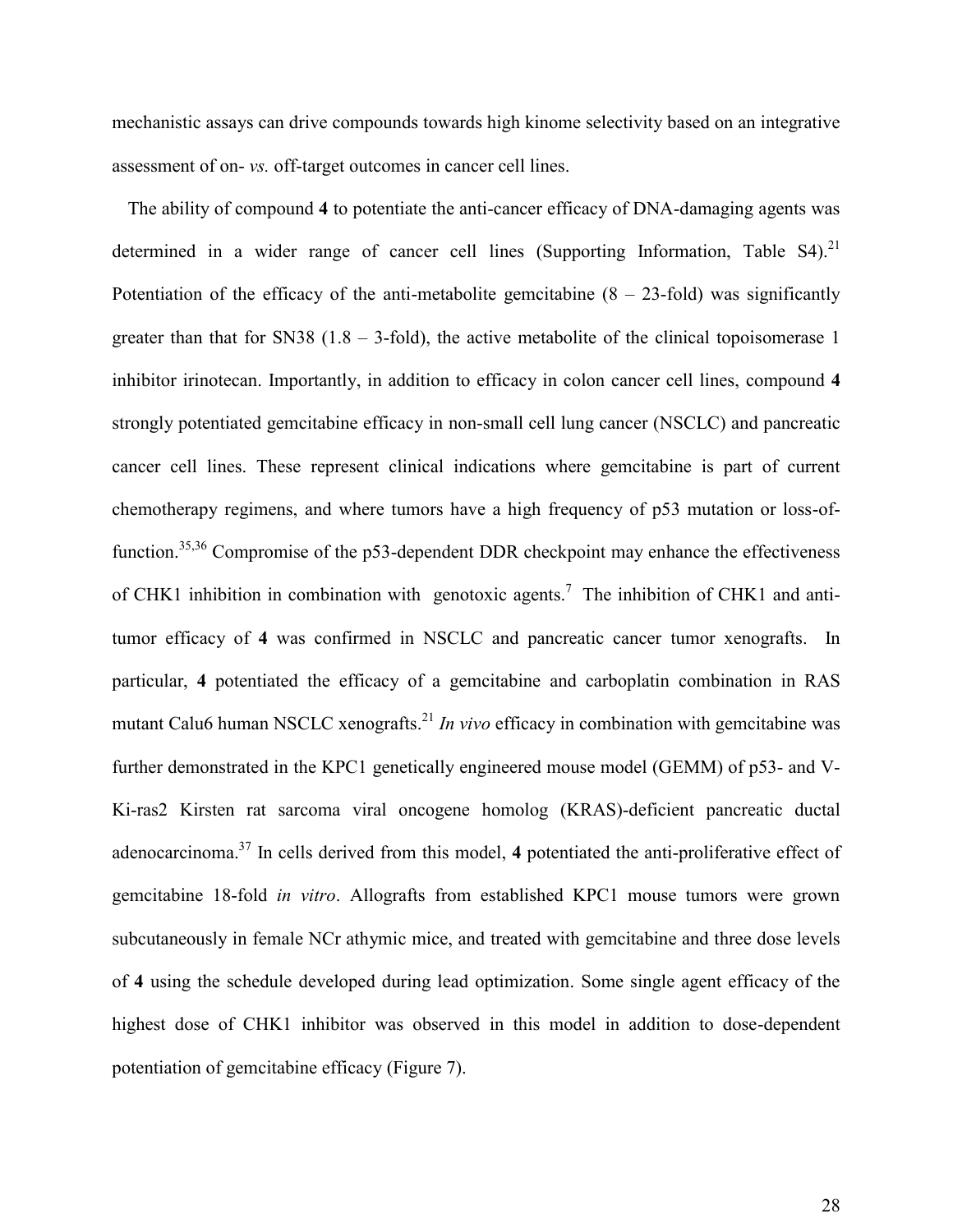mechanistic assays can drive compounds towards high kinome selectivity based on an integrative assessment of on- *vs.* off-target outcomes in cancer cell lines.

The ability of compound **4** to potentiate the anti-cancer efficacy of DNA-damaging agents was determined in a wider range of cancer cell lines (Supporting Information, Table S4).[21] Potentiation of the efficacy of the anti-metabolite gemcitabine (8 – 23-fold) was significantly greater than that for SN38 (1.8 – 3-fold), the active metabolite of the clinical topoisomerase 1 inhibitor irinotecan. Importantly, in addition to efficacy in colon cancer cell lines, compound **4** strongly potentiated gemcitabine efficacy in non-small cell lung cancer (NSCLC) and pancreatic cancer cell lines. These represent clinical indications where gemcitabine is part of current chemotherapy regimens, and where tumors have a high frequency of p53 mutation or loss-of-function.[35,36] Compromise of the p53-dependent DDR checkpoint may enhance the effectiveness of CHK1 inhibition in combination with genotoxic agents.[7] The inhibition of CHK1 and anti-tumor efficacy of **4** was confirmed in NSCLC and pancreatic cancer tumor xenografts. In particular, **4** potentiated the efficacy of a gemcitabine and carboplatin combination in RAS mutant Calu6 human NSCLC xenografts.[21] *In vivo* efficacy in combination with gemcitabine was further demonstrated in the KPC1 genetically engineered mouse model (GEMM) of p53- and V-Ki-ras2 Kirsten rat sarcoma viral oncogene homolog (KRAS)-deficient pancreatic ductal adenocarcinoma.[37] In cells derived from this model, **4** potentiated the anti-proliferative effect of gemcitabine 18-fold *in vitro*. Allografts from established KPC1 mouse tumors were grown subcutaneously in female NCr athymic mice, and treated with gemcitabine and three dose levels of **4** using the schedule developed during lead optimization. Some single agent efficacy of the highest dose of CHK1 inhibitor was observed in this model in addition to dose-dependent potentiation of gemcitabine efficacy (Figure 7).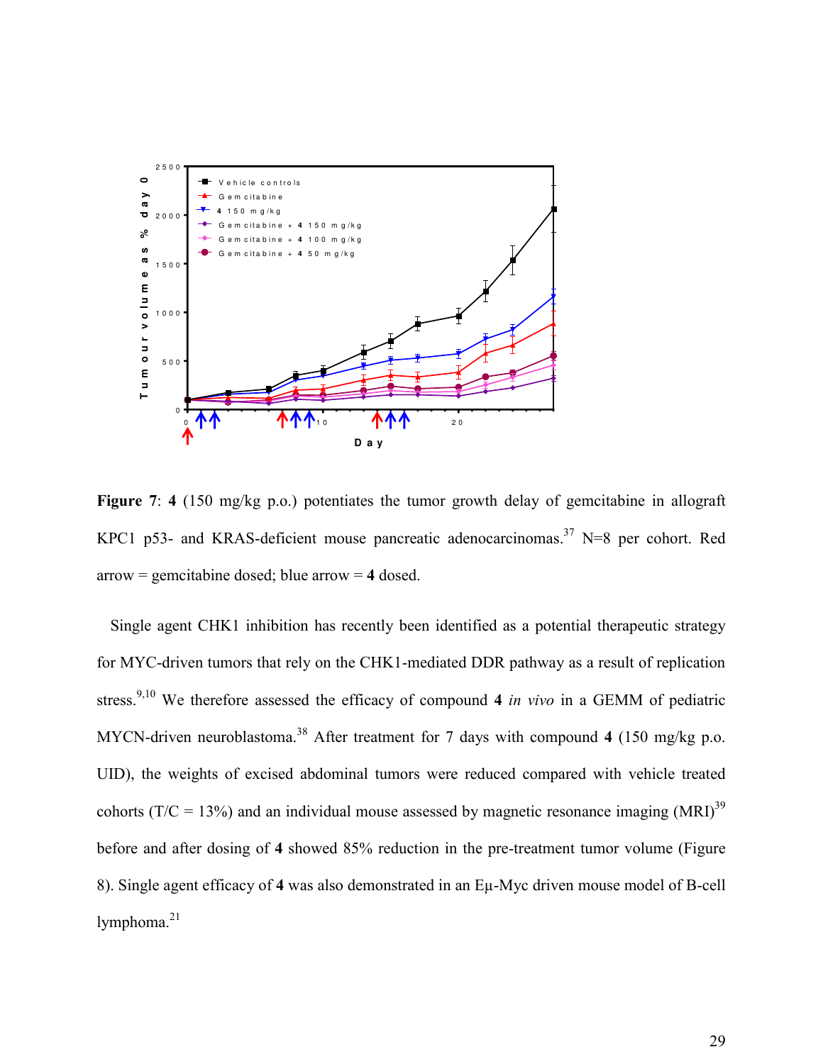**Figure 7**: **4** (150 mg/kg p.o.) potentiates the tumor growth delay of gemcitabine in allograft KPC1 p53- and KRAS-deficient mouse pancreatic adenocarcinomas.[37] N=8 per cohort. Red arrow = gemcitabine dosed; blue arrow = **4** dosed.

Single agent CHK1 inhibition has recently been identified as a potential therapeutic strategy for MYC-driven tumors that rely on the CHK1-mediated DDR pathway as a result of replication stress.[9,10] We therefore assessed the efficacy of compound **4** *in vivo* in a GEMM of pediatric MYCN-driven neuroblastoma.[38] After treatment for 7 days with compound **4** (150 mg/kg p.o. UID), the weights of excised abdominal tumors were reduced compared with vehicle treated cohorts (T/C = 13%) and an individual mouse assessed by magnetic resonance imaging (MRI)[39] before and after dosing of **4** showed 85% reduction in the pre-treatment tumor volume (Figure 8). Single agent efficacy of **4** was also demonstrated in an Eμ-Myc driven mouse model of B-cell lymphoma.[21]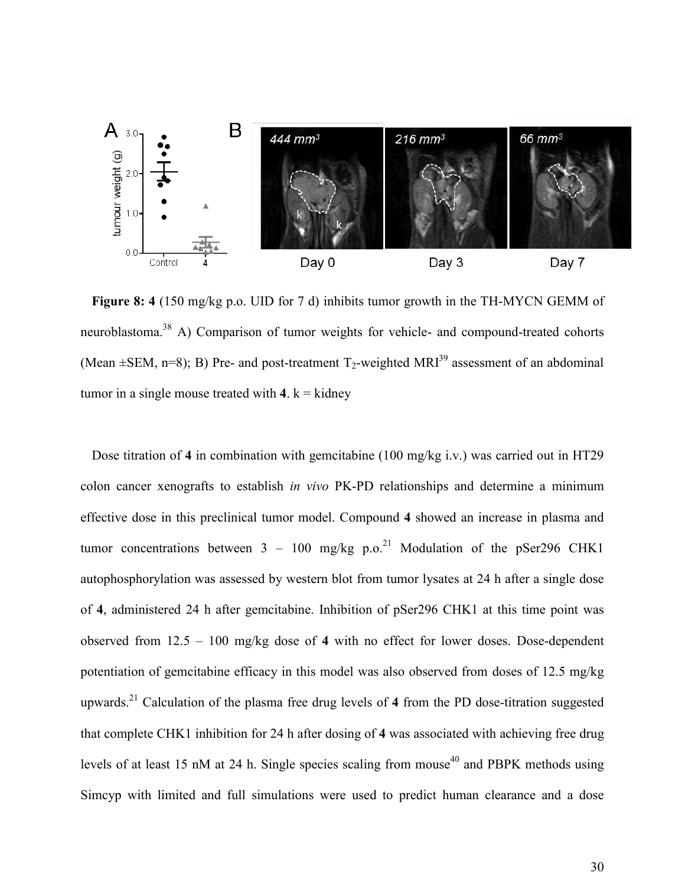**Figure 8:** **4** (150 mg/kg p.o. UID for 7 d) inhibits tumor growth in the TH-MYCN GEMM of neuroblastoma.[38] A) Comparison of tumor weights for vehicle- and compound-treated cohorts (Mean ±SEM, n=8); B) Pre- and post-treatment $T_2$-weighted MRI[39] assessment of an abdominal tumor in a single mouse treated with **4**. k = kidney

Dose titration of **4** in combination with gemcitabine (100 mg/kg i.v.) was carried out in HT29 colon cancer xenografts to establish *in vivo* PK-PD relationships and determine a minimum effective dose in this preclinical tumor model. Compound **4** showed an increase in plasma and tumor concentrations between 3 – 100 mg/kg p.o.[21] Modulation of the pSer296 CHK1 autophosphorylation was assessed by western blot from tumor lysates at 24 h after a single dose of **4**, administered 24 h after gemcitabine. Inhibition of pSer296 CHK1 at this time point was observed from 12.5 – 100 mg/kg dose of **4** with no effect for lower doses. Dose-dependent potentiation of gemcitabine efficacy in this model was also observed from doses of 12.5 mg/kg upwards.[21] Calculation of the plasma free drug levels of **4** from the PD dose-titration suggested that complete CHK1 inhibition for 24 h after dosing of **4** was associated with achieving free drug levels of at least 15 nM at 24 h. Single species scaling from mouse[40] and PBPK methods using Simcyp with limited and full simulations were used to predict human clearance and a dose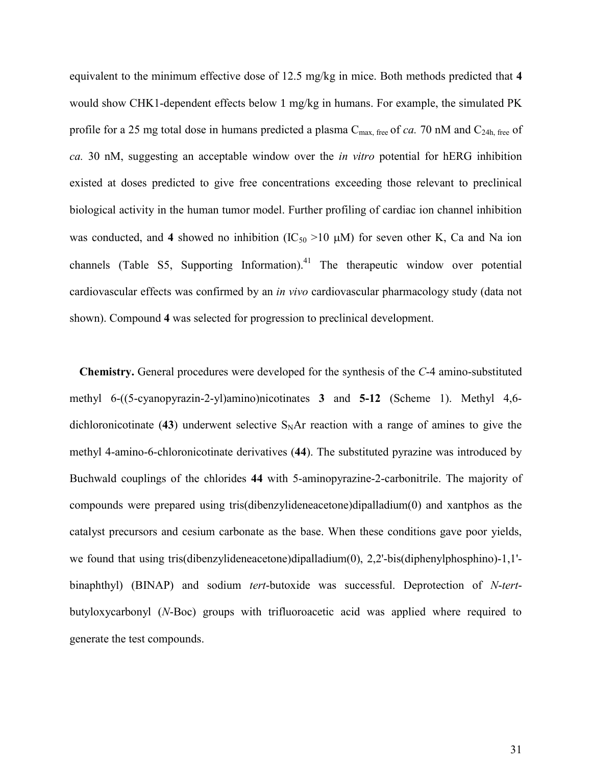equivalent to the minimum effective dose of 12.5 mg/kg in mice. Both methods predicted that **4** would show CHK1-dependent effects below 1 mg/kg in humans. For example, the simulated PK profile for a 25 mg total dose in humans predicted a plasma $C_{max,\ free}$ of *ca.* 70 nM and $C_{24h,\ free}$ of *ca.* 30 nM, suggesting an acceptable window over the *in vitro* potential for hERG inhibition existed at doses predicted to give free concentrations exceeding those relevant to preclinical biological activity in the human tumor model. Further profiling of cardiac ion channel inhibition was conducted, and **4** showed no inhibition ($IC_{50}$ >10 μM) for seven other K, Ca and Na ion channels (Table S5, Supporting Information).[41] The therapeutic window over potential cardiovascular effects was confirmed by an *in vivo* cardiovascular pharmacology study (data not shown). Compound **4** was selected for progression to preclinical development.

**Chemistry.** General procedures were developed for the synthesis of the *C*-4 amino-substituted methyl 6-((5-cyanopyrazin-2-yl)amino)nicotinates **3** and **5-12** (Scheme 1). Methyl 4,6-dichloronicotinate (**43**) underwent selective $S_NAr$ reaction with a range of amines to give the methyl 4-amino-6-chloronicotinate derivatives (**44**). The substituted pyrazine was introduced by Buchwald couplings of the chlorides **44** with 5-aminopyrazine-2-carbonitrile. The majority of compounds were prepared using tris(dibenzylideneacetone)dipalladium(0) and xantphos as the catalyst precursors and cesium carbonate as the base. When these conditions gave poor yields, we found that using tris(dibenzylideneacetone)dipalladium(0), 2,2'-bis(diphenylphosphino)-1,1'-binaphthyl) (BINAP) and sodium *tert*-butoxide was successful. Deprotection of *N*-*tert*-butyloxycarbonyl (*N*-Boc) groups with trifluoroacetic acid was applied where required to generate the test compounds.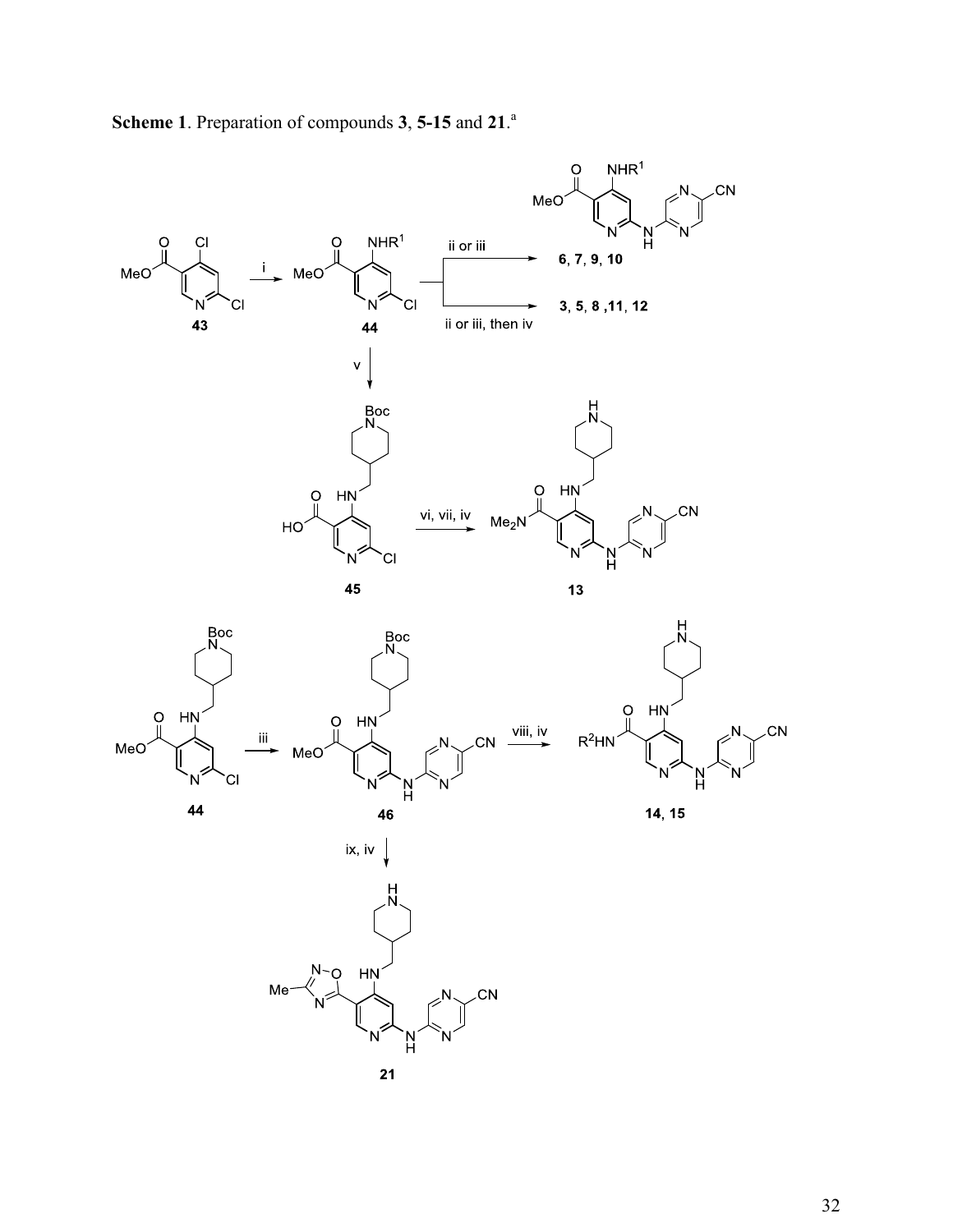**Scheme 1**. Preparation of compounds **3**, **5-15** and **21**.[a]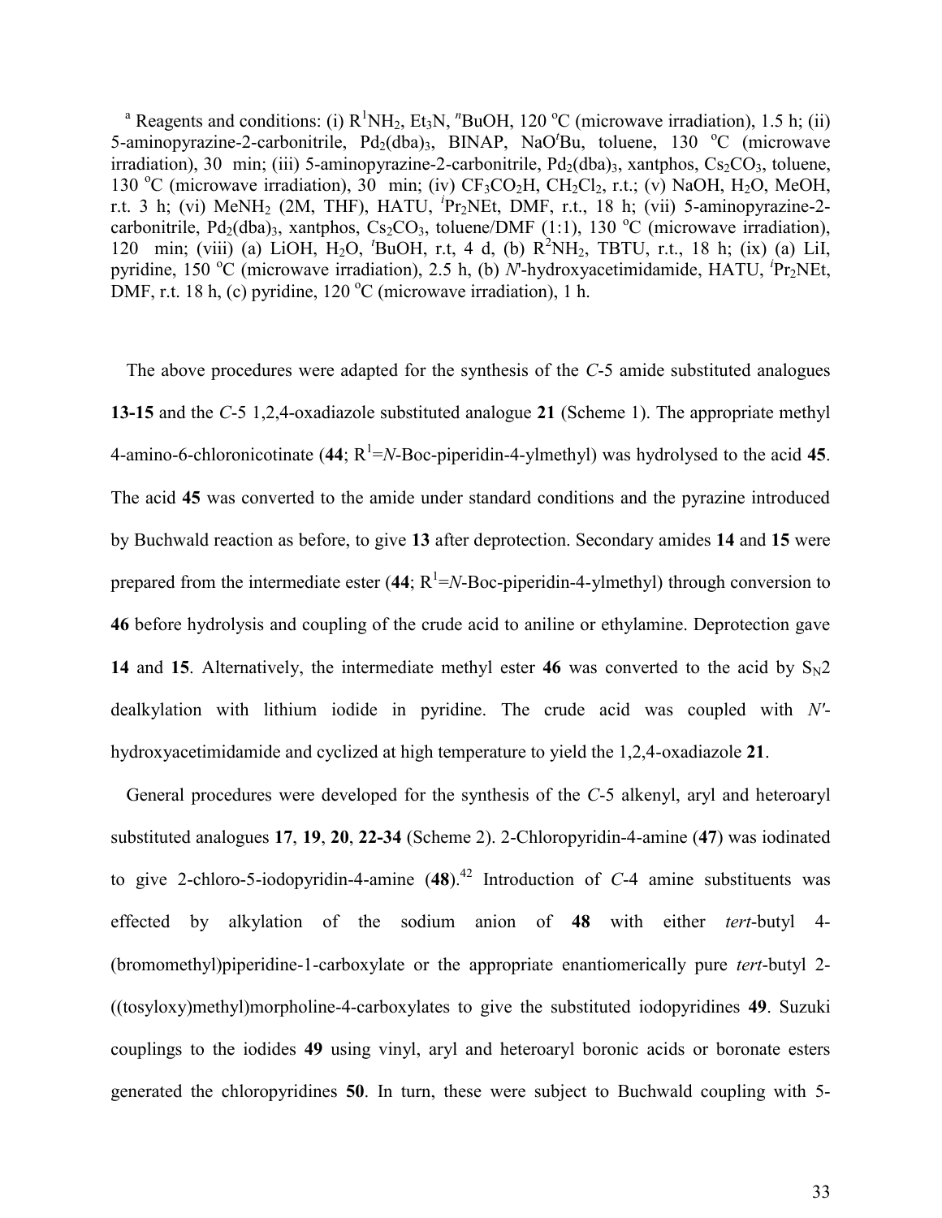[a] Reagents and conditions: (i) $R^1NH_2$, $Et_3N$, $^nBuOH$, 120 °C (microwave irradiation), 1.5 h; (ii) 5-aminopyrazine-2-carbonitrile, $Pd_2(dba)_3$, BINAP, $NaO^tBu$, toluene, 130 °C (microwave irradiation), 30 min; (iii) 5-aminopyrazine-2-carbonitrile, $Pd_2(dba)_3$, xantphos, $Cs_2CO_3$, toluene, 130 °C (microwave irradiation), 30 min; (iv) $CF_3CO_2H$, $CH_2Cl_2$, r.t.; (v) NaOH, $H_2O$, MeOH, r.t. 3 h; (vi) $MeNH_2$ (2M, THF), HATU, $^iPr_2NEt$, DMF, r.t., 18 h; (vii) 5-aminopyrazine-2-carbonitrile, $Pd_2(dba)_3$, xantphos, $Cs_2CO_3$, toluene/DMF (1:1), 130 °C (microwave irradiation), 120 min; (viii) (a) LiOH, $H_2O$, $^tBuOH$, r.t, 4 d, (b) $R^2NH_2$, TBTU, r.t., 18 h; (ix) (a) LiI, pyridine, 150 °C (microwave irradiation), 2.5 h, (b) *N*'-hydroxyacetimidamide, HATU, $^iPr_2NEt$, DMF, r.t. 18 h, (c) pyridine, 120 °C (microwave irradiation), 1 h.

The above procedures were adapted for the synthesis of the *C*-5 amide substituted analogues **13-15** and the *C*-5 1,2,4-oxadiazole substituted analogue **21** (Scheme 1). The appropriate methyl 4-amino-6-chloronicotinate (**44**; $R^1$=*N*-Boc-piperidin-4-ylmethyl) was hydrolysed to the acid **45**. The acid **45** was converted to the amide under standard conditions and the pyrazine introduced by Buchwald reaction as before, to give **13** after deprotection. Secondary amides **14** and **15** were prepared from the intermediate ester (**44**; $R^1$=*N*-Boc-piperidin-4-ylmethyl) through conversion to **46** before hydrolysis and coupling of the crude acid to aniline or ethylamine. Deprotection gave **14** and **15**. Alternatively, the intermediate methyl ester **46** was converted to the acid by $S_N2$ dealkylation with lithium iodide in pyridine. The crude acid was coupled with *N'*-hydroxyacetimidamide and cyclized at high temperature to yield the 1,2,4-oxadiazole **21**.

General procedures were developed for the synthesis of the *C*-5 alkenyl, aryl and heteroaryl substituted analogues **17**, **19**, **20**, **22-34** (Scheme 2). 2-Chloropyridin-4-amine (**47**) was iodinated to give 2-chloro-5-iodopyridin-4-amine (**48**).[42] Introduction of *C*-4 amine substituents was effected by alkylation of the sodium anion of **48** with either *tert*-butyl 4-(bromomethyl)piperidine-1-carboxylate or the appropriate enantiomerically pure *tert*-butyl 2-((tosyloxy)methyl)morpholine-4-carboxylates to give the substituted iodopyridines **49**. Suzuki couplings to the iodides **49** using vinyl, aryl and heteroaryl boronic acids or boronate esters generated the chloropyridines **50**. In turn, these were subject to Buchwald coupling with 5-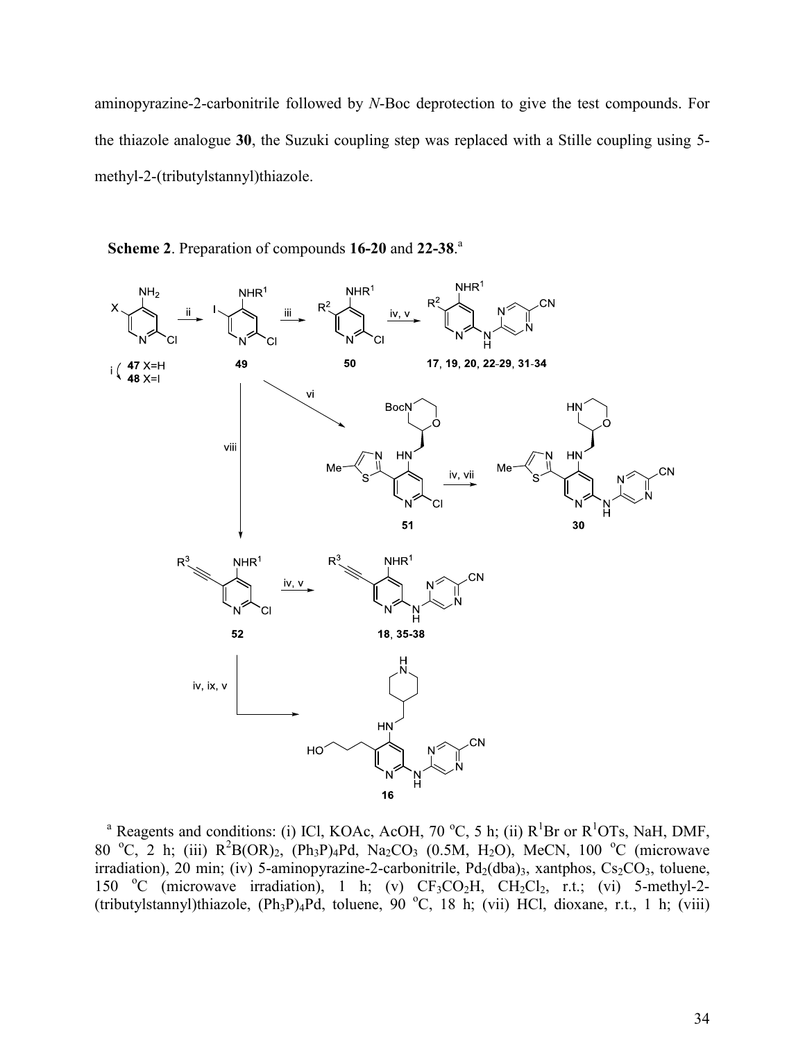aminopyrazine-2-carbonitrile followed by *N*-Boc deprotection to give the test compounds. For the thiazole analogue **30**, the Suzuki coupling step was replaced with a Stille coupling using 5-methyl-2-(tributylstannyl)thiazole.

**Scheme 2**. Preparation of compounds **16-20** and **22-38**.[a]

[a] Reagents and conditions: (i) ICl, KOAc, AcOH, 70 °C, 5 h; (ii) $R^1$Br or $R^1$OTs, NaH, DMF, 80 °C, 2 h; (iii) $R^2B(OR)_2$, $(Ph_3P)_4Pd$, $Na_2CO_3$ (0.5M, $H_2O$), MeCN, 100 °C (microwave irradiation), 20 min; (iv) 5-aminopyrazine-2-carbonitrile, $Pd_2(dba)_3$, xantphos, $Cs_2CO_3$, toluene, 150 °C (microwave irradiation), 1 h; (v) $CF_3CO_2H$, $CH_2Cl_2$, r.t.; (vi) 5-methyl-2-(tributylstannyl)thiazole, $(Ph_3P)_4Pd$, toluene, 90 °C, 18 h; (vii) HCl, dioxane, r.t., 1 h; (viii)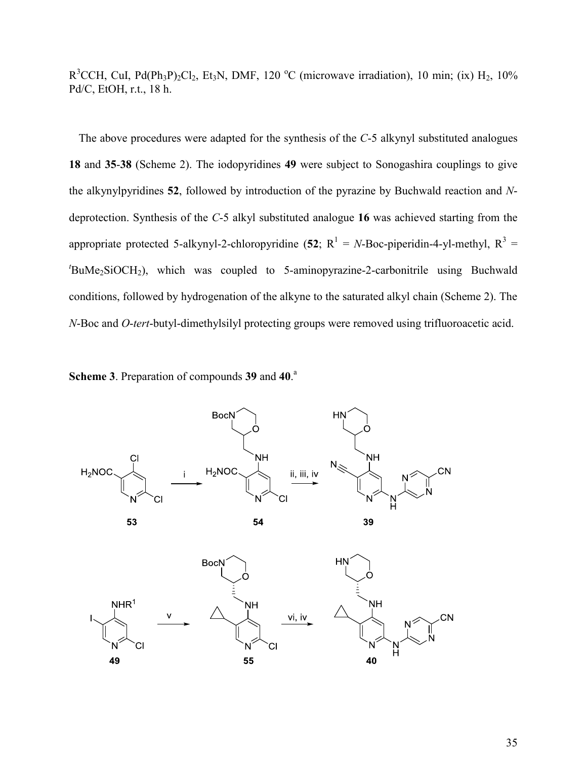$R^3CCH$, CuI, $Pd(Ph_3P)_2Cl_2$, $Et_3N$, DMF, 120 °C (microwave irradiation), 10 min; (ix) $H_2$, 10% Pd/C, EtOH, r.t., 18 h.

The above procedures were adapted for the synthesis of the *C*-5 alkynyl substituted analogues **18** and **35**-**38** (Scheme 2). The iodopyridines **49** were subject to Sonogashira couplings to give the alkynylpyridines **52**, followed by introduction of the pyrazine by Buchwald reaction and *N*-deprotection. Synthesis of the *C*-5 alkyl substituted analogue **16** was achieved starting from the appropriate protected 5-alkynyl-2-chloropyridine (**52**; $R^1$ = *N*-Boc-piperidin-4-yl-methyl, $R^3$ = ${}^t$BuMe$_2$SiOCH$_2$), which was coupled to 5-aminopyrazine-2-carbonitrile using Buchwald conditions, followed by hydrogenation of the alkyne to the saturated alkyl chain (Scheme 2). The *N*-Boc and *O*-*tert*-butyl-dimethylsilyl protecting groups were removed using trifluoroacetic acid.

**Scheme 3**. Preparation of compounds **39** and **40**.[a]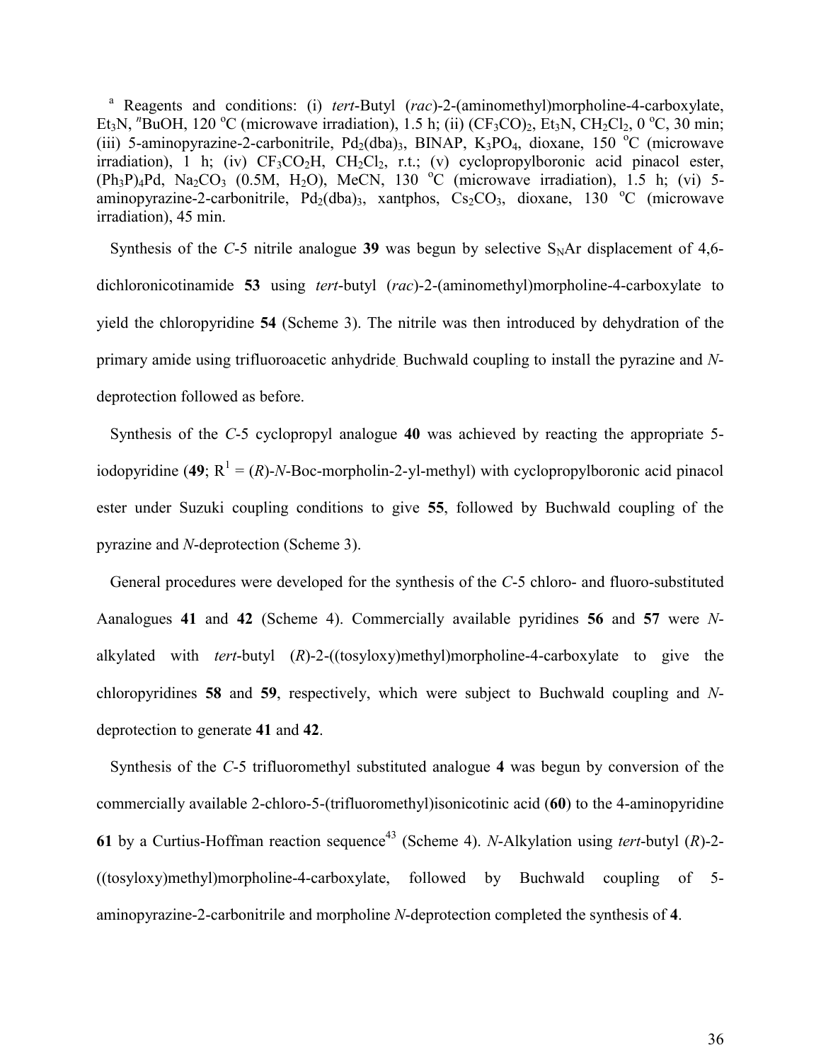[a] Reagents and conditions: (i) *tert*-Butyl (*rac*)-2-(aminomethyl)morpholine-4-carboxylate, $Et_3N$, $^nBuOH$, 120 °C (microwave irradiation), 1.5 h; (ii) $(CF_3CO)_2$, $Et_3N$, $CH_2Cl_2$, 0 °C, 30 min; (iii) 5-aminopyrazine-2-carbonitrile, $Pd_2(dba)_3$, BINAP, $K_3PO_4$, dioxane, 150 °C (microwave irradiation), 1 h; (iv) $CF_3CO_2H$, $CH_2Cl_2$, r.t.; (v) cyclopropylboronic acid pinacol ester, $(Ph_3P)_4Pd$, $Na_2CO_3$ (0.5M, $H_2O$), MeCN, 130 °C (microwave irradiation), 1.5 h; (vi) 5-aminopyrazine-2-carbonitrile, $Pd_2(dba)_3$, xantphos, $Cs_2CO_3$, dioxane, 130 °C (microwave irradiation), 45 min.

Synthesis of the *C*-5 nitrile analogue **39** was begun by selective $S_NAr$ displacement of 4,6-dichloronicotinamide **53** using *tert*-butyl (*rac*)-2-(aminomethyl)morpholine-4-carboxylate to yield the chloropyridine **54** (Scheme 3). The nitrile was then introduced by dehydration of the primary amide using trifluoroacetic anhydride. Buchwald coupling to install the pyrazine and *N*-deprotection followed as before.

Synthesis of the *C*-5 cyclopropyl analogue **40** was achieved by reacting the appropriate 5-iodopyridine (**49**; $R^1$ = (*R*)-*N*-Boc-morpholin-2-yl-methyl) with cyclopropylboronic acid pinacol ester under Suzuki coupling conditions to give **55**, followed by Buchwald coupling of the pyrazine and *N*-deprotection (Scheme 3).

General procedures were developed for the synthesis of the *C*-5 chloro- and fluoro-substituted Aanalogues **41** and **42** (Scheme 4). Commercially available pyridines **56** and **57** were *N*-alkylated with *tert*-butyl (*R*)-2-((tosyloxy)methyl)morpholine-4-carboxylate to give the chloropyridines **58** and **59**, respectively, which were subject to Buchwald coupling and *N*-deprotection to generate **41** and **42**.

Synthesis of the *C*-5 trifluoromethyl substituted analogue **4** was begun by conversion of the commercially available 2-chloro-5-(trifluoromethyl)isonicotinic acid (**60**) to the 4-aminopyridine **61** by a Curtius-Hoffman reaction sequence[43] (Scheme 4). *N*-Alkylation using *tert*-butyl (*R*)-2-((tosyloxy)methyl)morpholine-4-carboxylate, followed by Buchwald coupling of 5-aminopyrazine-2-carbonitrile and morpholine *N*-deprotection completed the synthesis of **4**.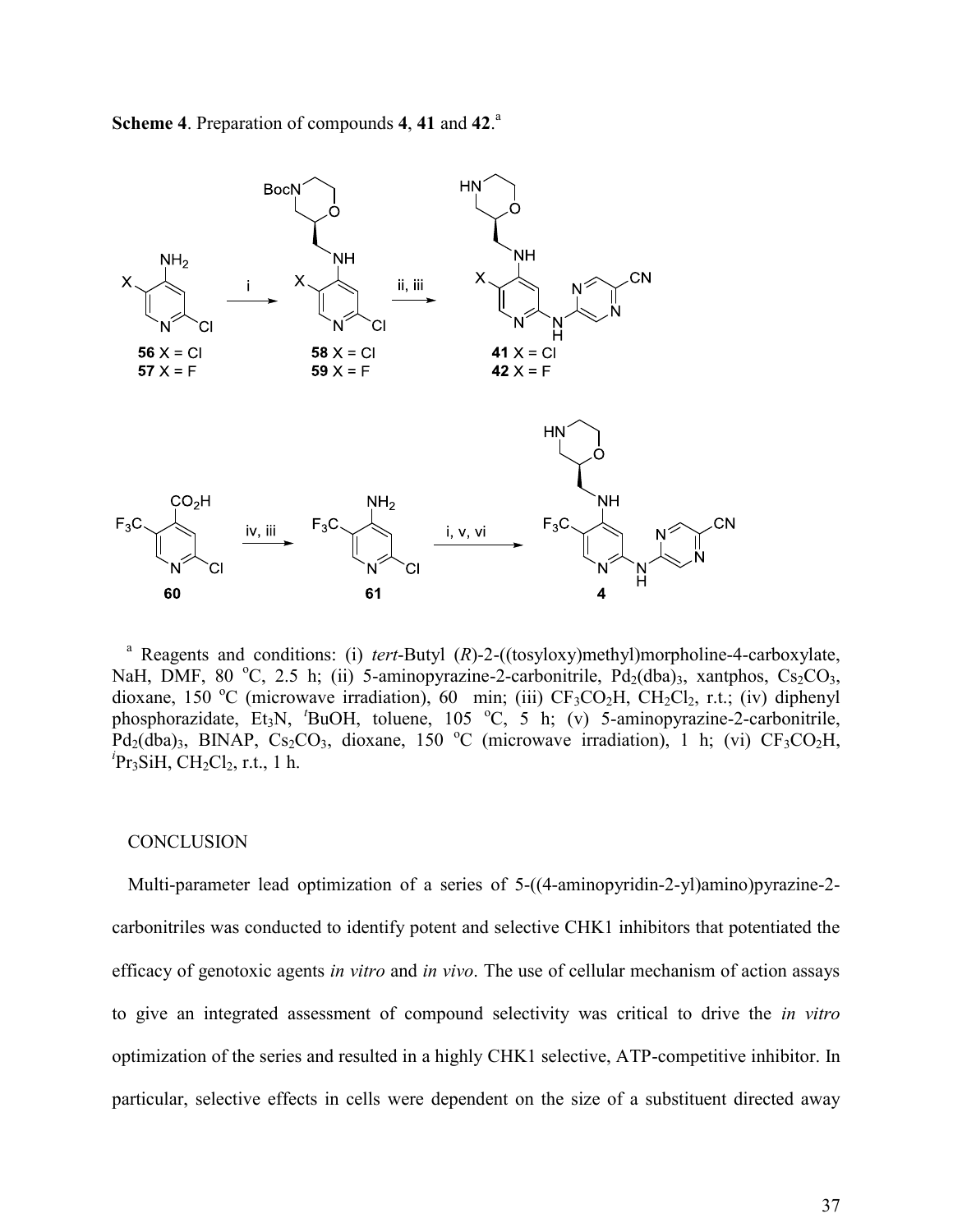**Scheme 4**. Preparation of compounds **4**, **41** and **42**.[a]

[a] Reagents and conditions: (i) *tert*-Butyl (*R*)-2-((tosyloxy)methyl)morpholine-4-carboxylate, NaH, DMF, 80 °C, 2.5 h; (ii) 5-aminopyrazine-2-carbonitrile, $Pd_2(dba)_3$, xantphos, $Cs_2CO_3$, dioxane, 150 °C (microwave irradiation), 60 min; (iii) $CF_3CO_2H$, $CH_2Cl_2$, r.t.; (iv) diphenyl phosphorazidate, $Et_3N$, $^t$BuOH, toluene, 105 °C, 5 h; (v) 5-aminopyrazine-2-carbonitrile, $Pd_2(dba)_3$, BINAP, $Cs_2CO_3$, dioxane, 150 °C (microwave irradiation), 1 h; (vi) $CF_3CO_2H$, $^i$Pr$_3$SiH, $CH_2Cl_2$, r.t., 1 h.

## CONCLUSION

Multi-parameter lead optimization of a series of 5-((4-aminopyridin-2-yl)amino)pyrazine-2-carbonitriles was conducted to identify potent and selective CHK1 inhibitors that potentiated the efficacy of genotoxic agents *in vitro* and *in vivo*. The use of cellular mechanism of action assays to give an integrated assessment of compound selectivity was critical to drive the *in vitro* optimization of the series and resulted in a highly CHK1 selective, ATP-competitive inhibitor. In particular, selective effects in cells were dependent on the size of a substituent directed away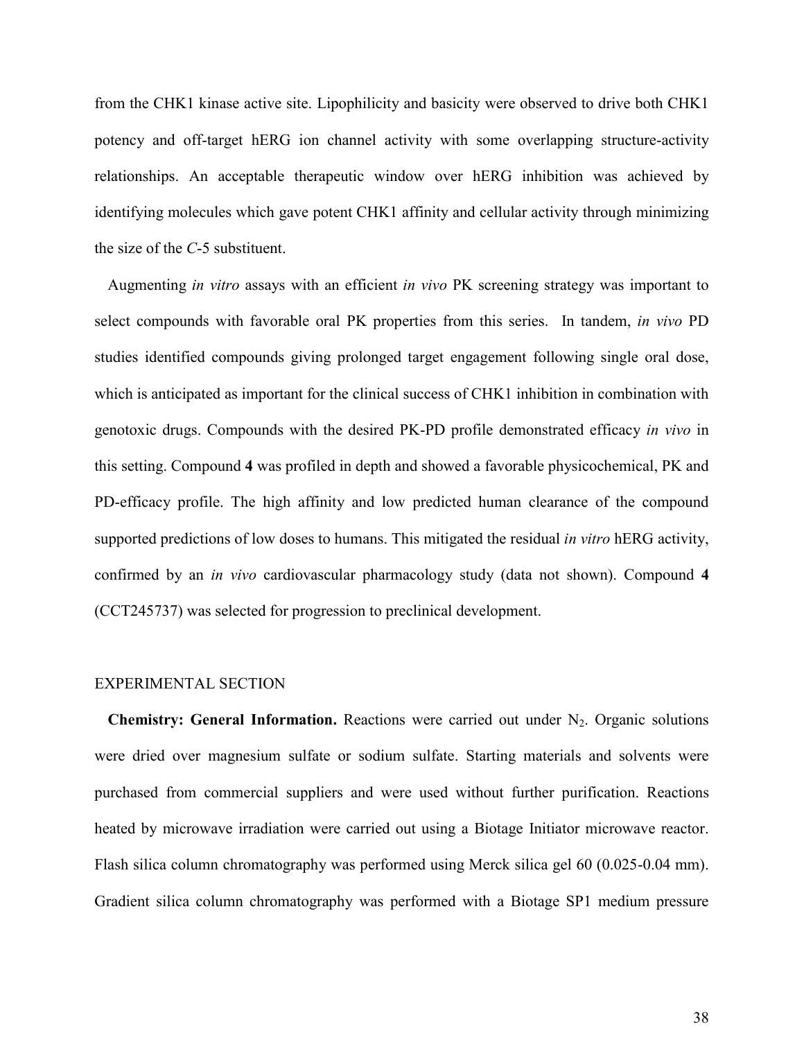from the CHK1 kinase active site. Lipophilicity and basicity were observed to drive both CHK1 potency and off-target hERG ion channel activity with some overlapping structure-activity relationships. An acceptable therapeutic window over hERG inhibition was achieved by identifying molecules which gave potent CHK1 affinity and cellular activity through minimizing the size of the *C*-5 substituent.

Augmenting *in vitro* assays with an efficient *in vivo* PK screening strategy was important to select compounds with favorable oral PK properties from this series. In tandem, *in vivo* PD studies identified compounds giving prolonged target engagement following single oral dose, which is anticipated as important for the clinical success of CHK1 inhibition in combination with genotoxic drugs. Compounds with the desired PK-PD profile demonstrated efficacy *in vivo* in this setting. Compound **4** was profiled in depth and showed a favorable physicochemical, PK and PD-efficacy profile. The high affinity and low predicted human clearance of the compound supported predictions of low doses to humans. This mitigated the residual *in vitro* hERG activity, confirmed by an *in vivo* cardiovascular pharmacology study (data not shown). Compound **4** (CCT245737) was selected for progression to preclinical development.

## EXPERIMENTAL SECTION

**Chemistry: General Information.** Reactions were carried out under $N_2$. Organic solutions were dried over magnesium sulfate or sodium sulfate. Starting materials and solvents were purchased from commercial suppliers and were used without further purification. Reactions heated by microwave irradiation were carried out using a Biotage Initiator microwave reactor. Flash silica column chromatography was performed using Merck silica gel 60 (0.025-0.04 mm). Gradient silica column chromatography was performed with a Biotage SP1 medium pressure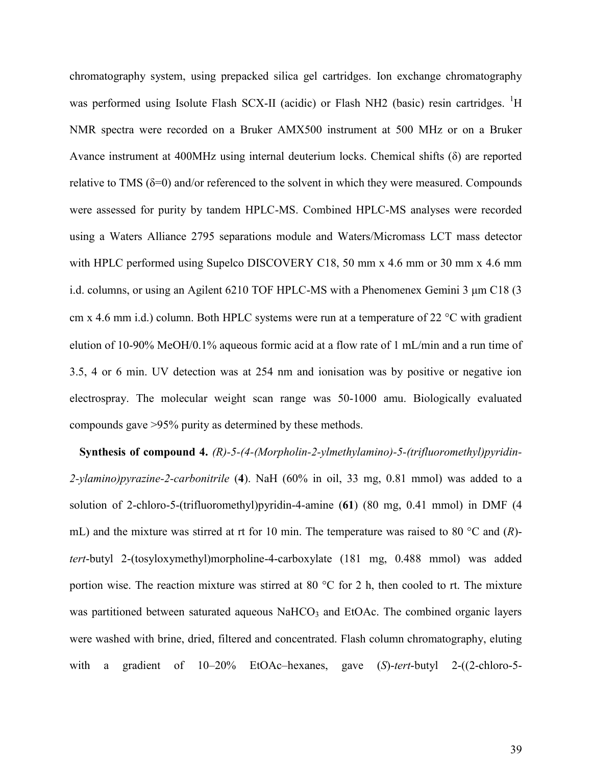chromatography system, using prepacked silica gel cartridges. Ion exchange chromatography was performed using Isolute Flash SCX-II (acidic) or Flash NH2 (basic) resin cartridges. $^{1}$H NMR spectra were recorded on a Bruker AMX500 instrument at 500 MHz or on a Bruker Avance instrument at 400MHz using internal deuterium locks. Chemical shifts (δ) are reported relative to TMS (δ=0) and/or referenced to the solvent in which they were measured. Compounds were assessed for purity by tandem HPLC-MS. Combined HPLC-MS analyses were recorded using a Waters Alliance 2795 separations module and Waters/Micromass LCT mass detector with HPLC performed using Supelco DISCOVERY C18, 50 mm x 4.6 mm or 30 mm x 4.6 mm i.d. columns, or using an Agilent 6210 TOF HPLC-MS with a Phenomenex Gemini 3 μm C18 (3 cm x 4.6 mm i.d.) column. Both HPLC systems were run at a temperature of 22 °C with gradient elution of 10-90% MeOH/0.1% aqueous formic acid at a flow rate of 1 mL/min and a run time of 3.5, 4 or 6 min. UV detection was at 254 nm and ionisation was by positive or negative ion electrospray. The molecular weight scan range was 50-1000 amu. Biologically evaluated compounds gave >95% purity as determined by these methods.

**Synthesis of compound 4.** *(R)-5-(4-(Morpholin-2-ylmethylamino)-5-(trifluoromethyl)pyridin-2-ylamino)pyrazine-2-carbonitrile* (**4**). NaH (60% in oil, 33 mg, 0.81 mmol) was added to a solution of 2-chloro-5-(trifluoromethyl)pyridin-4-amine (**61**) (80 mg, 0.41 mmol) in DMF (4 mL) and the mixture was stirred at rt for 10 min. The temperature was raised to 80 °C and (*R*)-*tert*-butyl 2-(tosyloxymethyl)morpholine-4-carboxylate (181 mg, 0.488 mmol) was added portion wise. The reaction mixture was stirred at 80 °C for 2 h, then cooled to rt. The mixture was partitioned between saturated aqueous $NaHCO_3$ and EtOAc. The combined organic layers were washed with brine, dried, filtered and concentrated. Flash column chromatography, eluting with a gradient of 10–20% EtOAc–hexanes, gave (*S*)-*tert*-butyl 2-((2-chloro-5-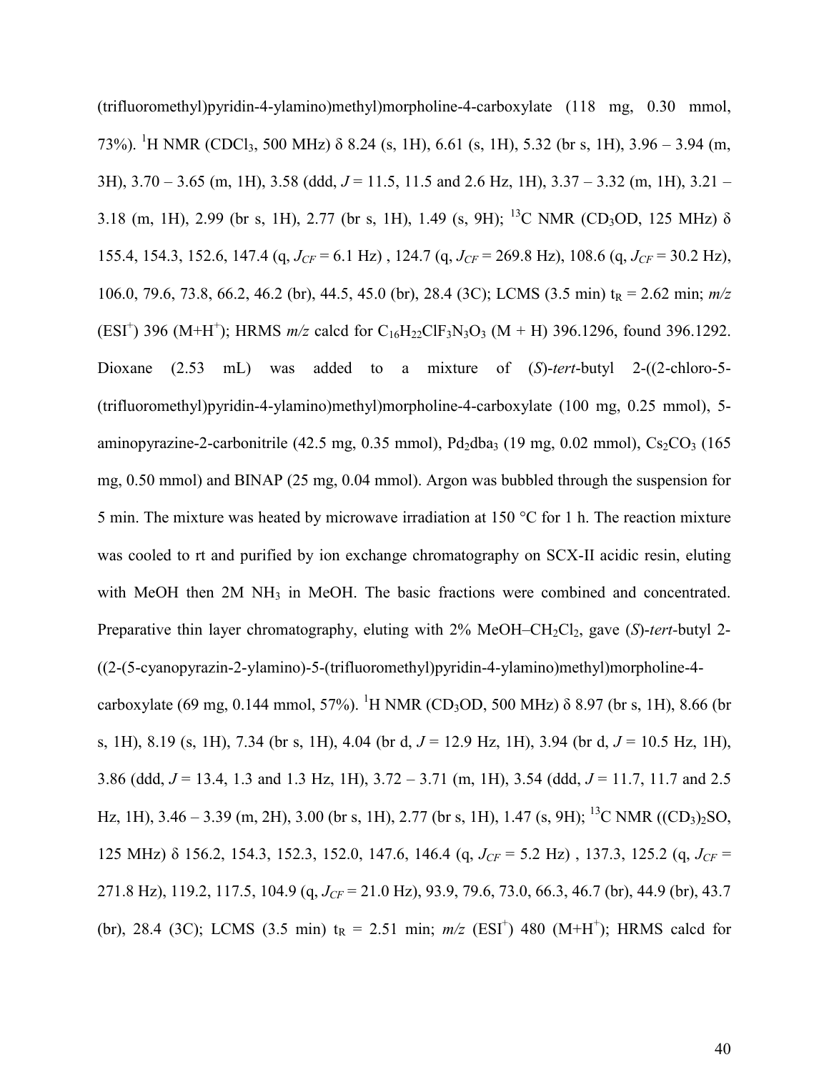(trifluoromethyl)pyridin-4-ylamino)methyl)morpholine-4-carboxylate (118 mg, 0.30 mmol, 73%). $^{1}$H NMR ($CDCl_3$, 500 MHz) δ 8.24 (s, 1H), 6.61 (s, 1H), 5.32 (br s, 1H), 3.96 – 3.94 (m, 3H), 3.70 – 3.65 (m, 1H), 3.58 (ddd, $J$ = 11.5, 11.5 and 2.6 Hz, 1H), 3.37 – 3.32 (m, 1H), 3.21 – 3.18 (m, 1H), 2.99 (br s, 1H), 2.77 (br s, 1H), 1.49 (s, 9H); $^{13}$C NMR ($CD_3OD$, 125 MHz) δ 155.4, 154.3, 152.6, 147.4 (q, $J_{CF}$ = 6.1 Hz) , 124.7 (q, $J_{CF}$ = 269.8 Hz), 108.6 (q, $J_{CF}$ = 30.2 Hz), 106.0, 79.6, 73.8, 66.2, 46.2 (br), 44.5, 45.0 (br), 28.4 (3C); LCMS (3.5 min) $t_R$ = 2.62 min; *m/z* ($ESI^+$) 396 ($M+H^+$); HRMS *m/z* calcd for $C_{16}H_{22}ClF_3N_3O_3$ (M + H) 396.1296, found 396.1292. Dioxane (2.53 mL) was added to a mixture of (*S*)-*tert*-butyl 2-((2-chloro-5-(trifluoromethyl)pyridin-4-ylamino)methyl)morpholine-4-carboxylate (100 mg, 0.25 mmol), 5-aminopyrazine-2-carbonitrile (42.5 mg, 0.35 mmol), $Pd_2dba_3$ (19 mg, 0.02 mmol), $Cs_2CO_3$ (165 mg, 0.50 mmol) and BINAP (25 mg, 0.04 mmol). Argon was bubbled through the suspension for 5 min. The mixture was heated by microwave irradiation at 150 °C for 1 h. The reaction mixture was cooled to rt and purified by ion exchange chromatography on SCX-II acidic resin, eluting with MeOH then 2M $NH_3$ in MeOH. The basic fractions were combined and concentrated. Preparative thin layer chromatography, eluting with 2% MeOH–$CH_2Cl_2$, gave (*S*)-*tert*-butyl 2-((2-(5-cyanopyrazin-2-ylamino)-5-(trifluoromethyl)pyridin-4-ylamino)methyl)morpholine-4-carboxylate (69 mg, 0.144 mmol, 57%). $^{1}$H NMR ($CD_3OD$, 500 MHz) δ 8.97 (br s, 1H), 8.66 (br s, 1H), 8.19 (s, 1H), 7.34 (br s, 1H), 4.04 (br d, $J$ = 12.9 Hz, 1H), 3.94 (br d, $J$ = 10.5 Hz, 1H), 3.86 (ddd, $J$ = 13.4, 1.3 and 1.3 Hz, 1H), 3.72 – 3.71 (m, 1H), 3.54 (ddd, $J$ = 11.7, 11.7 and 2.5 Hz, 1H), 3.46 – 3.39 (m, 2H), 3.00 (br s, 1H), 2.77 (br s, 1H), 1.47 (s, 9H); $^{13}$C NMR ($(CD_3)_2SO$, 125 MHz) δ 156.2, 154.3, 152.3, 152.0, 147.6, 146.4 (q, $J_{CF}$ = 5.2 Hz) , 137.3, 125.2 (q, $J_{CF}$ = 271.8 Hz), 119.2, 117.5, 104.9 (q, $J_{CF}$ = 21.0 Hz), 93.9, 79.6, 73.0, 66.3, 46.7 (br), 44.9 (br), 43.7 (br), 28.4 (3C); LCMS (3.5 min) $t_R$ = 2.51 min; *m/z* ($ESI^+$) 480 ($M+H^+$); HRMS calcd for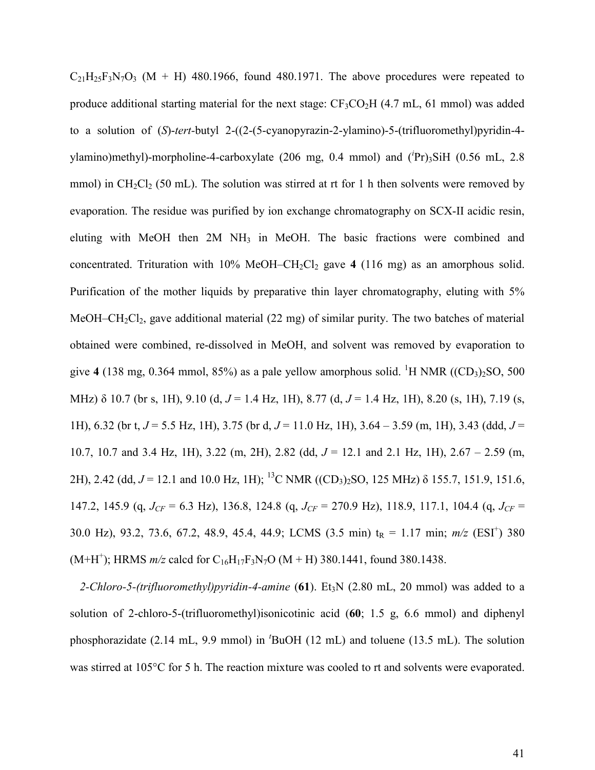$C_{21}H_{25}F_3N_7O_3$ (M + H) 480.1966, found 480.1971. The above procedures were repeated to produce additional starting material for the next stage: $CF_3CO_2H$ (4.7 mL, 61 mmol) was added to a solution of (*S*)-*tert*-butyl 2-((2-(5-cyanopyrazin-2-ylamino)-5-(trifluoromethyl)pyridin-4-ylamino)methyl)-morpholine-4-carboxylate (206 mg, 0.4 mmol) and $(^iPr)_3SiH$ (0.56 mL, 2.8 mmol) in $CH_2Cl_2$ (50 mL). The solution was stirred at rt for 1 h then solvents were removed by evaporation. The residue was purified by ion exchange chromatography on SCX-II acidic resin, eluting with MeOH then 2M $NH_3$ in MeOH. The basic fractions were combined and concentrated. Trituration with 10% MeOH–$CH_2Cl_2$ gave **4** (116 mg) as an amorphous solid. Purification of the mother liquids by preparative thin layer chromatography, eluting with 5% MeOH–$CH_2Cl_2$, gave additional material (22 mg) of similar purity. The two batches of material obtained were combined, re-dissolved in MeOH, and solvent was removed by evaporation to give **4** (138 mg, 0.364 mmol, 85%) as a pale yellow amorphous solid. $^1$H NMR ($(CD_3)_2SO$, 500 MHz) δ 10.7 (br s, 1H), 9.10 (d, *J* = 1.4 Hz, 1H), 8.77 (d, *J* = 1.4 Hz, 1H), 8.20 (s, 1H), 7.19 (s, 1H), 6.32 (br t, *J* = 5.5 Hz, 1H), 3.75 (br d, *J* = 11.0 Hz, 1H), 3.64 – 3.59 (m, 1H), 3.43 (ddd, *J* = 10.7, 10.7 and 3.4 Hz, 1H), 3.22 (m, 2H), 2.82 (dd, *J* = 12.1 and 2.1 Hz, 1H), 2.67 – 2.59 (m, 2H), 2.42 (dd, *J* = 12.1 and 10.0 Hz, 1H); $^{13}$C NMR ($(CD_3)_2SO$, 125 MHz) δ 155.7, 151.9, 151.6, 147.2, 145.9 (q, $J_{CF}$ = 6.3 Hz), 136.8, 124.8 (q, $J_{CF}$ = 270.9 Hz), 118.9, 117.1, 104.4 (q, $J_{CF}$ = 30.0 Hz), 93.2, 73.6, 67.2, 48.9, 45.4, 44.9; LCMS (3.5 min) $t_R$ = 1.17 min; *m/z* (ESI$^+$) 380 (M+H$^+$); HRMS *m/z* calcd for $C_{16}H_{17}F_3N_7O$ (M + H) 380.1441, found 380.1438.

*2-Chloro-5-(trifluoromethyl)pyridin-4-amine* (**61**). $Et_3N$ (2.80 mL, 20 mmol) was added to a solution of 2-chloro-5-(trifluoromethyl)isonicotinic acid (**60**; 1.5 g, 6.6 mmol) and diphenyl phosphorazidate (2.14 mL, 9.9 mmol) in $^t$BuOH (12 mL) and toluene (13.5 mL). The solution was stirred at 105°C for 5 h. The reaction mixture was cooled to rt and solvents were evaporated.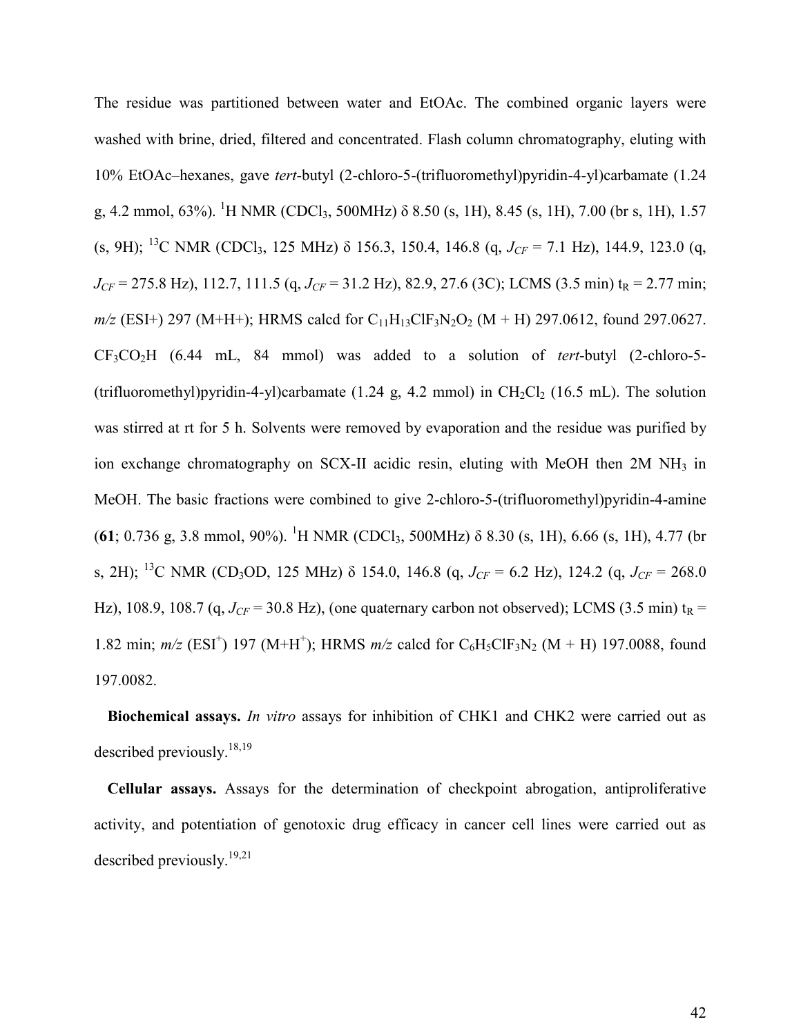The residue was partitioned between water and EtOAc. The combined organic layers were washed with brine, dried, filtered and concentrated. Flash column chromatography, eluting with 10% EtOAc–hexanes, gave *tert*-butyl (2-chloro-5-(trifluoromethyl)pyridin-4-yl)carbamate (1.24 g, 4.2 mmol, 63%). $^{1}$H NMR ($CDCl_3$, 500MHz) δ 8.50 (s, 1H), 8.45 (s, 1H), 7.00 (br s, 1H), 1.57 (s, 9H); $^{13}$C NMR ($CDCl_3$, 125 MHz) δ 156.3, 150.4, 146.8 (q, $J_{CF}$ = 7.1 Hz), 144.9, 123.0 (q, $J_{CF}$ = 275.8 Hz), 112.7, 111.5 (q, $J_{CF}$ = 31.2 Hz), 82.9, 27.6 (3C); LCMS (3.5 min) $t_R$ = 2.77 min; *m/z* (ESI+) 297 (M+H+); HRMS calcd for $C_{11}H_{13}ClF_3N_2O_2$ (M + H) 297.0612, found 297.0627. $CF_3CO_2H$ (6.44 mL, 84 mmol) was added to a solution of *tert*-butyl (2-chloro-5-(trifluoromethyl)pyridin-4-yl)carbamate (1.24 g, 4.2 mmol) in $CH_2Cl_2$ (16.5 mL). The solution was stirred at rt for 5 h. Solvents were removed by evaporation and the residue was purified by ion exchange chromatography on SCX-II acidic resin, eluting with MeOH then 2M $NH_3$ in MeOH. The basic fractions were combined to give 2-chloro-5-(trifluoromethyl)pyridin-4-amine (**61**; 0.736 g, 3.8 mmol, 90%). $^{1}$H NMR ($CDCl_3$, 500MHz) δ 8.30 (s, 1H), 6.66 (s, 1H), 4.77 (br s, 2H); $^{13}$C NMR ($CD_3OD$, 125 MHz) δ 154.0, 146.8 (q, $J_{CF}$ = 6.2 Hz), 124.2 (q, $J_{CF}$ = 268.0 Hz), 108.9, 108.7 (q, $J_{CF}$ = 30.8 Hz), (one quaternary carbon not observed); LCMS (3.5 min) $t_R$ = 1.82 min; *m/z* ($ESI^+$) 197 ($M+H^+$); HRMS *m/z* calcd for $C_6H_5ClF_3N_2$ (M + H) 197.0088, found 197.0082.

**Biochemical assays.** *In vitro* assays for inhibition of CHK1 and CHK2 were carried out as described previously.[18,19]

**Cellular assays.** Assays for the determination of checkpoint abrogation, antiproliferative activity, and potentiation of genotoxic drug efficacy in cancer cell lines were carried out as described previously.[19,21]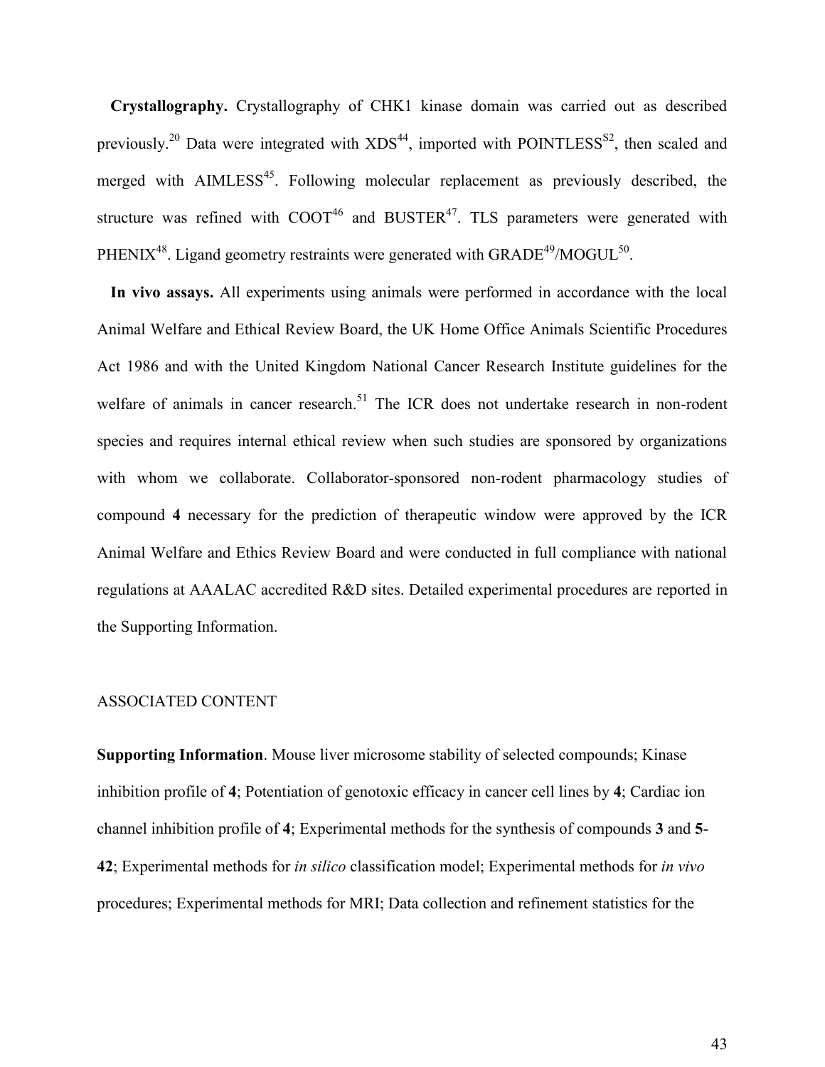**Crystallography.** Crystallography of CHK1 kinase domain was carried out as described previously.[20] Data were integrated with XDS[44], imported with POINTLESS[S2], then scaled and merged with AIMLESS[45]. Following molecular replacement as previously described, the structure was refined with COOT[46] and BUSTER[47]. TLS parameters were generated with PHENIX[48]. Ligand geometry restraints were generated with GRADE[49]/MOGUL[50].

**In vivo assays.** All experiments using animals were performed in accordance with the local Animal Welfare and Ethical Review Board, the UK Home Office Animals Scientific Procedures Act 1986 and with the United Kingdom National Cancer Research Institute guidelines for the welfare of animals in cancer research.[51] The ICR does not undertake research in non-rodent species and requires internal ethical review when such studies are sponsored by organizations with whom we collaborate. Collaborator-sponsored non-rodent pharmacology studies of compound **4** necessary for the prediction of therapeutic window were approved by the ICR Animal Welfare and Ethics Review Board and were conducted in full compliance with national regulations at AAALAC accredited R&D sites. Detailed experimental procedures are reported in the Supporting Information.

ASSOCIATED CONTENT

**Supporting Information**. Mouse liver microsome stability of selected compounds; Kinase inhibition profile of **4**; Potentiation of genotoxic efficacy in cancer cell lines by **4**; Cardiac ion channel inhibition profile of **4**; Experimental methods for the synthesis of compounds **3** and **5**-**42**; Experimental methods for *in silico* classification model; Experimental methods for *in vivo* procedures; Experimental methods for MRI; Data collection and refinement statistics for the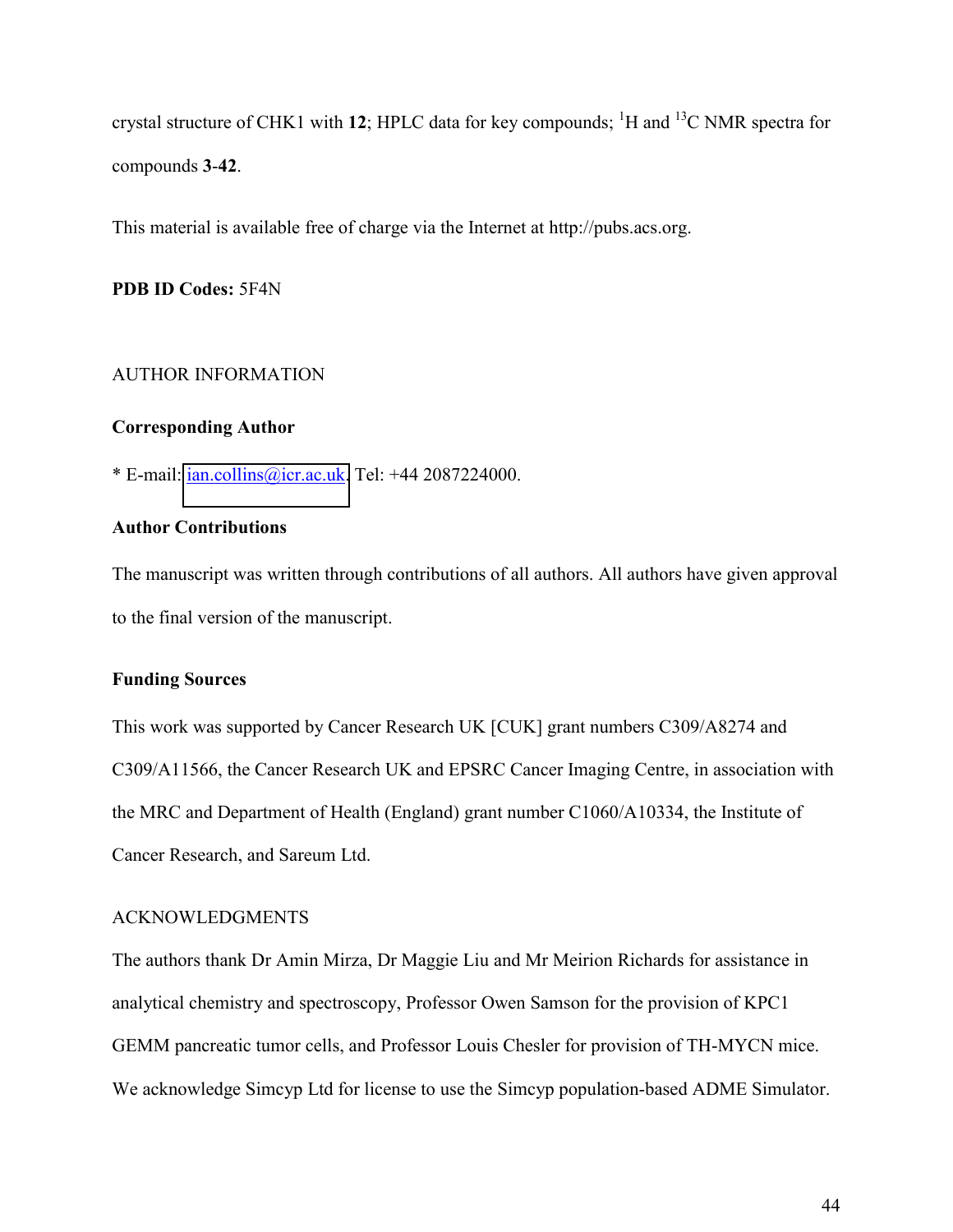crystal structure of CHK1 with **12**; HPLC data for key compounds; $^{1}$H and $^{13}$C NMR spectra for compounds **3**-**42**.

This material is available free of charge via the Internet at http://pubs.acs.org.

**PDB ID Codes:** 5F4N

## AUTHOR INFORMATION

### Corresponding Author

* E-mail: ian.collins@icr.ac.uk. Tel: +44 2087224000.

### Author Contributions

The manuscript was written through contributions of all authors. All authors have given approval to the final version of the manuscript.

### Funding Sources

This work was supported by Cancer Research UK [CUK] grant numbers C309/A8274 and C309/A11566, the Cancer Research UK and EPSRC Cancer Imaging Centre, in association with the MRC and Department of Health (England) grant number C1060/A10334, the Institute of Cancer Research, and Sareum Ltd.

## ACKNOWLEDGMENTS

The authors thank Dr Amin Mirza, Dr Maggie Liu and Mr Meirion Richards for assistance in analytical chemistry and spectroscopy, Professor Owen Samson for the provision of KPC1 GEMM pancreatic tumor cells, and Professor Louis Chesler for provision of TH-MYCN mice. We acknowledge Simcyp Ltd for license to use the Simcyp population-based ADME Simulator.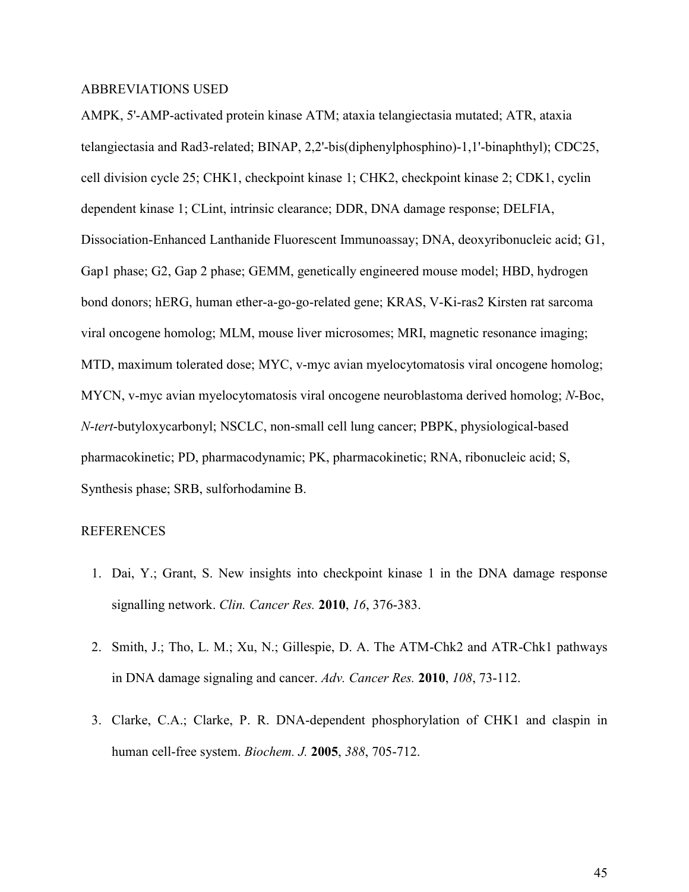## ABBREVIATIONS USED

AMPK, 5'-AMP-activated protein kinase ATM; ataxia telangiectasia mutated; ATR, ataxia telangiectasia and Rad3-related; BINAP, 2,2'-bis(diphenylphosphino)-1,1'-binaphthyl); CDC25, cell division cycle 25; CHK1, checkpoint kinase 1; CHK2, checkpoint kinase 2; CDK1, cyclin dependent kinase 1; CLint, intrinsic clearance; DDR, DNA damage response; DELFIA, Dissociation-Enhanced Lanthanide Fluorescent Immunoassay; DNA, deoxyribonucleic acid; G1, Gap1 phase; G2, Gap 2 phase; GEMM, genetically engineered mouse model; HBD, hydrogen bond donors; hERG, human ether-a-go-go-related gene; KRAS, V-Ki-ras2 Kirsten rat sarcoma viral oncogene homolog; MLM, mouse liver microsomes; MRI, magnetic resonance imaging; MTD, maximum tolerated dose; MYC, v-myc avian myelocytomatosis viral oncogene homolog; MYCN, v-myc avian myelocytomatosis viral oncogene neuroblastoma derived homolog; *N*-Boc, *N*-*tert*-butyloxycarbonyl; NSCLC, non-small cell lung cancer; PBPK, physiological-based pharmacokinetic; PD, pharmacodynamic; PK, pharmacokinetic; RNA, ribonucleic acid; S, Synthesis phase; SRB, sulforhodamine B.

## REFERENCES

1. Dai, Y.; Grant, S. New insights into checkpoint kinase 1 in the DNA damage response signalling network. *Clin. Cancer Res.* **2010**, *16*, 376-383.
2. Smith, J.; Tho, L. M.; Xu, N.; Gillespie, D. A. The ATM-Chk2 and ATR-Chk1 pathways in DNA damage signaling and cancer. *Adv. Cancer Res.* **2010**, *108*, 73-112.
3. Clarke, C.A.; Clarke, P. R. DNA-dependent phosphorylation of CHK1 and claspin in human cell-free system. *Biochem. J.* **2005**, *388*, 705-712.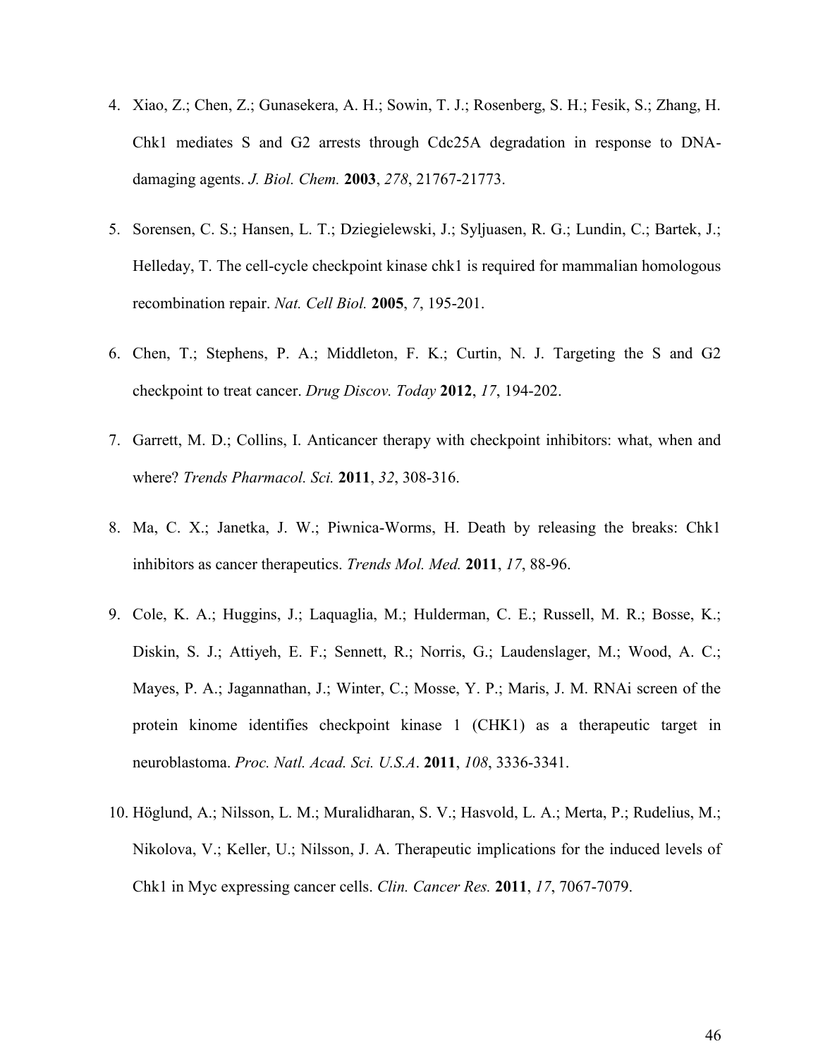4. Xiao, Z.; Chen, Z.; Gunasekera, A. H.; Sowin, T. J.; Rosenberg, S. H.; Fesik, S.; Zhang, H. Chk1 mediates S and G2 arrests through Cdc25A degradation in response to DNA-damaging agents. *J. Biol. Chem.* **2003**, *278*, 21767-21773.

5. Sorensen, C. S.; Hansen, L. T.; Dziegielewski, J.; Syljuasen, R. G.; Lundin, C.; Bartek, J.; Helleday, T. The cell-cycle checkpoint kinase chk1 is required for mammalian homologous recombination repair. *Nat. Cell Biol.* **2005**, *7*, 195-201.

6. Chen, T.; Stephens, P. A.; Middleton, F. K.; Curtin, N. J. Targeting the S and G2 checkpoint to treat cancer. *Drug Discov. Today* **2012**, *17*, 194-202.

7. Garrett, M. D.; Collins, I. Anticancer therapy with checkpoint inhibitors: what, when and where? *Trends Pharmacol. Sci.* **2011**, *32*, 308-316.

8. Ma, C. X.; Janetka, J. W.; Piwnica-Worms, H. Death by releasing the breaks: Chk1 inhibitors as cancer therapeutics. *Trends Mol. Med.* **2011**, *17*, 88-96.

9. Cole, K. A.; Huggins, J.; Laquaglia, M.; Hulderman, C. E.; Russell, M. R.; Bosse, K.; Diskin, S. J.; Attiyeh, E. F.; Sennett, R.; Norris, G.; Laudenslager, M.; Wood, A. C.; Mayes, P. A.; Jagannathan, J.; Winter, C.; Mosse, Y. P.; Maris, J. M. RNAi screen of the protein kinome identifies checkpoint kinase 1 (CHK1) as a therapeutic target in neuroblastoma. *Proc. Natl. Acad. Sci. U.S.A*. **2011**, *108*, 3336-3341.

10. Höglund, A.; Nilsson, L. M.; Muralidharan, S. V.; Hasvold, L. A.; Merta, P.; Rudelius, M.; Nikolova, V.; Keller, U.; Nilsson, J. A. Therapeutic implications for the induced levels of Chk1 in Myc expressing cancer cells. *Clin. Cancer Res.* **2011**, *17*, 7067-7079.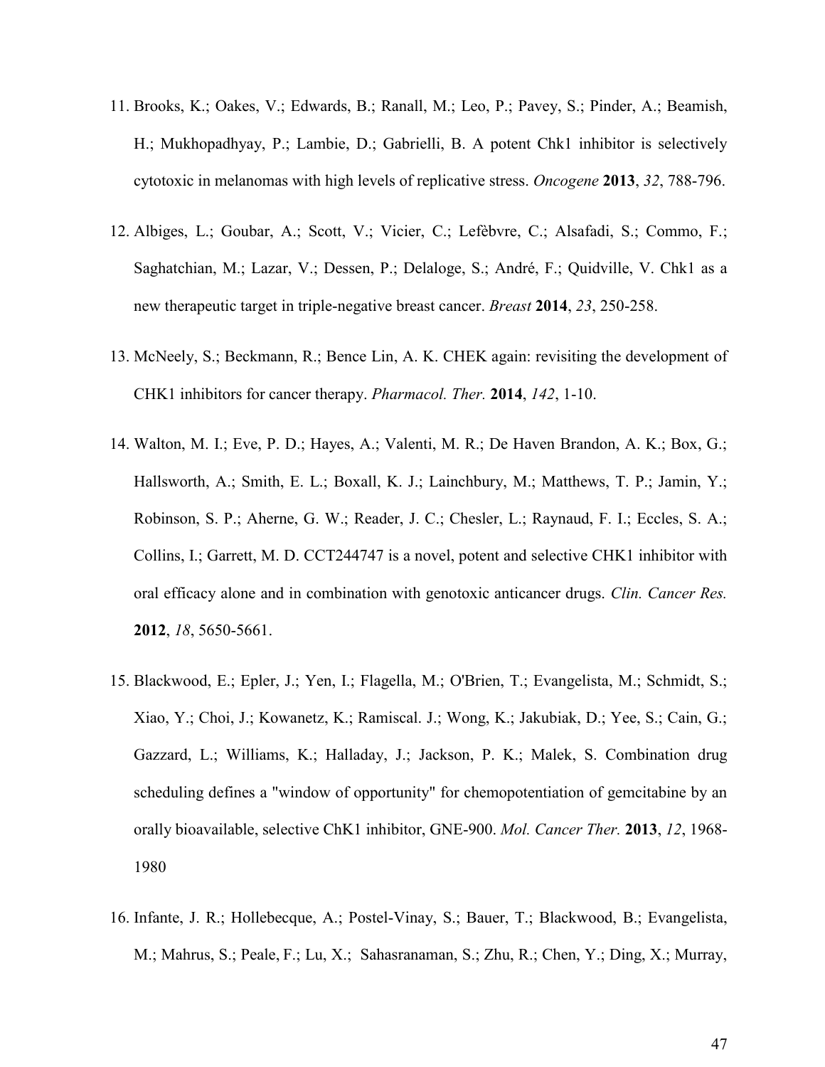11. Brooks, K.; Oakes, V.; Edwards, B.; Ranall, M.; Leo, P.; Pavey, S.; Pinder, A.; Beamish, H.; Mukhopadhyay, P.; Lambie, D.; Gabrielli, B. A potent Chk1 inhibitor is selectively cytotoxic in melanomas with high levels of replicative stress. *Oncogene* **2013**, *32*, 788-796.

12. Albiges, L.; Goubar, A.; Scott, V.; Vicier, C.; Lefèbvre, C.; Alsafadi, S.; Commo, F.; Saghatchian, M.; Lazar, V.; Dessen, P.; Delaloge, S.; André, F.; Quidville, V. Chk1 as a new therapeutic target in triple-negative breast cancer. *Breast* **2014**, *23*, 250-258.

13. McNeely, S.; Beckmann, R.; Bence Lin, A. K. CHEK again: revisiting the development of CHK1 inhibitors for cancer therapy. *Pharmacol. Ther.* **2014**, *142*, 1-10.

14. Walton, M. I.; Eve, P. D.; Hayes, A.; Valenti, M. R.; De Haven Brandon, A. K.; Box, G.; Hallsworth, A.; Smith, E. L.; Boxall, K. J.; Lainchbury, M.; Matthews, T. P.; Jamin, Y.; Robinson, S. P.; Aherne, G. W.; Reader, J. C.; Chesler, L.; Raynaud, F. I.; Eccles, S. A.; Collins, I.; Garrett, M. D. CCT244747 is a novel, potent and selective CHK1 inhibitor with oral efficacy alone and in combination with genotoxic anticancer drugs. *Clin. Cancer Res.* **2012**, *18*, 5650-5661.

15. Blackwood, E.; Epler, J.; Yen, I.; Flagella, M.; O'Brien, T.; Evangelista, M.; Schmidt, S.; Xiao, Y.; Choi, J.; Kowanetz, K.; Ramiscal. J.; Wong, K.; Jakubiak, D.; Yee, S.; Cain, G.; Gazzard, L.; Williams, K.; Halladay, J.; Jackson, P. K.; Malek, S. Combination drug scheduling defines a "window of opportunity" for chemopotentiation of gemcitabine by an orally bioavailable, selective ChK1 inhibitor, GNE-900. *Mol. Cancer Ther.* **2013**, *12*, 1968-1980

16. Infante, J. R.; Hollebecque, A.; Postel-Vinay, S.; Bauer, T.; Blackwood, B.; Evangelista, M.; Mahrus, S.; Peale, F.; Lu, X.; Sahasranaman, S.; Zhu, R.; Chen, Y.; Ding, X.; Murray,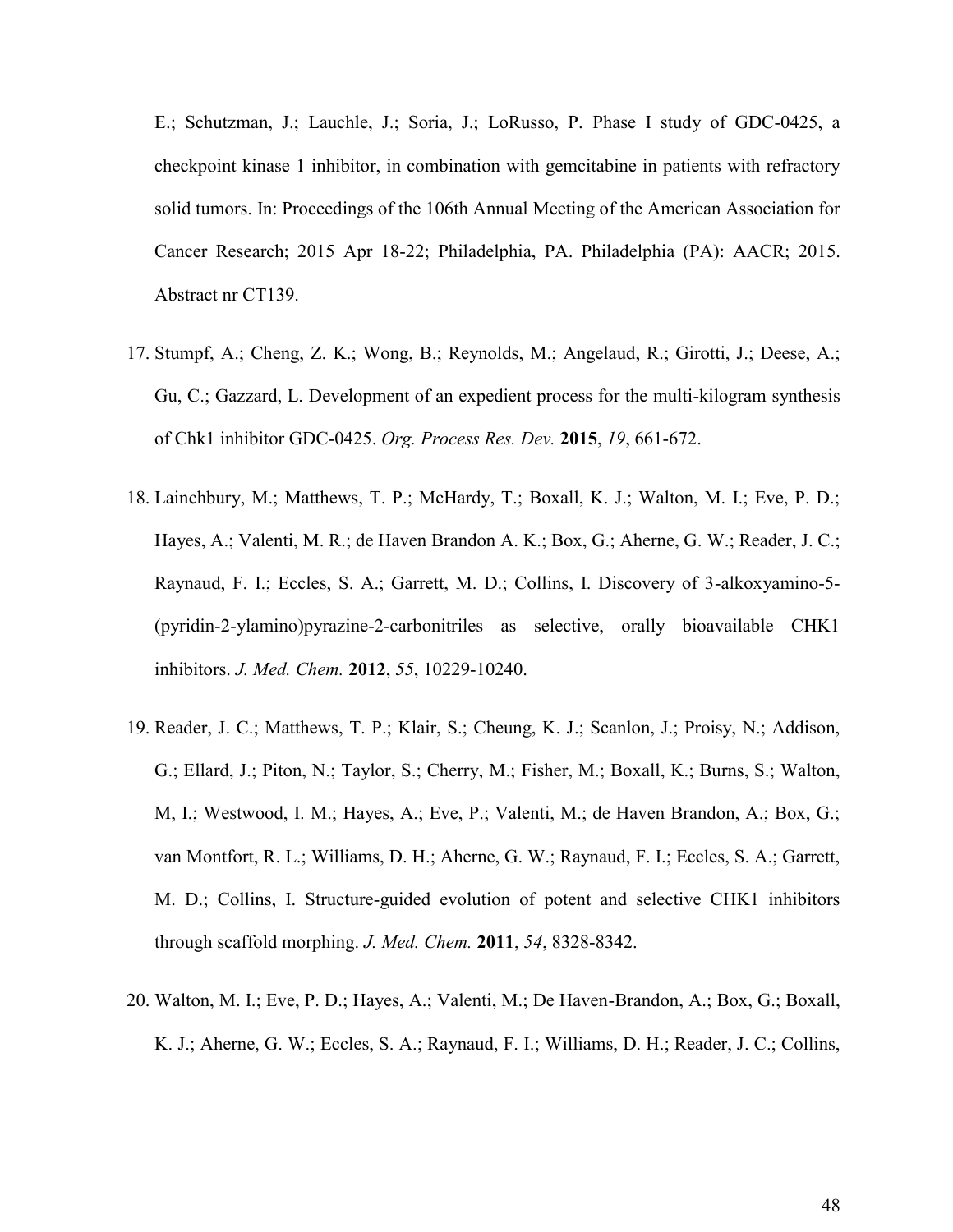E.; Schutzman, J.; Lauchle, J.; Soria, J.; LoRusso, P. Phase I study of GDC-0425, a checkpoint kinase 1 inhibitor, in combination with gemcitabine in patients with refractory solid tumors. In: Proceedings of the 106th Annual Meeting of the American Association for Cancer Research; 2015 Apr 18-22; Philadelphia, PA. Philadelphia (PA): AACR; 2015. Abstract nr CT139.

17. Stumpf, A.; Cheng, Z. K.; Wong, B.; Reynolds, M.; Angelaud, R.; Girotti, J.; Deese, A.; Gu, C.; Gazzard, L. Development of an expedient process for the multi-kilogram synthesis of Chk1 inhibitor GDC-0425. *Org. Process Res. Dev.* **2015**, *19*, 661-672.

18. Lainchbury, M.; Matthews, T. P.; McHardy, T.; Boxall, K. J.; Walton, M. I.; Eve, P. D.; Hayes, A.; Valenti, M. R.; de Haven Brandon A. K.; Box, G.; Aherne, G. W.; Reader, J. C.; Raynaud, F. I.; Eccles, S. A.; Garrett, M. D.; Collins, I. Discovery of 3-alkoxyamino-5-(pyridin-2-ylamino)pyrazine-2-carbonitriles as selective, orally bioavailable CHK1 inhibitors. *J. Med. Chem.* **2012**, *55*, 10229-10240.

19. Reader, J. C.; Matthews, T. P.; Klair, S.; Cheung, K. J.; Scanlon, J.; Proisy, N.; Addison, G.; Ellard, J.; Piton, N.; Taylor, S.; Cherry, M.; Fisher, M.; Boxall, K.; Burns, S.; Walton, M, I.; Westwood, I. M.; Hayes, A.; Eve, P.; Valenti, M.; de Haven Brandon, A.; Box, G.; van Montfort, R. L.; Williams, D. H.; Aherne, G. W.; Raynaud, F. I.; Eccles, S. A.; Garrett, M. D.; Collins, I. Structure-guided evolution of potent and selective CHK1 inhibitors through scaffold morphing. *J. Med. Chem.* **2011**, *54*, 8328-8342.

20. Walton, M. I.; Eve, P. D.; Hayes, A.; Valenti, M.; De Haven-Brandon, A.; Box, G.; Boxall, K. J.; Aherne, G. W.; Eccles, S. A.; Raynaud, F. I.; Williams, D. H.; Reader, J. C.; Collins,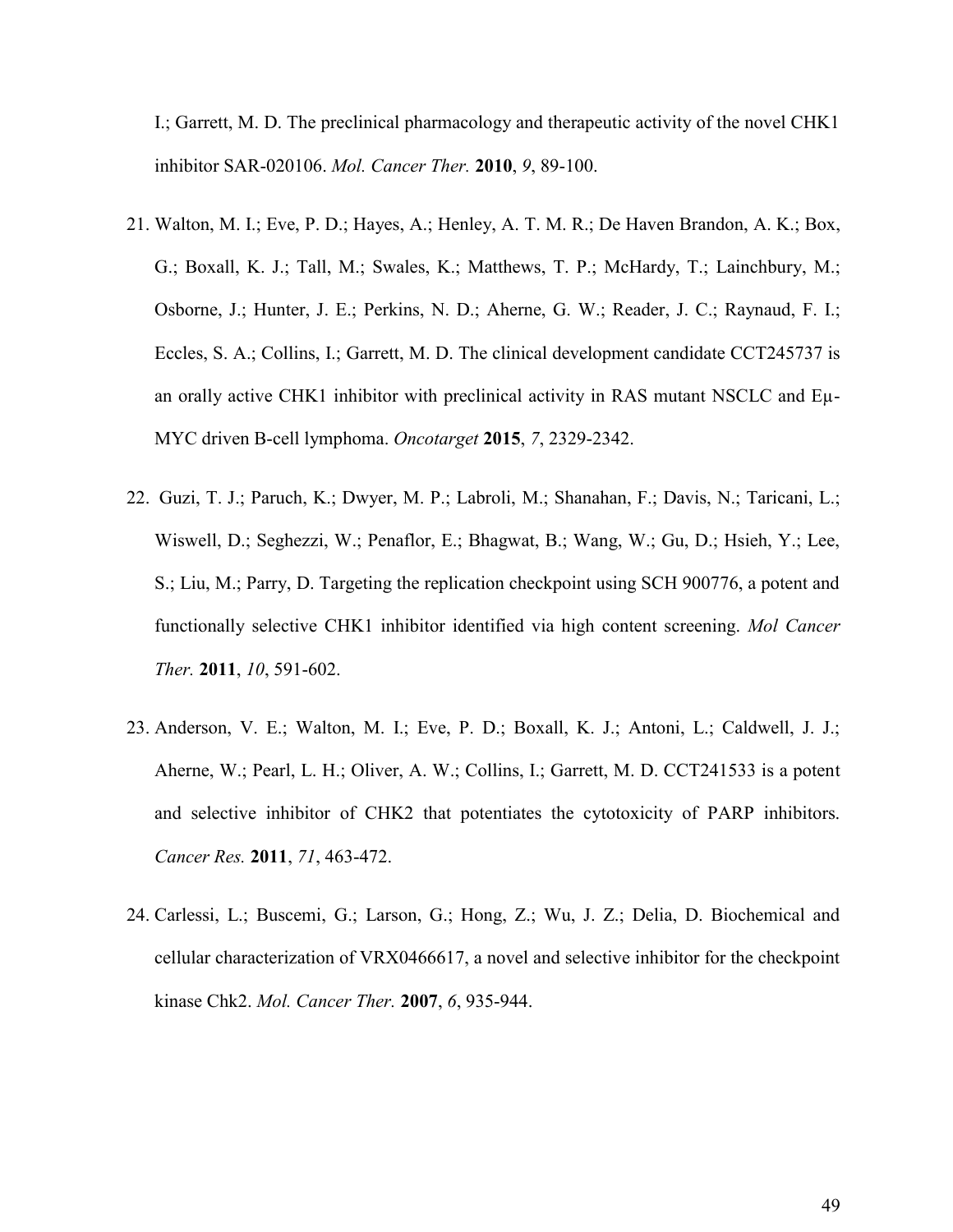I.; Garrett, M. D. The preclinical pharmacology and therapeutic activity of the novel CHK1 inhibitor SAR-020106. *Mol. Cancer Ther.* **2010**, *9*, 89-100.

21. Walton, M. I.; Eve, P. D.; Hayes, A.; Henley, A. T. M. R.; De Haven Brandon, A. K.; Box, G.; Boxall, K. J.; Tall, M.; Swales, K.; Matthews, T. P.; McHardy, T.; Lainchbury, M.; Osborne, J.; Hunter, J. E.; Perkins, N. D.; Aherne, G. W.; Reader, J. C.; Raynaud, F. I.; Eccles, S. A.; Collins, I.; Garrett, M. D. The clinical development candidate CCT245737 is an orally active CHK1 inhibitor with preclinical activity in RAS mutant NSCLC and Eμ-MYC driven B-cell lymphoma. *Oncotarget* **2015**, *7*, 2329-2342.

22. Guzi, T. J.; Paruch, K.; Dwyer, M. P.; Labroli, M.; Shanahan, F.; Davis, N.; Taricani, L.; Wiswell, D.; Seghezzi, W.; Penaflor, E.; Bhagwat, B.; Wang, W.; Gu, D.; Hsieh, Y.; Lee, S.; Liu, M.; Parry, D. Targeting the replication checkpoint using SCH 900776, a potent and functionally selective CHK1 inhibitor identified via high content screening. *Mol Cancer Ther.* **2011**, *10*, 591-602.

23. Anderson, V. E.; Walton, M. I.; Eve, P. D.; Boxall, K. J.; Antoni, L.; Caldwell, J. J.; Aherne, W.; Pearl, L. H.; Oliver, A. W.; Collins, I.; Garrett, M. D. CCT241533 is a potent and selective inhibitor of CHK2 that potentiates the cytotoxicity of PARP inhibitors. *Cancer Res.* **2011**, *71*, 463-472.

24. Carlessi, L.; Buscemi, G.; Larson, G.; Hong, Z.; Wu, J. Z.; Delia, D. Biochemical and cellular characterization of VRX0466617, a novel and selective inhibitor for the checkpoint kinase Chk2. *Mol. Cancer Ther.* **2007**, *6*, 935-944.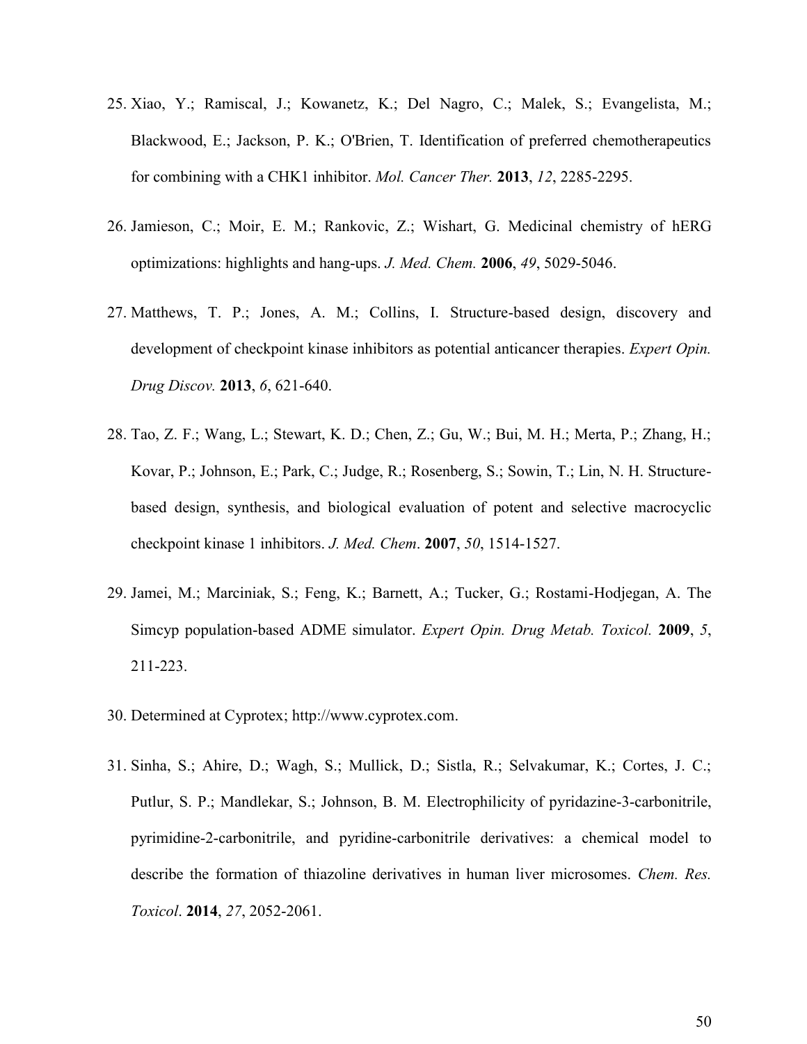25. Xiao, Y.; Ramiscal, J.; Kowanetz, K.; Del Nagro, C.; Malek, S.; Evangelista, M.; Blackwood, E.; Jackson, P. K.; O'Brien, T. Identification of preferred chemotherapeutics for combining with a CHK1 inhibitor. *Mol. Cancer Ther.* **2013**, *12*, 2285-2295.

26. Jamieson, C.; Moir, E. M.; Rankovic, Z.; Wishart, G. Medicinal chemistry of hERG optimizations: highlights and hang-ups. *J. Med. Chem.* **2006**, *49*, 5029-5046.

27. Matthews, T. P.; Jones, A. M.; Collins, I. Structure-based design, discovery and development of checkpoint kinase inhibitors as potential anticancer therapies. *Expert Opin. Drug Discov.* **2013**, *6*, 621-640.

28. Tao, Z. F.; Wang, L.; Stewart, K. D.; Chen, Z.; Gu, W.; Bui, M. H.; Merta, P.; Zhang, H.; Kovar, P.; Johnson, E.; Park, C.; Judge, R.; Rosenberg, S.; Sowin, T.; Lin, N. H. Structure-based design, synthesis, and biological evaluation of potent and selective macrocyclic checkpoint kinase 1 inhibitors. *J. Med. Chem*. **2007**, *50*, 1514-1527.

29. Jamei, M.; Marciniak, S.; Feng, K.; Barnett, A.; Tucker, G.; Rostami-Hodjegan, A. The Simcyp population-based ADME simulator. *Expert Opin. Drug Metab. Toxicol.* **2009**, *5*, 211-223.

30. Determined at Cyprotex; http://www.cyprotex.com.

31. Sinha, S.; Ahire, D.; Wagh, S.; Mullick, D.; Sistla, R.; Selvakumar, K.; Cortes, J. C.; Putlur, S. P.; Mandlekar, S.; Johnson, B. M. Electrophilicity of pyridazine-3-carbonitrile, pyrimidine-2-carbonitrile, and pyridine-carbonitrile derivatives: a chemical model to describe the formation of thiazoline derivatives in human liver microsomes. *Chem. Res. Toxicol*. **2014**, *27*, 2052-2061.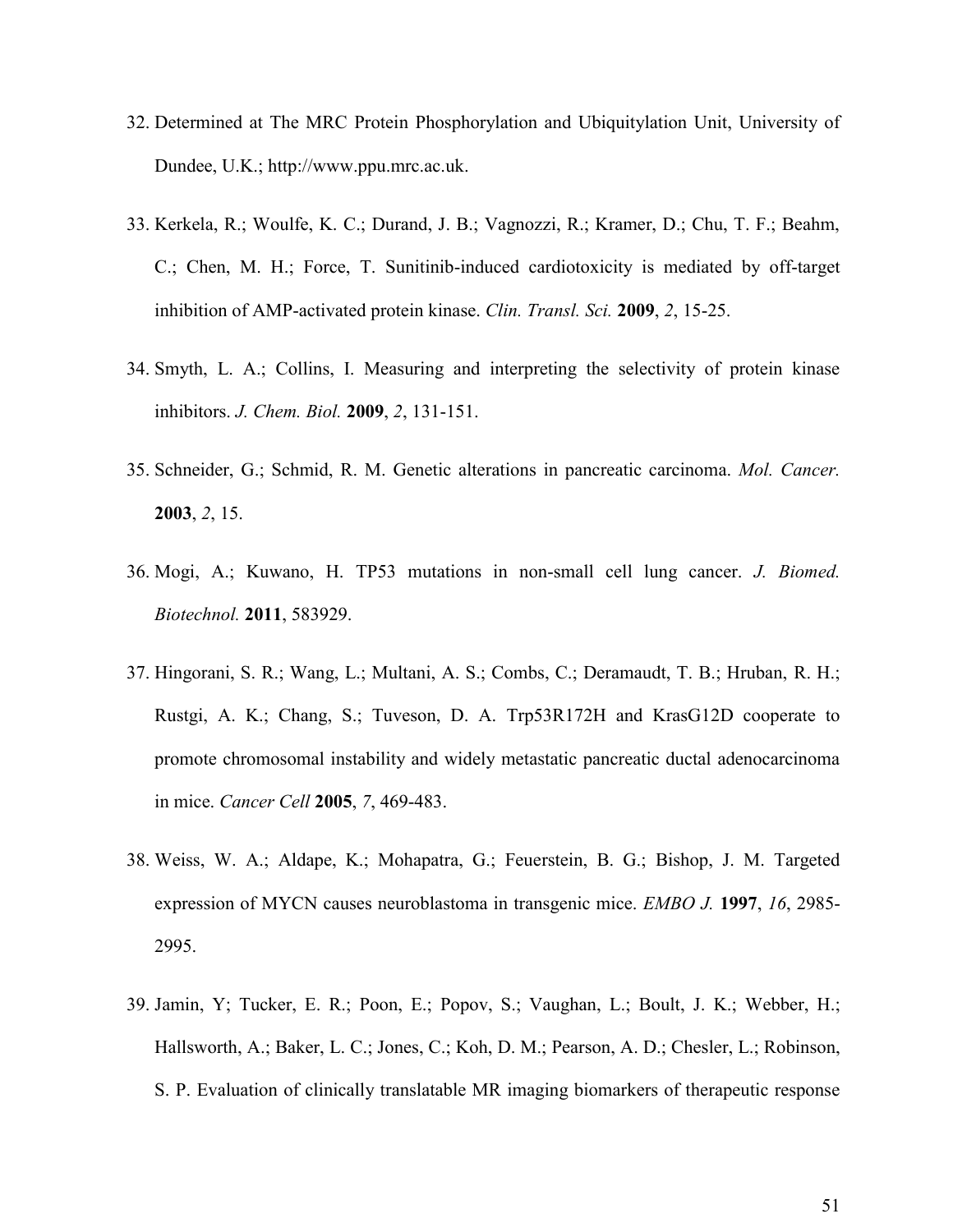32. Determined at The MRC Protein Phosphorylation and Ubiquitylation Unit, University of Dundee, U.K.; http://www.ppu.mrc.ac.uk.

33. Kerkela, R.; Woulfe, K. C.; Durand, J. B.; Vagnozzi, R.; Kramer, D.; Chu, T. F.; Beahm, C.; Chen, M. H.; Force, T. Sunitinib-induced cardiotoxicity is mediated by off-target inhibition of AMP-activated protein kinase. *Clin. Transl. Sci.* **2009**, *2*, 15-25.

34. Smyth, L. A.; Collins, I. Measuring and interpreting the selectivity of protein kinase inhibitors. *J. Chem. Biol.* **2009**, *2*, 131-151.

35. Schneider, G.; Schmid, R. M. Genetic alterations in pancreatic carcinoma. *Mol. Cancer.* **2003**, *2*, 15.

36. Mogi, A.; Kuwano, H. TP53 mutations in non-small cell lung cancer. *J. Biomed. Biotechnol.* **2011**, 583929.

37. Hingorani, S. R.; Wang, L.; Multani, A. S.; Combs, C.; Deramaudt, T. B.; Hruban, R. H.; Rustgi, A. K.; Chang, S.; Tuveson, D. A. Trp53R172H and KrasG12D cooperate to promote chromosomal instability and widely metastatic pancreatic ductal adenocarcinoma in mice. *Cancer Cell* **2005**, *7*, 469-483.

38. Weiss, W. A.; Aldape, K.; Mohapatra, G.; Feuerstein, B. G.; Bishop, J. M. Targeted expression of MYCN causes neuroblastoma in transgenic mice. *EMBO J.* **1997**, *16*, 2985-2995.

39. Jamin, Y; Tucker, E. R.; Poon, E.; Popov, S.; Vaughan, L.; Boult, J. K.; Webber, H.; Hallsworth, A.; Baker, L. C.; Jones, C.; Koh, D. M.; Pearson, A. D.; Chesler, L.; Robinson, S. P. Evaluation of clinically translatable MR imaging biomarkers of therapeutic response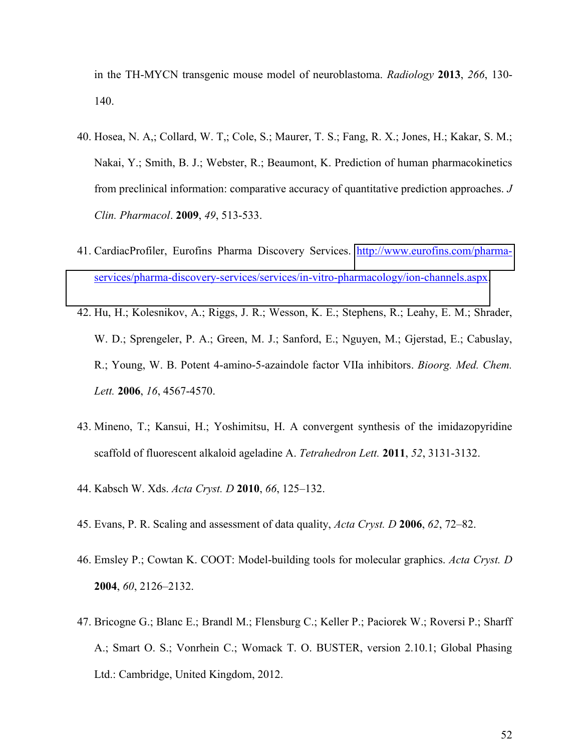in the TH-MYCN transgenic mouse model of neuroblastoma. *Radiology* **2013**, *266*, 130-140.

40. Hosea, N. A,; Collard, W. T,; Cole, S.; Maurer, T. S.; Fang, R. X.; Jones, H.; Kakar, S. M.; Nakai, Y.; Smith, B. J.; Webster, R.; Beaumont, K. Prediction of human pharmacokinetics from preclinical information: comparative accuracy of quantitative prediction approaches. *J Clin. Pharmacol*. **2009**, *49*, 513-533.

41. CardiacProfiler, Eurofins Pharma Discovery Services. http://www.eurofins.com/pharma-services/pharma-discovery-services/services/in-vitro-pharmacology/ion-channels.aspx.

42. Hu, H.; Kolesnikov, A.; Riggs, J. R.; Wesson, K. E.; Stephens, R.; Leahy, E. M.; Shrader, W. D.; Sprengeler, P. A.; Green, M. J.; Sanford, E.; Nguyen, M.; Gjerstad, E.; Cabuslay, R.; Young, W. B. Potent 4-amino-5-azaindole factor VIIa inhibitors. *Bioorg. Med. Chem. Lett.* **2006**, *16*, 4567-4570.

43. Mineno, T.; Kansui, H.; Yoshimitsu, H. A convergent synthesis of the imidazopyridine scaffold of fluorescent alkaloid ageladine A. *Tetrahedron Lett.* **2011**, *52*, 3131-3132.

44. Kabsch W. Xds. *Acta Cryst. D* **2010**, *66*, 125–132.

45. Evans, P. R. Scaling and assessment of data quality, *Acta Cryst. D* **2006**, *62*, 72–82.

46. Emsley P.; Cowtan K. COOT: Model-building tools for molecular graphics. *Acta Cryst. D* **2004**, *60*, 2126–2132.

47. Bricogne G.; Blanc E.; Brandl M.; Flensburg C.; Keller P.; Paciorek W.; Roversi P.; Sharff A.; Smart O. S.; Vonrhein C.; Womack T. O. BUSTER, version 2.10.1; Global Phasing Ltd.: Cambridge, United Kingdom, 2012.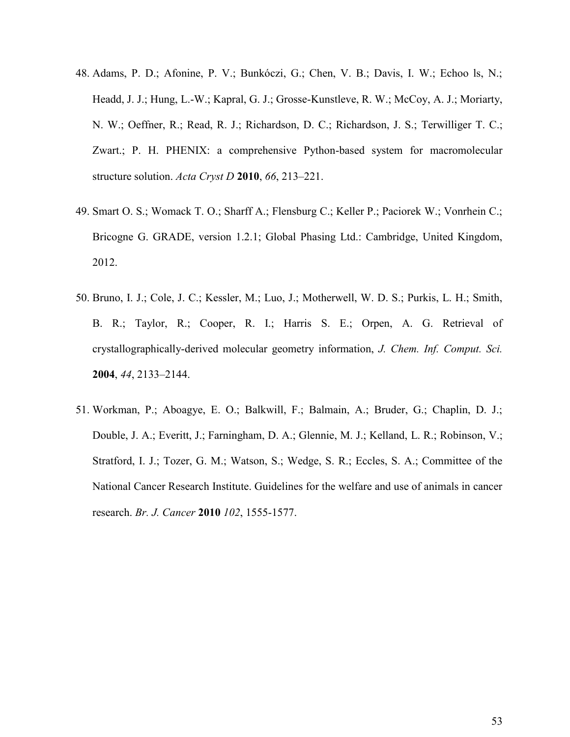48. Adams, P. D.; Afonine, P. V.; Bunkóczi, G.; Chen, V. B.; Davis, I. W.; Echoo ls, N.; Headd, J. J.; Hung, L.-W.; Kapral, G. J.; Grosse-Kunstleve, R. W.; McCoy, A. J.; Moriarty, N. W.; Oeffner, R.; Read, R. J.; Richardson, D. C.; Richardson, J. S.; Terwilliger T. C.; Zwart.; P. H. PHENIX: a comprehensive Python-based system for macromolecular structure solution. *Acta Cryst D* **2010**, *66*, 213–221.

49. Smart O. S.; Womack T. O.; Sharff A.; Flensburg C.; Keller P.; Paciorek W.; Vonrhein C.; Bricogne G. GRADE, version 1.2.1; Global Phasing Ltd.: Cambridge, United Kingdom, 2012.

50. Bruno, I. J.; Cole, J. C.; Kessler, M.; Luo, J.; Motherwell, W. D. S.; Purkis, L. H.; Smith, B. R.; Taylor, R.; Cooper, R. I.; Harris S. E.; Orpen, A. G. Retrieval of crystallographically-derived molecular geometry information, *J. Chem. Inf. Comput. Sci.* **2004**, *44*, 2133–2144.

51. Workman, P.; Aboagye, E. O.; Balkwill, F.; Balmain, A.; Bruder, G.; Chaplin, D. J.; Double, J. A.; Everitt, J.; Farningham, D. A.; Glennie, M. J.; Kelland, L. R.; Robinson, V.; Stratford, I. J.; Tozer, G. M.; Watson, S.; Wedge, S. R.; Eccles, S. A.; Committee of the National Cancer Research Institute. Guidelines for the welfare and use of animals in cancer research. *Br. J. Cancer* **2010** *102*, 1555-1577.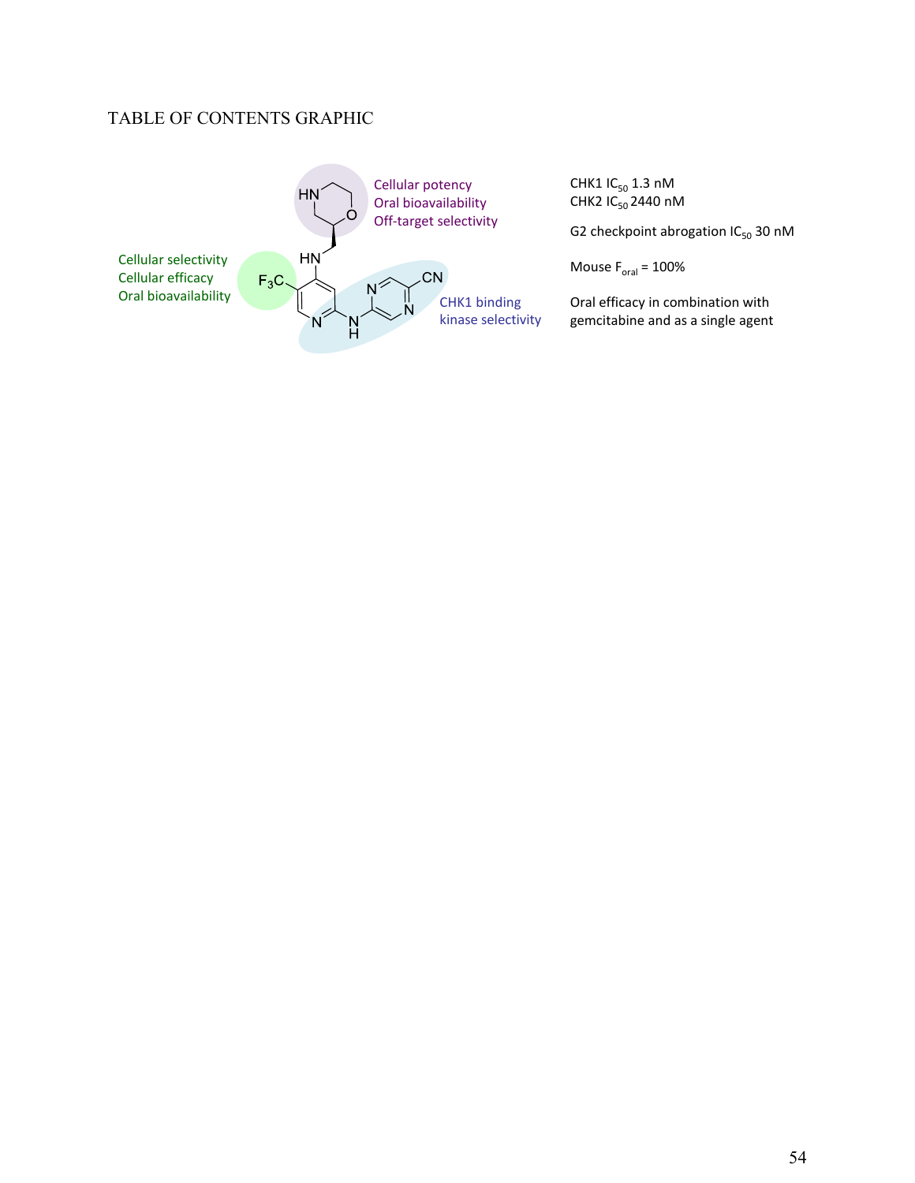TABLE OF CONTENTS GRAPHIC

Cellular potency
Oral bioavailability
Off-target selectivity

Cellular selectivity
Cellular efficacy
Oral bioavailability

CHK1 binding
kinase selectivity

CHK1 $IC_{50}$ 1.3 nM
CHK2 $IC_{50}$ 2440 nM

G2 checkpoint abrogation $IC_{50}$ 30 nM

Mouse $F_{oral}$ = 100%

Oral efficacy in combination with gemcitabine and as a single agent